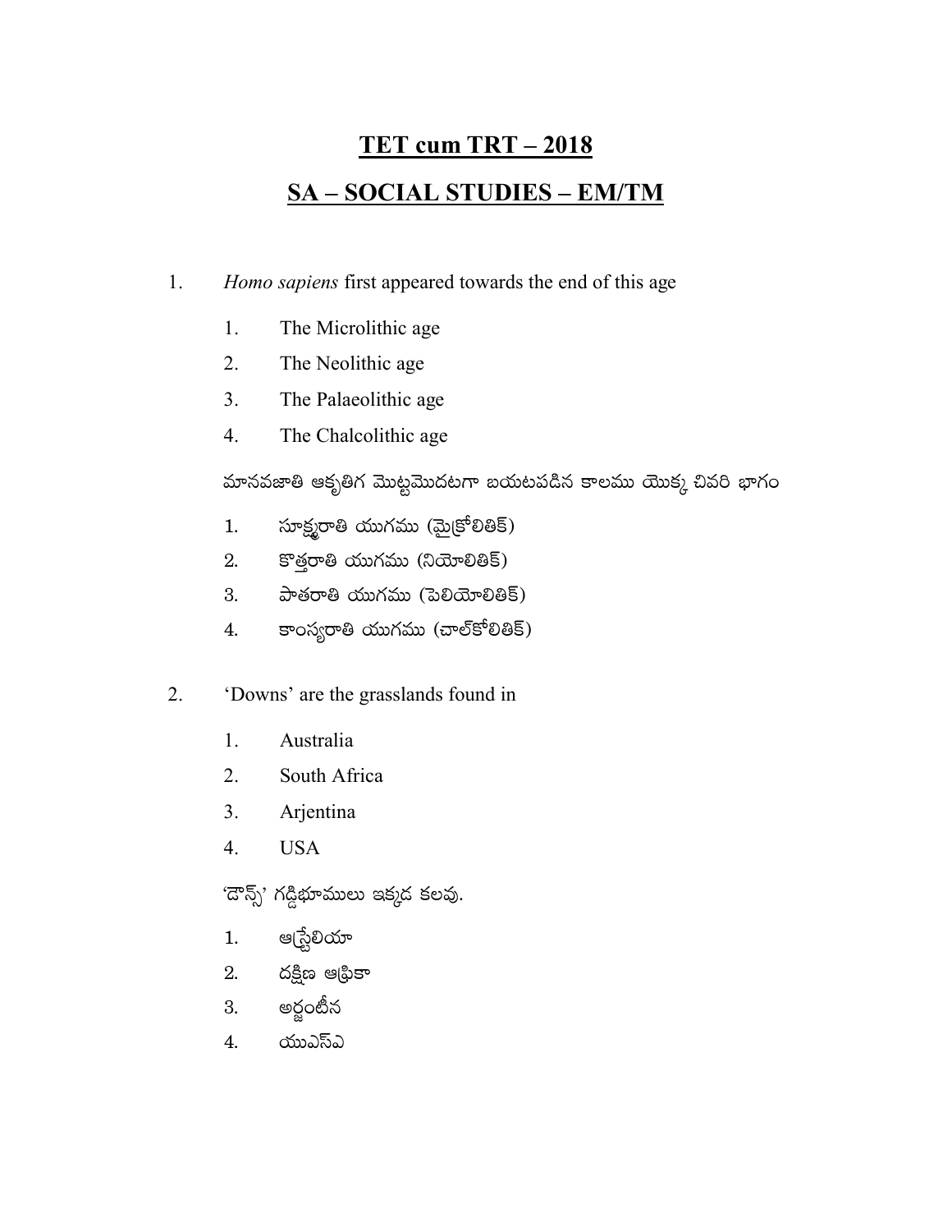# TET cum TRT – 2018

## SA – SOCIAL STUDIES – EM/TM

1. *Homo sapiens* first appeared towards the end of this age

   1. The Microlithic age
   2. The Neolithic age
   3. The Palaeolithic age
   4. The Chalcolithic age

   మానవజాతి ఆకృతిగ మొట్టమొదటగా బయటపడిన కాలము యొక్క చివరి భాగం

   1. సూక్ష్మరాతి యుగము (మైక్రోలితిక్)
   2. కొత్తరాతి యుగము (నియోలితిక్)
   3. పాతరాతి యుగము (పెలియోలితిక్)
   4. కాంస్యరాతి యుగము (చాల్కోలితిక్)

2. 'Downs' are the grasslands found in

   1. Australia
   2. South Africa
   3. Arjentina
   4. USA

   'డౌన్స్' గడ్డిభూములు ఇక్కడ కలవు.

   1. ఆస్ట్రేలియా
   2. దక్షిణ ఆఫ్రికా
   3. అర్జంటీన
   4. యుఎస్ఎ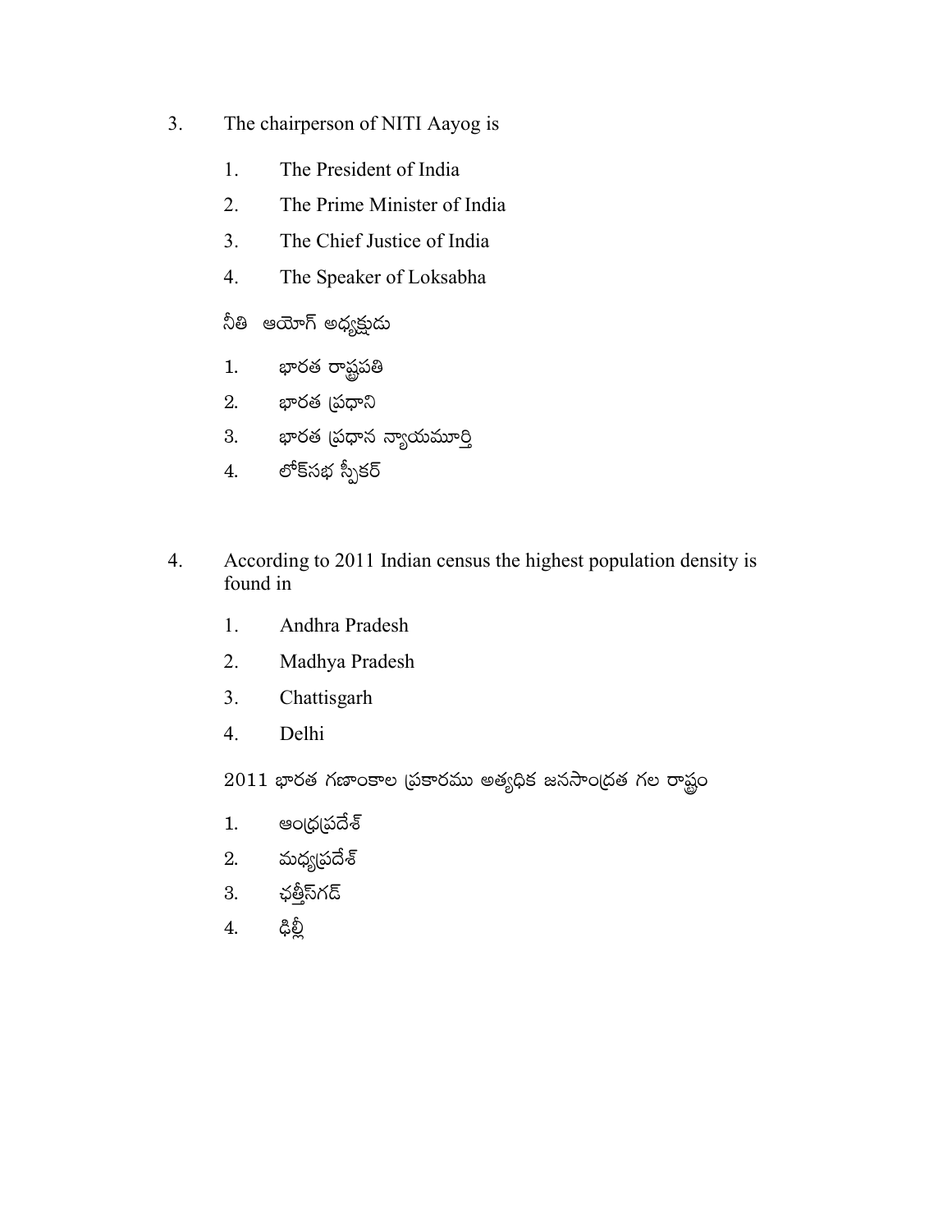3. The chairperson of NITI Aayog is

   1. The President of India
   2. The Prime Minister of India
   3. The Chief Justice of India
   4. The Speaker of Loksabha

   నీతి ఆయోగ్ అధ్యక్షుడు

   1. భారత రాష్ట్రపతి
   2. భారత ప్రధాని
   3. భారత ప్రధాన న్యాయమూర్తి
   4. లోక్‌సభ స్పీకర్

4. According to 2011 Indian census the highest population density is found in

   1. Andhra Pradesh
   2. Madhya Pradesh
   3. Chattisgarh
   4. Delhi

   2011 భారత గణాంకాల ప్రకారము అత్యధిక జనసాంద్రత గల రాష్ట్రం

   1. ఆంధ్రప్రదేశ్
   2. మధ్యప్రదేశ్
   3. ఛత్తీస్‌గడ్
   4. ఢిల్లీ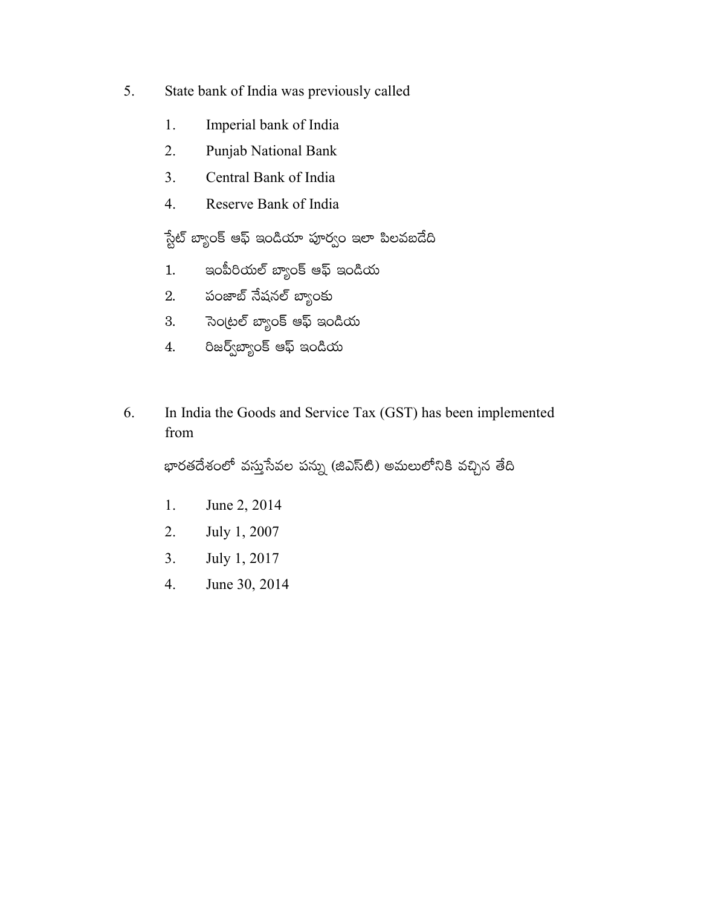5. State bank of India was previously called

   1. Imperial bank of India
   2. Punjab National Bank
   3. Central Bank of India
   4. Reserve Bank of India

   స్టేట్ బ్యాంక్ ఆఫ్ ఇండియా పూర్వం ఇలా పిలవబడేది

   1. ఇంపీరియల్ బ్యాంక్ ఆఫ్ ఇండియ
   2. పంజాబ్ నేషనల్ బ్యాంకు
   3. సెంట్రల్ బ్యాంక్ ఆఫ్ ఇండియ
   4. రిజర్వ్‌బ్యాంక్ ఆఫ్ ఇండియ

6. In India the Goods and Service Tax (GST) has been implemented from

   భారతదేశంలో వస్తుసేవల పన్ను (జిఎస్‌టి) అమలులోనికి వచ్చిన తేది

   1. June 2, 2014
   2. July 1, 2007
   3. July 1, 2017
   4. June 30, 2014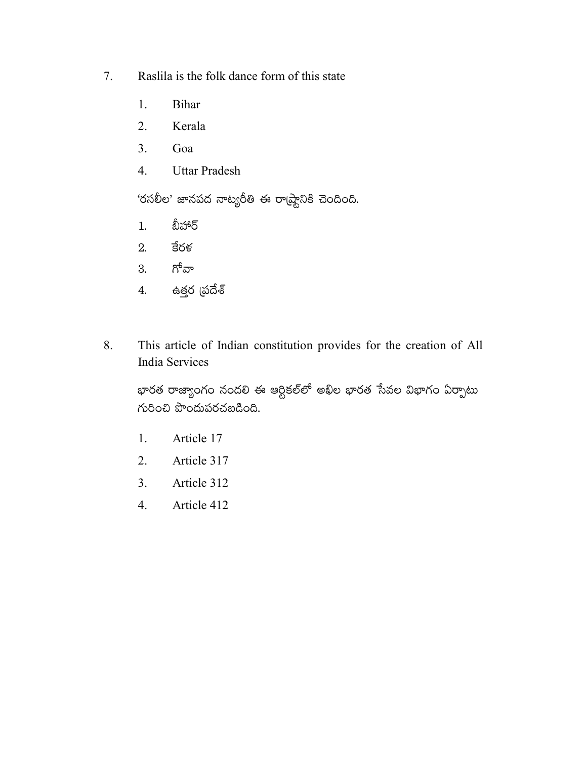7. Raslila is the folk dance form of this state

    1. Bihar
    2. Kerala
    3. Goa
    4. Uttar Pradesh

    'రసలీల' జానపద నాట్యరీతి ఈ రాష్ట్రానికి చెందింది.

    1. బీహార్
    2. కేరళ
    3. గోవా
    4. ఉత్తర ప్రదేశ్

8. This article of Indian constitution provides for the creation of All India Services

    భారత రాజ్యాంగం నందలి ఈ ఆర్టికల్‌లో అఖిల భారత సేవల విభాగం ఏర్పాటు గురించి పొందుపరచబడింది.

    1. Article 17
    2. Article 317
    3. Article 312
    4. Article 412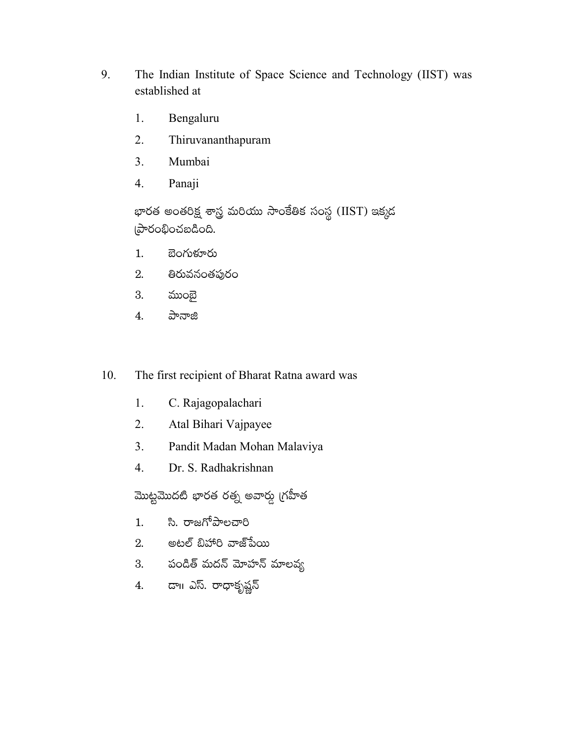9. The Indian Institute of Space Science and Technology (IIST) was established at

   1. Bengaluru
   2. Thiruvananthapuram
   3. Mumbai
   4. Panaji

   భారత అంతరిక్ష శాస్త్ర మరియు సాంకేతిక సంస్థ (IIST) ఇక్కడ ప్రారంభించబడింది.

   1. బెంగుళూరు
   2. తిరువనంతపురం
   3. ముంబై
   4. పానాజి

10. The first recipient of Bharat Ratna award was

    1. C. Rajagopalachari
    2. Atal Bihari Vajpayee
    3. Pandit Madan Mohan Malaviya
    4. Dr. S. Radhakrishnan

    మొట్టమొదటి భారత రత్న అవార్డు గ్రహీత

    1. సి. రాజగోపాలచారి
    2. అటల్ బిహారి వాజ్‌పేయి
    3. పండిత్ మదన్ మోహన్ మాలవ్య
    4. డా॥ ఎస్. రాధాకృష్ణన్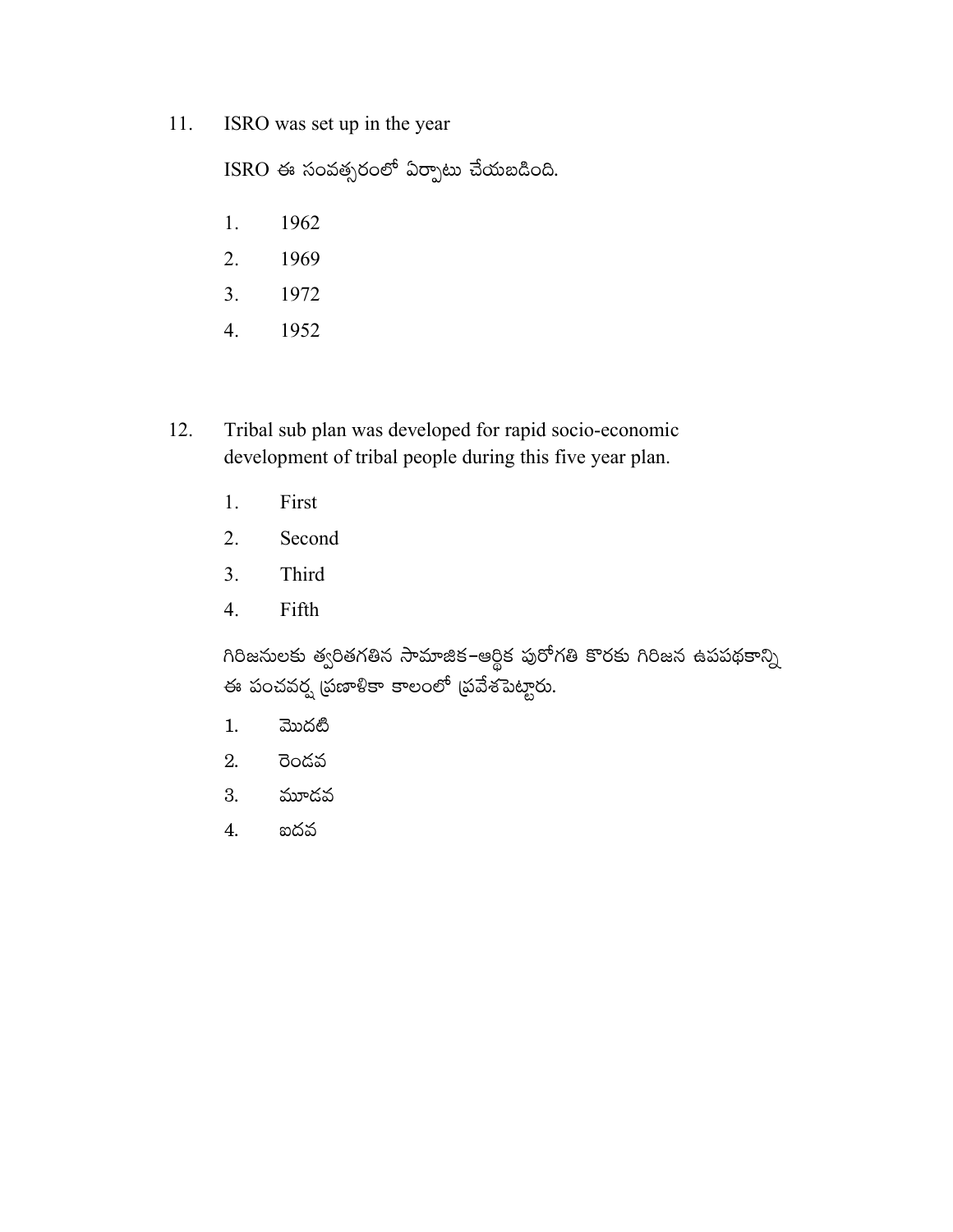11. ISRO was set up in the year

    ISRO ఈ సంవత్సరంలో ఏర్పాటు చేయబడింది.

    1. 1962
    2. 1969
    3. 1972
    4. 1952

12. Tribal sub plan was developed for rapid socio-economic development of tribal people during this five year plan.

    1. First
    2. Second
    3. Third
    4. Fifth

    గిరిజనులకు త్వరితగతిన సామాజిక–ఆర్థిక పురోగతి కొరకు గిరిజన ఉపపథకాన్ని ఈ పంచవర్ష ప్రణాళికా కాలంలో ప్రవేశపెట్టారు.

    1. మొదటి
    2. రెండవ
    3. మూడవ
    4. ఐదవ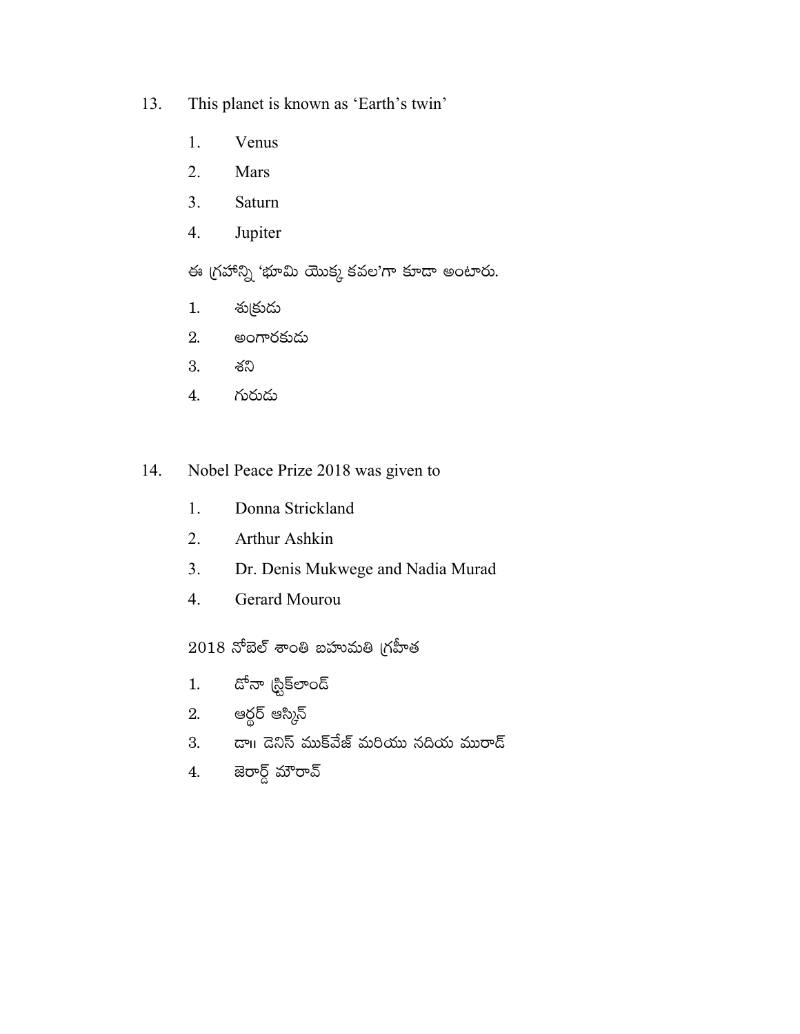13. This planet is known as 'Earth's twin'

    1. Venus
    2. Mars
    3. Saturn
    4. Jupiter

    ఈ గ్రహాన్ని 'భూమి యొక్క కవల'గా కూడా అంటారు.

    1. శుక్రుడు
    2. అంగారకుడు
    3. శని
    4. గురుడు

14. Nobel Peace Prize 2018 was given to

    1. Donna Strickland
    2. Arthur Ashkin
    3. Dr. Denis Mukwege and Nadia Murad
    4. Gerard Mourou

    2018 నోబెల్ శాంతి బహుమతి గ్రహీత

    1. డోనా స్ట్రిక్‌లాండ్
    2. ఆర్థర్ ఆస్కిన్
    3. డా॥ డెనిస్ ముక్‌వేజ్ మరియు నదియ మురాడ్
    4. జెరార్డ్ మౌరావ్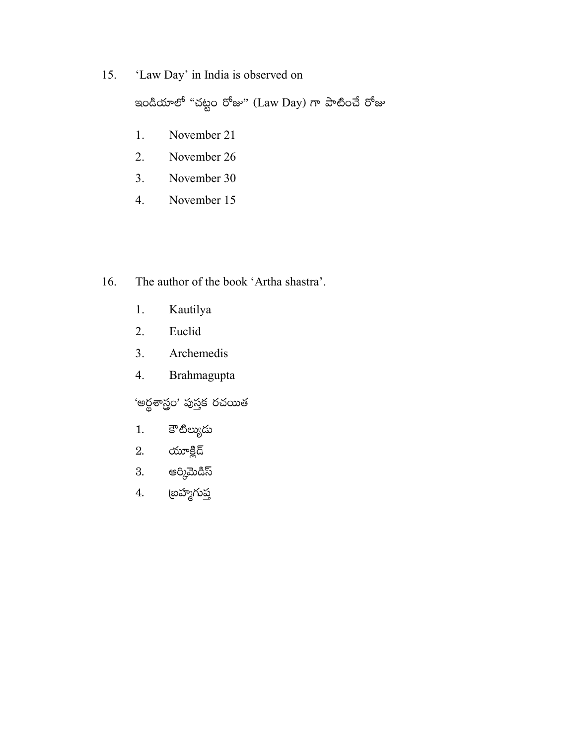15. 'Law Day' in India is observed on

    ఇండియాలో "చట్టం రోజు" (Law Day) గా పాటించే రోజు

    1. November 21
    2. November 26
    3. November 30
    4. November 15

16. The author of the book 'Artha shastra'.

    1. Kautilya
    2. Euclid
    3. Archemedis
    4. Brahmagupta

    'అర్థశాస్త్రం' పుస్తక రచయిత

    1. కౌటిల్యుడు
    2. యూక్లిడ్
    3. ఆర్కిమెడిస్
    4. బ్రహ్మగుప్త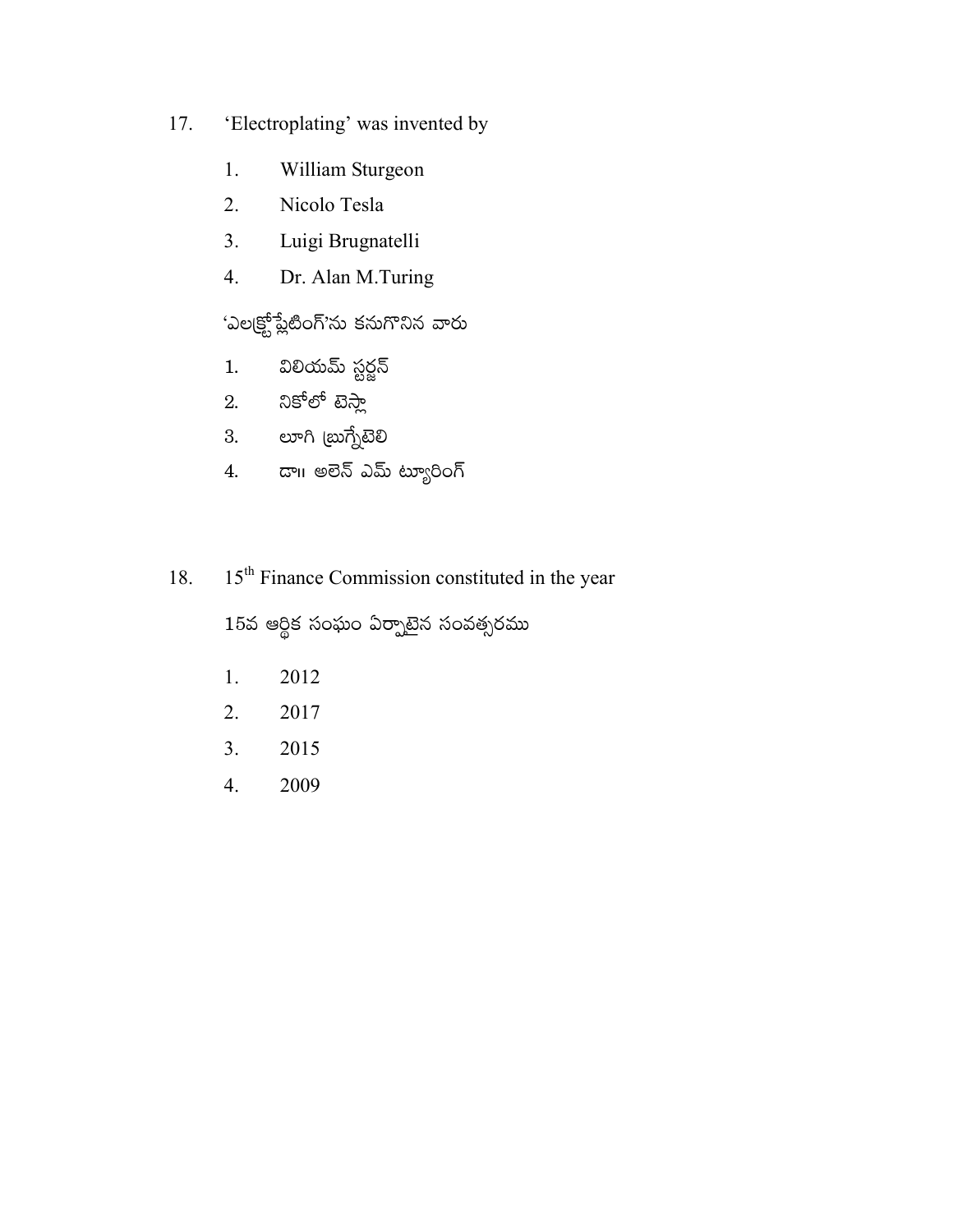17. 'Electroplating' was invented by

    1. William Sturgeon
    2. Nicolo Tesla
    3. Luigi Brugnatelli
    4. Dr. Alan M.Turing

    'ఎలక్ట్రోప్లేటింగ్'ను కనుగొనిన వారు

    1. విలియమ్ స్టర్జన్
    2. నికోలో టెస్లా
    3. లూగి బ్రుగ్నేటెలి
    4. డా॥ అలెన్ ఎమ్ ట్యూరింగ్

18. $15^{th}$ Finance Commission constituted in the year

    15వ ఆర్థిక సంఘం ఏర్పాటైన సంవత్సరము

    1. 2012
    2. 2017
    3. 2015
    4. 2009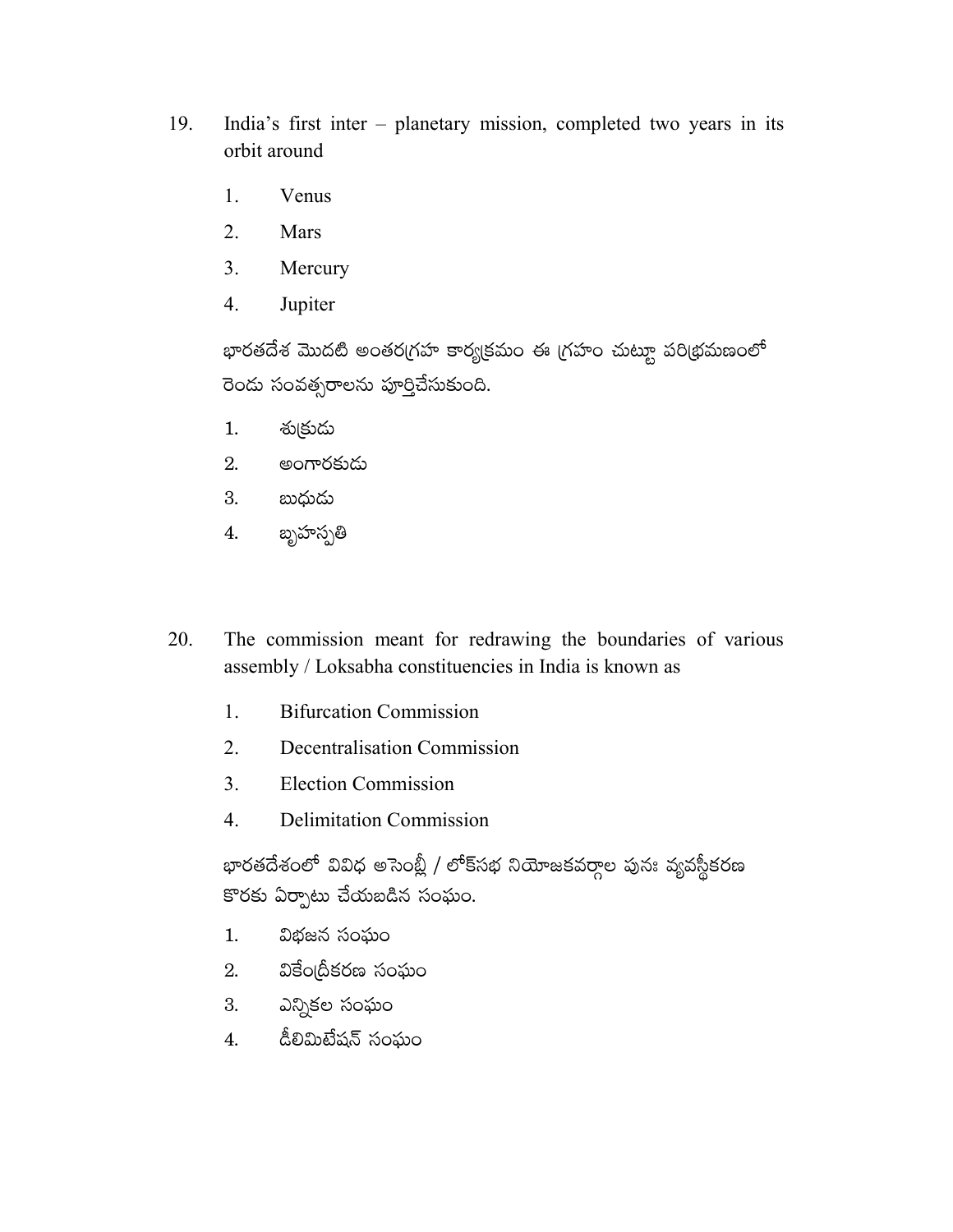19. India's first inter – planetary mission, completed two years in its orbit around

    1. Venus
    2. Mars
    3. Mercury
    4. Jupiter

    భారతదేశ మొదటి అంతరగ్రహ కార్యక్రమం ఈ గ్రహం చుట్టూ పరిభ్రమణంలో రెండు సంవత్సరాలను పూర్తిచేసుకుంది.

    1. శుక్రుడు
    2. అంగారకుడు
    3. బుధుడు
    4. బృహస్పతి

20. The commission meant for redrawing the boundaries of various assembly / Loksabha constituencies in India is known as

    1. Bifurcation Commission
    2. Decentralisation Commission
    3. Election Commission
    4. Delimitation Commission

    భారతదేశంలో వివిధ అసెంబ్లీ / లోక్‌సభ నియోజకవర్గాల పునః వ్యవస్థీకరణ కొరకు ఏర్పాటు చేయబడిన సంఘం.

    1. విభజన సంఘం
    2. వికేంద్రీకరణ సంఘం
    3. ఎన్నికల సంఘం
    4. డీలిమిటేషన్ సంఘం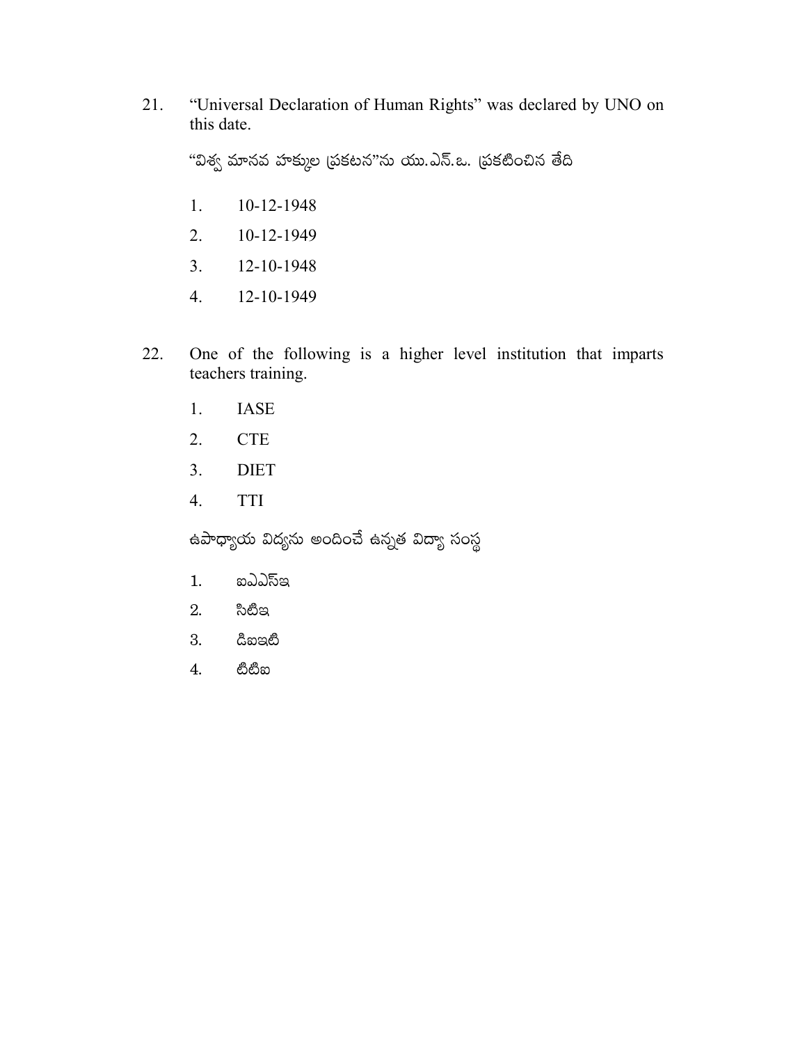21. "Universal Declaration of Human Rights" was declared by UNO on this date.

"విశ్వ మానవ హక్కుల ప్రకటన"ను యు.ఎన్.ఒ. ప్రకటించిన తేది

1. 10-12-1948
2. 10-12-1949
3. 12-10-1948
4. 12-10-1949

22. One of the following is a higher level institution that imparts teachers training.

1. IASE
2. CTE
3. DIET
4. TTI

ఉపాధ్యాయ విద్యను అందించే ఉన్నత విద్యా సంస్థ

1. ఐఎఎస్ఇ
2. సిటిఇ
3. డిఐఇటి
4. టిటిఐ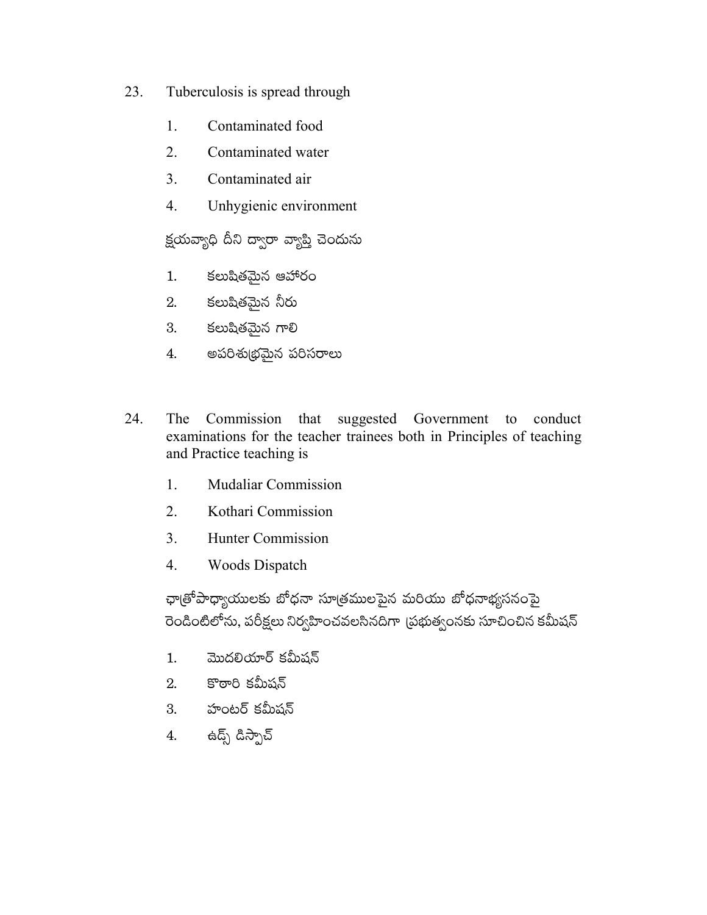23. Tuberculosis is spread through

    1. Contaminated food
    2. Contaminated water
    3. Contaminated air
    4. Unhygienic environment

    క్షయవ్యాధి దీని ద్వారా వ్యాప్తి చెందును

    1. కలుషితమైన ఆహారం
    2. కలుషితమైన నీరు
    3. కలుషితమైన గాలి
    4. అపరిశుభ్రమైన పరిసరాలు

24. The Commission that suggested Government to conduct examinations for the teacher trainees both in Principles of teaching and Practice teaching is

    1. Mudaliar Commission
    2. Kothari Commission
    3. Hunter Commission
    4. Woods Dispatch

    ఛాత్రోపాధ్యాయులకు బోధనా సూత్రములపైన మరియు బోధనాభ్యసనంపై రెండింటిలోను, పరీక్షలు నిర్వహించవలసినదిగా ప్రభుత్వంనకు సూచించిన కమీషన్

    1. మొదలియార్ కమీషన్
    2. కొఠారి కమీషన్
    3. హంటర్ కమీషన్
    4. ఉడ్స్ డిస్పాచ్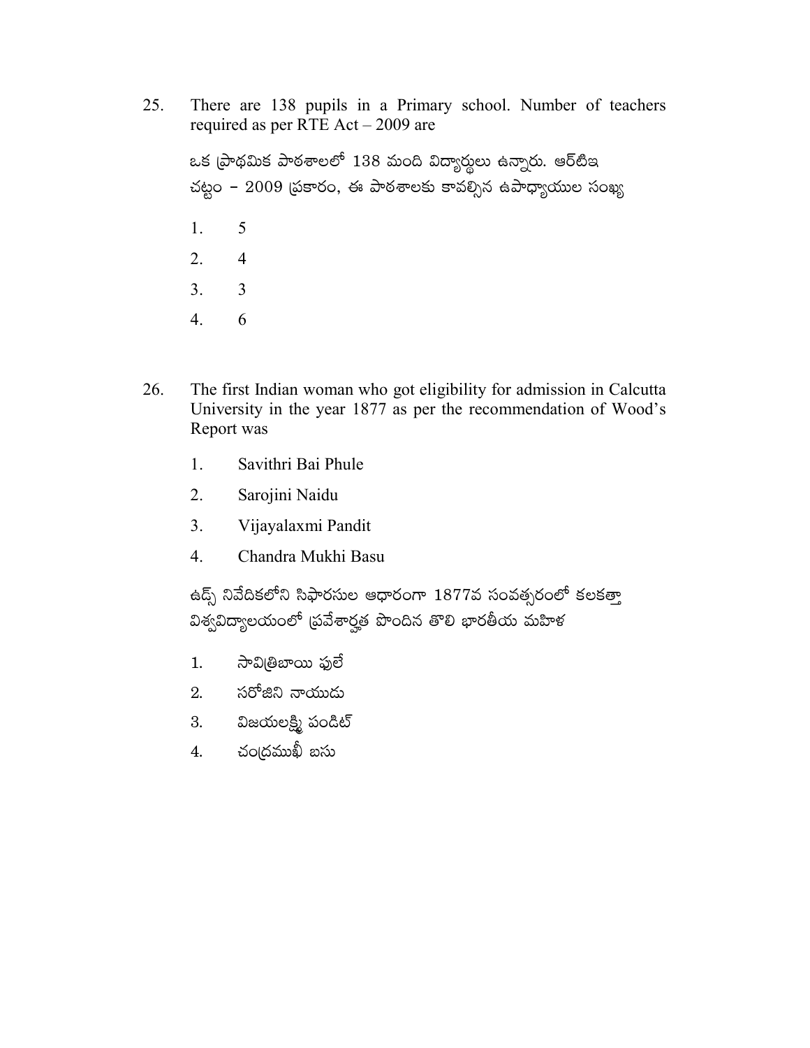25. There are 138 pupils in a Primary school. Number of teachers required as per RTE Act – 2009 are

ఒక ప్రాథమిక పాఠశాలలో 138 మంది విద్యార్థులు ఉన్నారు. ఆర్‌టిఇ చట్టం – 2009 ప్రకారం, ఈ పాఠశాలకు కావల్సిన ఉపాధ్యాయుల సంఖ్య

1. 5
2. 4
3. 3
4. 6

26. The first Indian woman who got eligibility for admission in Calcutta University in the year 1877 as per the recommendation of Wood's Report was

1. Savithri Bai Phule
2. Sarojini Naidu
3. Vijayalaxmi Pandit
4. Chandra Mukhi Basu

ఉడ్స్ నివేదికలోని సిఫారసుల ఆధారంగా 1877వ సంవత్సరంలో కలకత్తా విశ్వవిద్యాలయంలో ప్రవేశార్హత పొందిన తొలి భారతీయ మహిళ

1. సావిత్రిబాయి ఫులే
2. సరోజిని నాయుడు
3. విజయలక్ష్మి పండిట్
4. చంద్రముఖీ బసు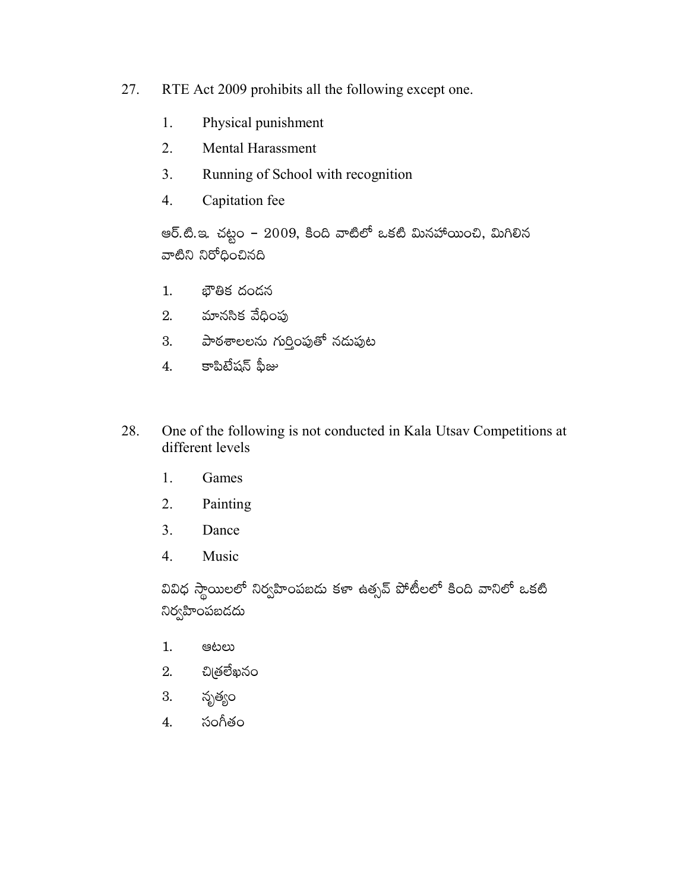27. RTE Act 2009 prohibits all the following except one.

    1. Physical punishment
    2. Mental Harassment
    3. Running of School with recognition
    4. Capitation fee

    ఆర్.టి.ఇ. చట్టం – 2009, కింది వాటిలో ఒకటి మినహాయించి, మిగిలిన వాటిని నిరోధించినది

    1. భౌతిక దండన
    2. మానసిక వేధింపు
    3. పాఠశాలలను గుర్తింపుతో నడుపుట
    4. కాపిటేషన్ ఫీజు

28. One of the following is not conducted in Kala Utsav Competitions at different levels

    1. Games
    2. Painting
    3. Dance
    4. Music

    వివిధ స్థాయిలలో నిర్వహింపబడు కళా ఉత్సవ్ పోటీలలో కింది వానిలో ఒకటి నిర్వహింపబడదు

    1. ఆటలు
    2. చిత్రలేఖనం
    3. నృత్యం
    4. సంగీతం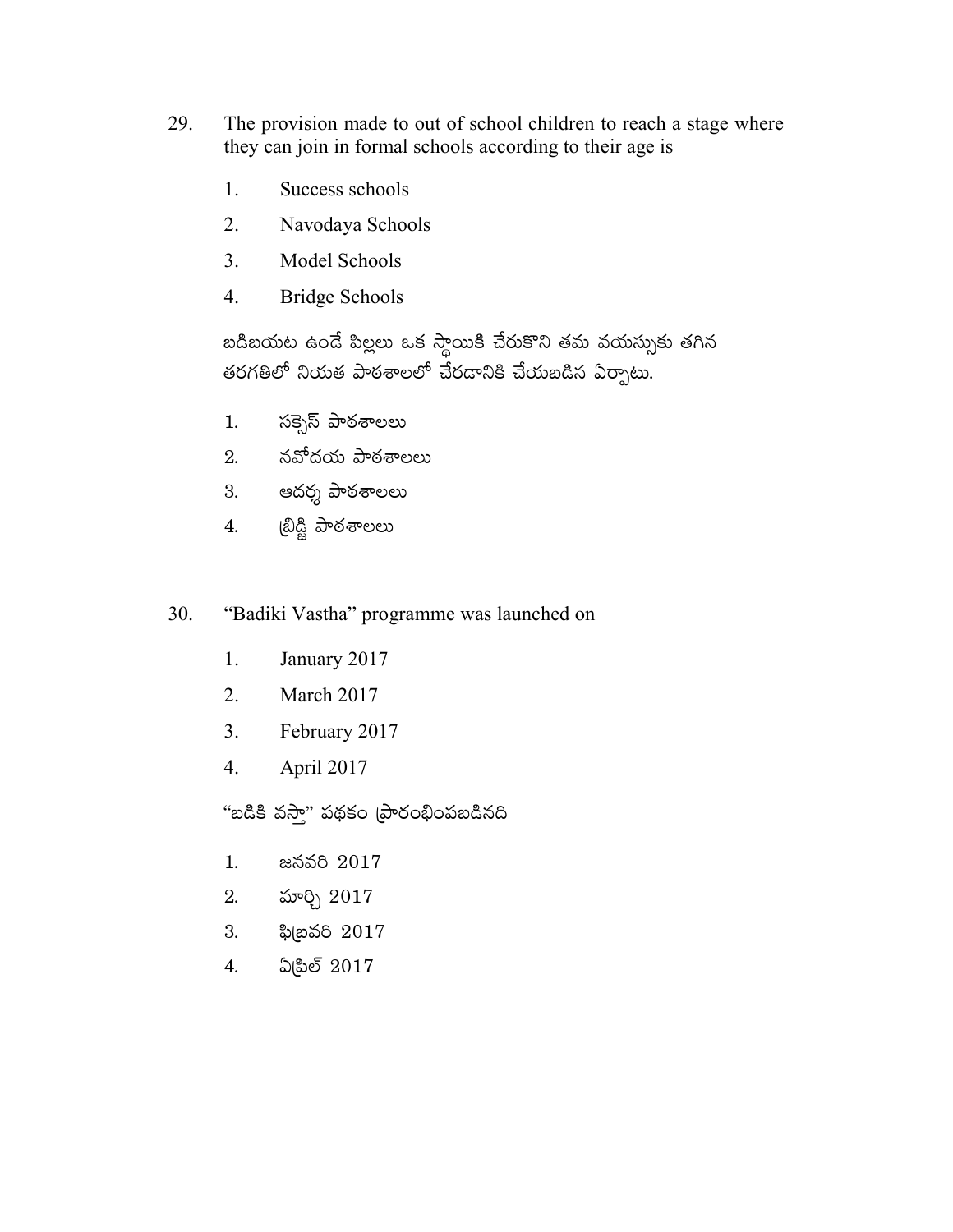29. The provision made to out of school children to reach a stage where they can join in formal schools according to their age is

    1. Success schools
    2. Navodaya Schools
    3. Model Schools
    4. Bridge Schools

    బడిబయట ఉండే పిల్లలు ఒక స్థాయికి చేరుకొని తమ వయస్సుకు తగిన తరగతిలో నియత పాఠశాలలో చేరడానికి చేయబడిన ఏర్పాటు.

    1. సక్సెస్ పాఠశాలలు
    2. నవోదయ పాఠశాలలు
    3. ఆదర్శ పాఠశాలలు
    4. బ్రిడ్జి పాఠశాలలు

30. "Badiki Vastha" programme was launched on

    1. January 2017
    2. March 2017
    3. February 2017
    4. April 2017

    "బడికి వస్తా" పథకం ప్రారంభింపబడినది

    1. జనవరి 2017
    2. మార్చి 2017
    3. ఫిబ్రవరి 2017
    4. ఏప్రిల్ 2017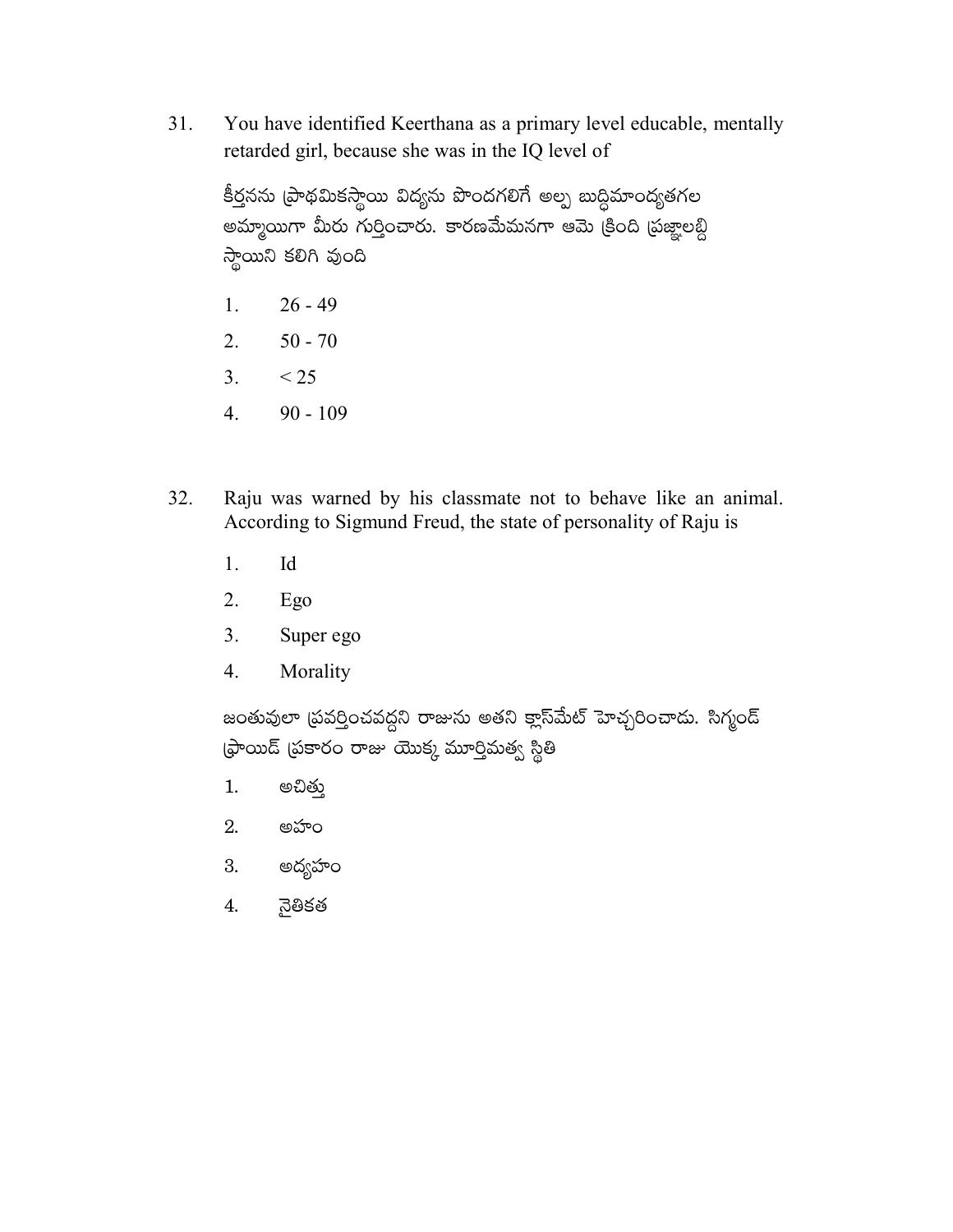31. You have identified Keerthana as a primary level educable, mentally retarded girl, because she was in the IQ level of

    కీర్తనను ప్రాథమికస్థాయి విద్యను పొందగలిగే అల్ప బుద్ధిమాంద్యతగల అమ్మాయిగా మీరు గుర్తించారు. కారణమేమనగా ఆమె క్రింది ప్రజ్ఞాలబ్ది స్థాయిని కలిగి వుంది

    1. 26 - 49
    2. 50 - 70
    3. < 25
    4. 90 - 109

32. Raju was warned by his classmate not to behave like an animal. According to Sigmund Freud, the state of personality of Raju is

    1. Id
    2. Ego
    3. Super ego
    4. Morality

    జంతువులా ప్రవర్తించవద్దని రాజును అతని క్లాస్‌మేట్ హెచ్చరించాడు. సిగ్మండ్ ఫ్రాయిడ్ ప్రకారం రాజు యొక్క మూర్తిమత్వ స్థితి

    1. అచిత్తు
    2. అహం
    3. అద్యహం
    4. నైతికత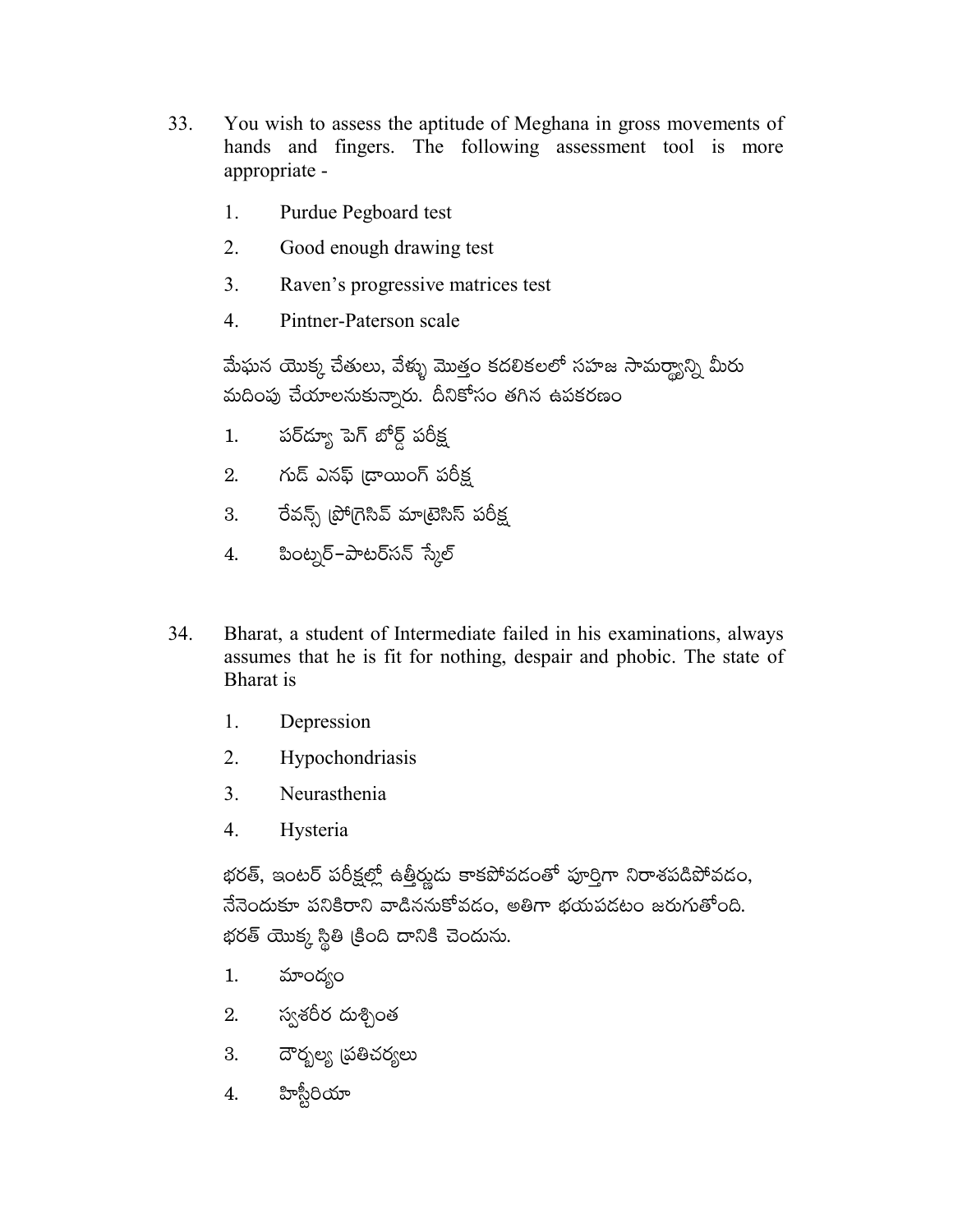33. You wish to assess the aptitude of Meghana in gross movements of hands and fingers. The following assessment tool is more appropriate -

    1. Purdue Pegboard test
    2. Good enough drawing test
    3. Raven's progressive matrices test
    4. Pintner-Paterson scale

    మేఘన యొక్క చేతులు, వేళ్ళు మొత్తం కదలికలలో సహజ సామర్థ్యాన్ని మీరు మదింపు చేయాలనుకున్నారు. దీనికోసం తగిన ఉపకరణం

    1. పర్డ్యూ పెగ్ బోర్డ్ పరీక్ష
    2. గుడ్ ఎనఫ్ డ్రాయింగ్ పరీక్ష
    3. రేవన్స్ ప్రోగ్రెసివ్ మాట్రెసిస్ పరీక్ష
    4. పింట్నర్–పాటర్సన్ స్కేల్

34. Bharat, a student of Intermediate failed in his examinations, always assumes that he is fit for nothing, despair and phobic. The state of Bharat is

    1. Depression
    2. Hypochondriasis
    3. Neurasthenia
    4. Hysteria

    భరత్, ఇంటర్ పరీక్షల్లో ఉత్తీర్ణుడు కాకపోవడంతో పూర్తిగా నిరాశపడిపోవడం, నేనెందుకూ పనికిరాని వాడిననుకోవడం, అతిగా భయపడటం జరుగుతోంది. భరత్ యొక్క స్థితి క్రింది దానికి చెందును.

    1. మాంద్యం
    2. స్వశరీర దుశ్చింత
    3. దౌర్బల్య ప్రతిచర్యలు
    4. హిస్టీరియా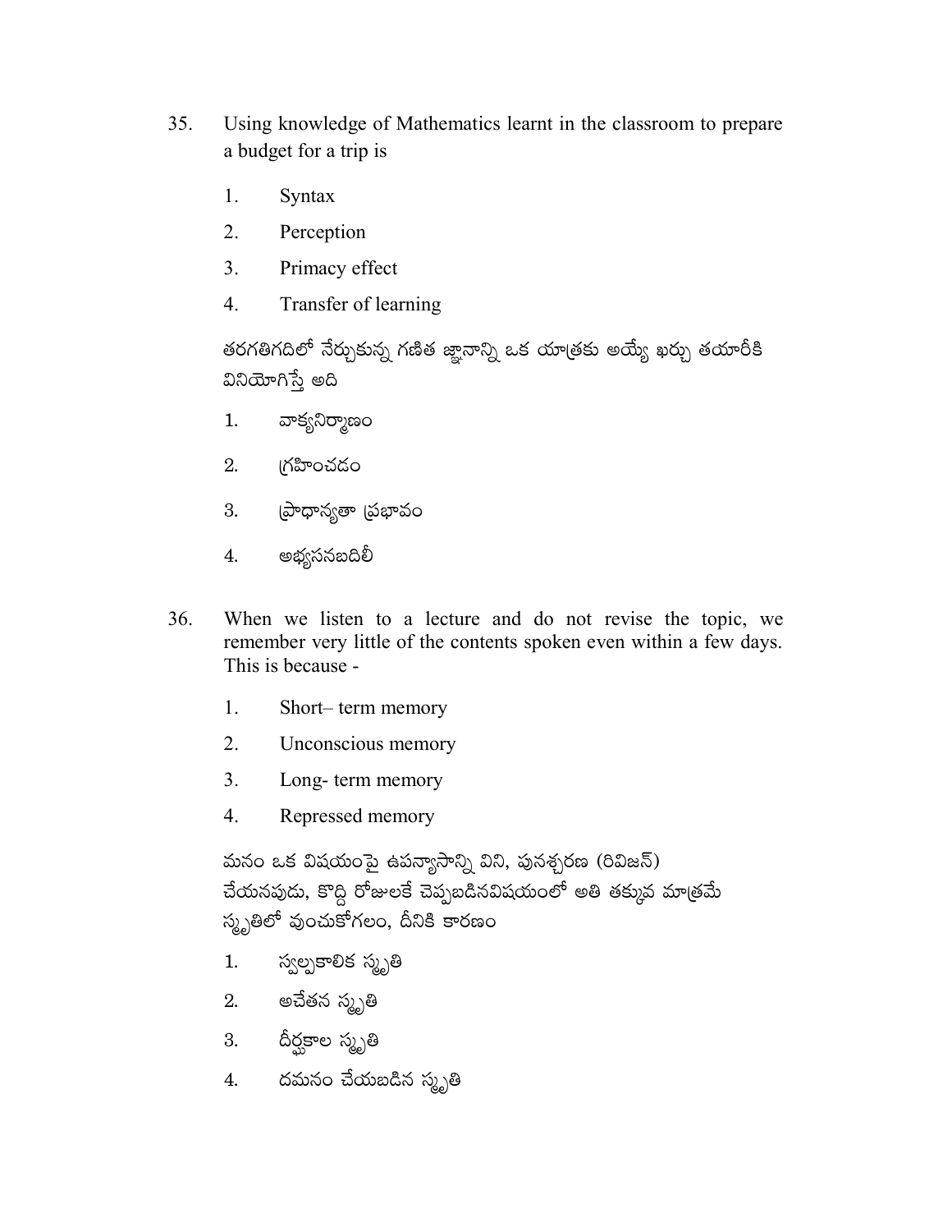35. Using knowledge of Mathematics learnt in the classroom to prepare a budget for a trip is

    1. Syntax
    2. Perception
    3. Primacy effect
    4. Transfer of learning

    తరగతిగదిలో నేర్చుకున్న గణిత జ్ఞానాన్ని ఒక యాత్రకు అయ్యే ఖర్చు తయారీకి వినియోగిస్తే అది

    1. వాక్యనిర్మాణం
    2. గ్రహించడం
    3. ప్రాధాన్యతా ప్రభావం
    4. అభ్యసనబదిలీ

36. When we listen to a lecture and do not revise the topic, we remember very little of the contents spoken even within a few days. This is because -

    1. Short– term memory
    2. Unconscious memory
    3. Long- term memory
    4. Repressed memory

    మనం ఒక విషయంపై ఉపన్యాసాన్ని విని, పునశ్చరణ (రివిజన్) చేయనపుడు, కొద్ది రోజులకే చెప్పబడినవిషయంలో అతి తక్కువ మాత్రమే స్మృతిలో వుంచుకోగలం, దీనికి కారణం

    1. స్వల్పకాలిక స్మృతి
    2. అచేతన స్మృతి
    3. దీర్ఘకాల స్మృతి
    4. దమనం చేయబడిన స్మృతి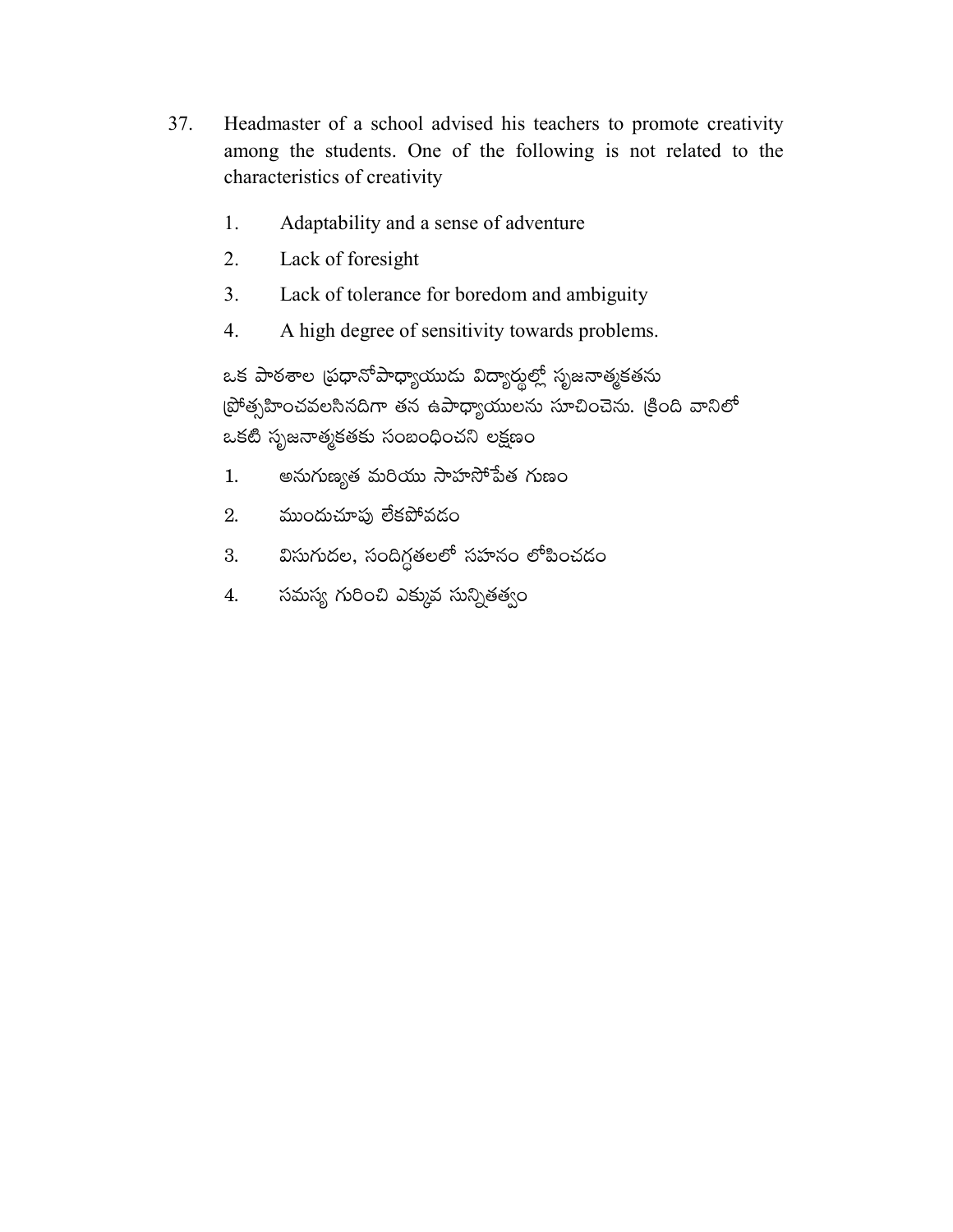37. Headmaster of a school advised his teachers to promote creativity among the students. One of the following is not related to the characteristics of creativity

    1. Adaptability and a sense of adventure
    2. Lack of foresight
    3. Lack of tolerance for boredom and ambiguity
    4. A high degree of sensitivity towards problems.

    ఒక పాఠశాల ప్రధానోపాధ్యాయుడు విద్యార్థుల్లో సృజనాత్మకతను ప్రోత్సహించవలసినదిగా తన ఉపాధ్యాయులను సూచించెను. క్రింది వానిలో ఒకటి సృజనాత్మకతకు సంబంధించని లక్షణం

    1. అనుగుణ్యత మరియు సాహసోపేత గుణం
    2. ముందుచూపు లేకపోవడం
    3. విసుగుదల, సందిగ్ధతలలో సహనం లోపించడం
    4. సమస్య గురించి ఎక్కువ సున్నితత్వం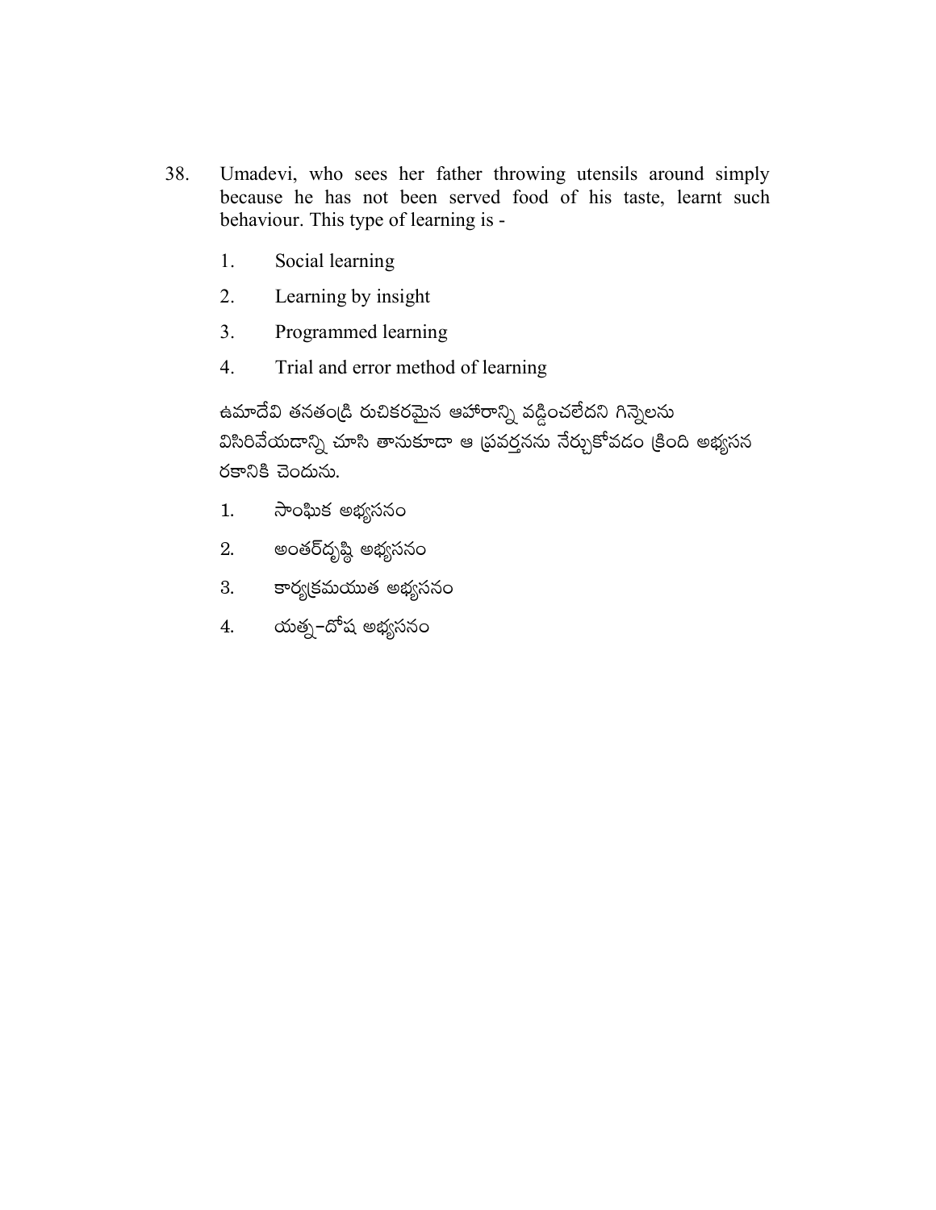38. Umadevi, who sees her father throwing utensils around simply because he has not been served food of his taste, learnt such behaviour. This type of learning is -

1. Social learning
2. Learning by insight
3. Programmed learning
4. Trial and error method of learning

ఉమాదేవి తనతండ్రి రుచికరమైన ఆహారాన్ని వడ్డించలేదని గిన్నెలను విసిరివేయడాన్ని చూసి తానుకూడా ఆ ప్రవర్తనను నేర్చుకోవడం క్రింది అభ్యసన రకానికి చెందును.

1. సాంఘిక అభ్యసనం
2. అంతర్దృష్టి అభ్యసనం
3. కార్యక్రమయుత అభ్యసనం
4. యత్న–దోష అభ్యసనం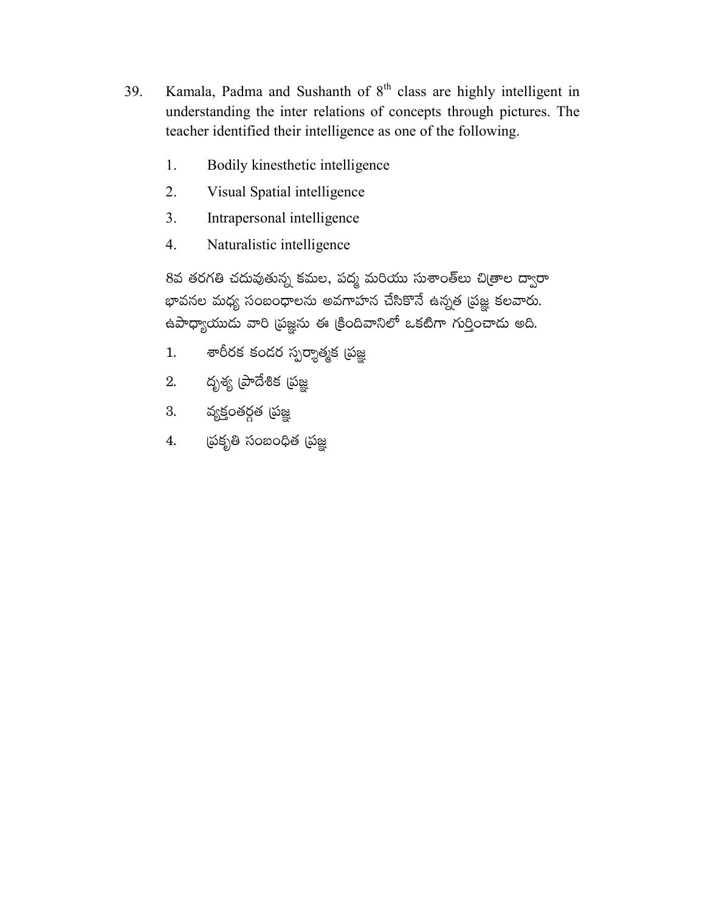39. Kamala, Padma and Sushanth of 8th class are highly intelligent in understanding the inter relations of concepts through pictures. The teacher identified their intelligence as one of the following.

    1. Bodily kinesthetic intelligence
    2. Visual Spatial intelligence
    3. Intrapersonal intelligence
    4. Naturalistic intelligence

    8వ తరగతి చదువుతున్న కమల, పద్మ మరియు సుశాంత్‌లు చిత్రాల ద్వారా భావనల మధ్య సంబంధాలను అవగాహన చేసికొనే ఉన్నత ప్రజ్ఞ కలవారు. ఉపాధ్యాయుడు వారి ప్రజ్ఞను ఈ క్రిందివానిలో ఒకటిగా గుర్తించాడు అది.

    1. శారీరక కండర స్పర్శాత్మక ప్రజ్ఞ
    2. దృశ్య ప్రాదేశిక ప్రజ్ఞ
    3. వ్యక్తంతర్గత ప్రజ్ఞ
    4. ప్రకృతి సంబంధిత ప్రజ్ఞ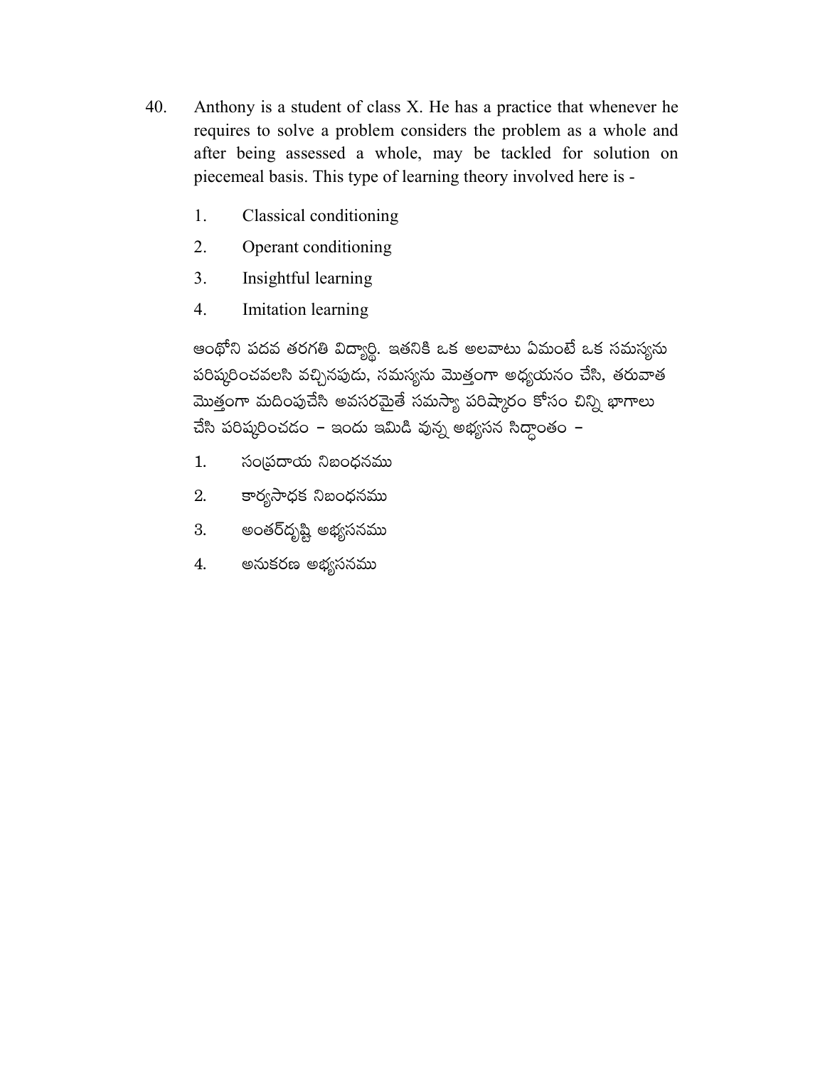40. Anthony is a student of class X. He has a practice that whenever he requires to solve a problem considers the problem as a whole and after being assessed a whole, may be tackled for solution on piecemeal basis. This type of learning theory involved here is -

   1. Classical conditioning
   2. Operant conditioning
   3. Insightful learning
   4. Imitation learning

   ఆంథోని పదవ తరగతి విద్యార్థి. ఇతనికి ఒక అలవాటు ఏమంటే ఒక సమస్యను పరిష్కరించవలసి వచ్చినపుడు, సమస్యను మొత్తంగా అధ్యయనం చేసి, తరువాత మొత్తంగా మదింపుచేసి అవసరమైతే సమస్యా పరిష్కారం కోసం చిన్ని భాగాలు చేసి పరిష్కరించడం – ఇందు ఇమిడి వున్న అభ్యసన సిద్ధాంతం –

   1. సంప్రదాయ నిబంధనము
   2. కార్యసాధక నిబంధనము
   3. అంతర్‌దృష్టి అభ్యసనము
   4. అనుకరణ అభ్యసనము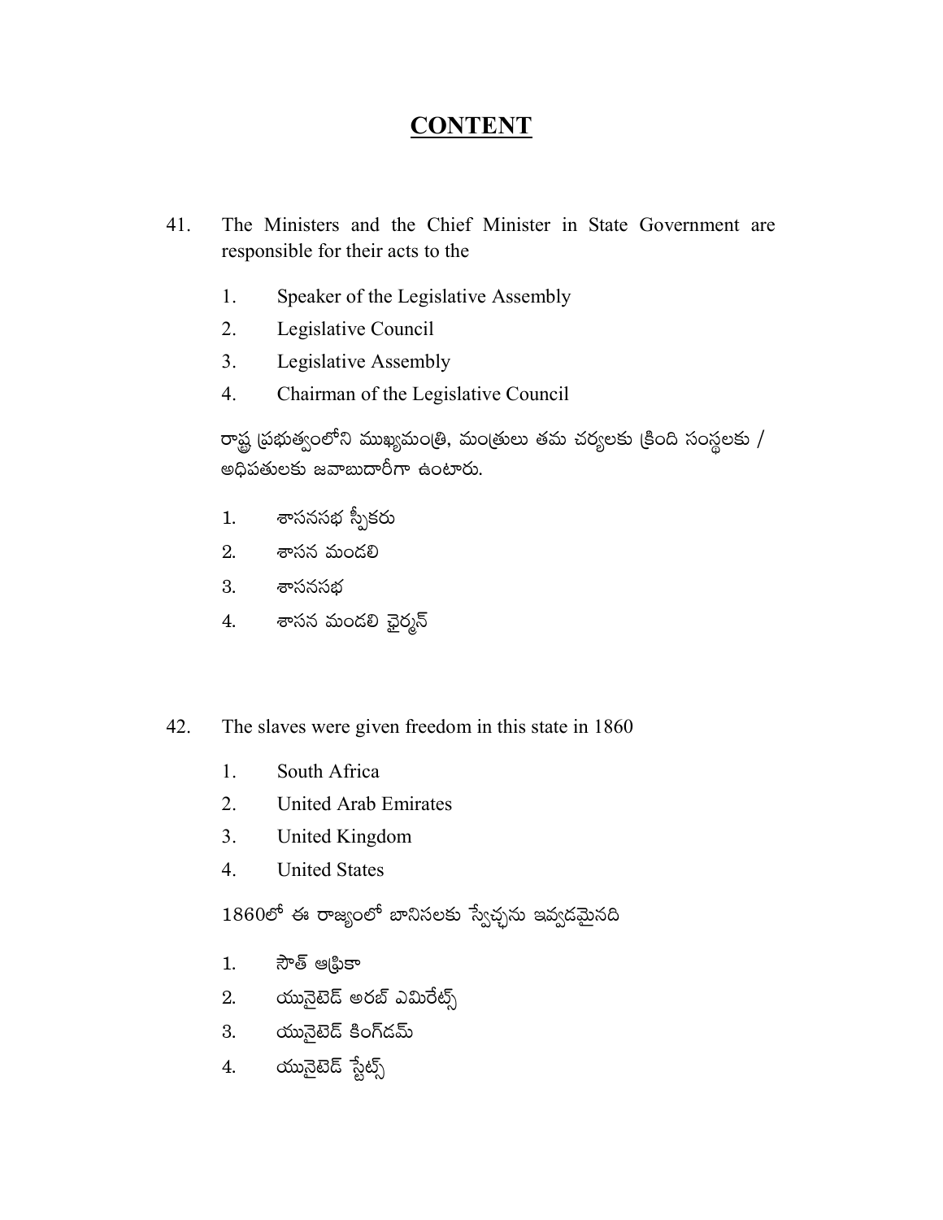# CONTENT

41. The Ministers and the Chief Minister in State Government are responsible for their acts to the

    1. Speaker of the Legislative Assembly
    2. Legislative Council
    3. Legislative Assembly
    4. Chairman of the Legislative Council

    రాష్ట్ర ప్రభుత్వంలోని ముఖ్యమంత్రి, మంత్రులు తమ చర్యలకు క్రింది సంస్థలకు / అధిపతులకు జవాబుదారీగా ఉంటారు.

    1. శాసనసభ స్పీకరు
    2. శాసన మండలి
    3. శాసనసభ
    4. శాసన మండలి ఛైర్మన్

42. The slaves were given freedom in this state in 1860

    1. South Africa
    2. United Arab Emirates
    3. United Kingdom
    4. United States

    1860లో ఈ రాజ్యంలో బానిసలకు స్వేచ్ఛను ఇవ్వడమైనది

    1. సౌత్ ఆఫ్రికా
    2. యునైటెడ్ అరబ్ ఎమిరేట్స్
    3. యునైటెడ్ కింగ్‌డమ్
    4. యునైటెడ్ స్టేట్స్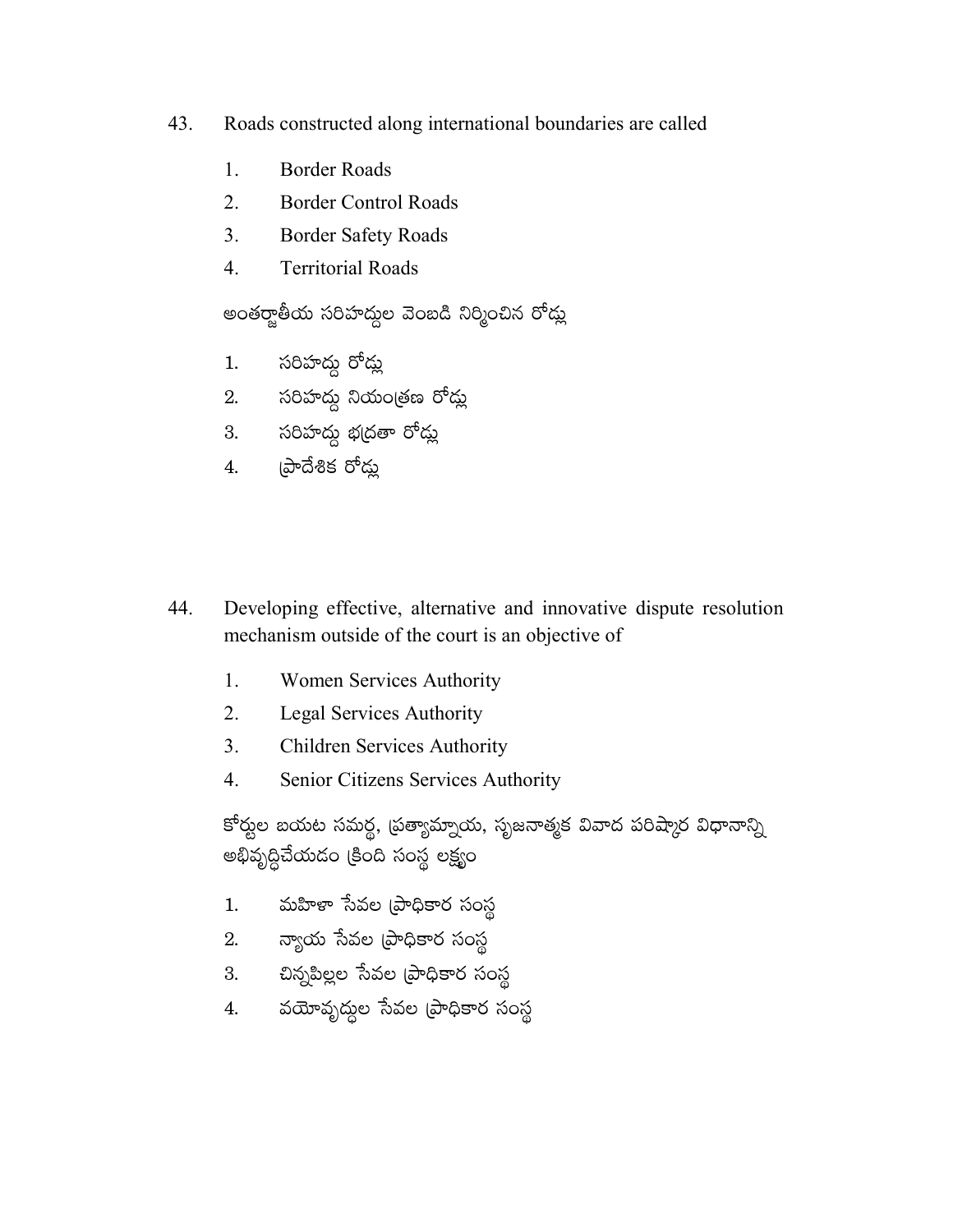43. Roads constructed along international boundaries are called

   1. Border Roads
   2. Border Control Roads
   3. Border Safety Roads
   4. Territorial Roads

   అంతర్జాతీయ సరిహద్దుల వెంబడి నిర్మించిన రోడ్లు

   1. సరిహద్దు రోడ్లు
   2. సరిహద్దు నియంత్రణ రోడ్లు
   3. సరిహద్దు భద్రతా రోడ్లు
   4. ప్రాదేశిక రోడ్లు

44. Developing effective, alternative and innovative dispute resolution mechanism outside of the court is an objective of

   1. Women Services Authority
   2. Legal Services Authority
   3. Children Services Authority
   4. Senior Citizens Services Authority

   కోర్టుల బయట సమర్థ, ప్రత్యామ్నాయ, సృజనాత్మక వివాద పరిష్కార విధానాన్ని అభివృద్ధిచేయడం క్రింది సంస్థ లక్ష్యం

   1. మహిళా సేవల ప్రాధికార సంస్థ
   2. న్యాయ సేవల ప్రాధికార సంస్థ
   3. చిన్నపిల్లల సేవల ప్రాధికార సంస్థ
   4. వయోవృద్ధుల సేవల ప్రాధికార సంస్థ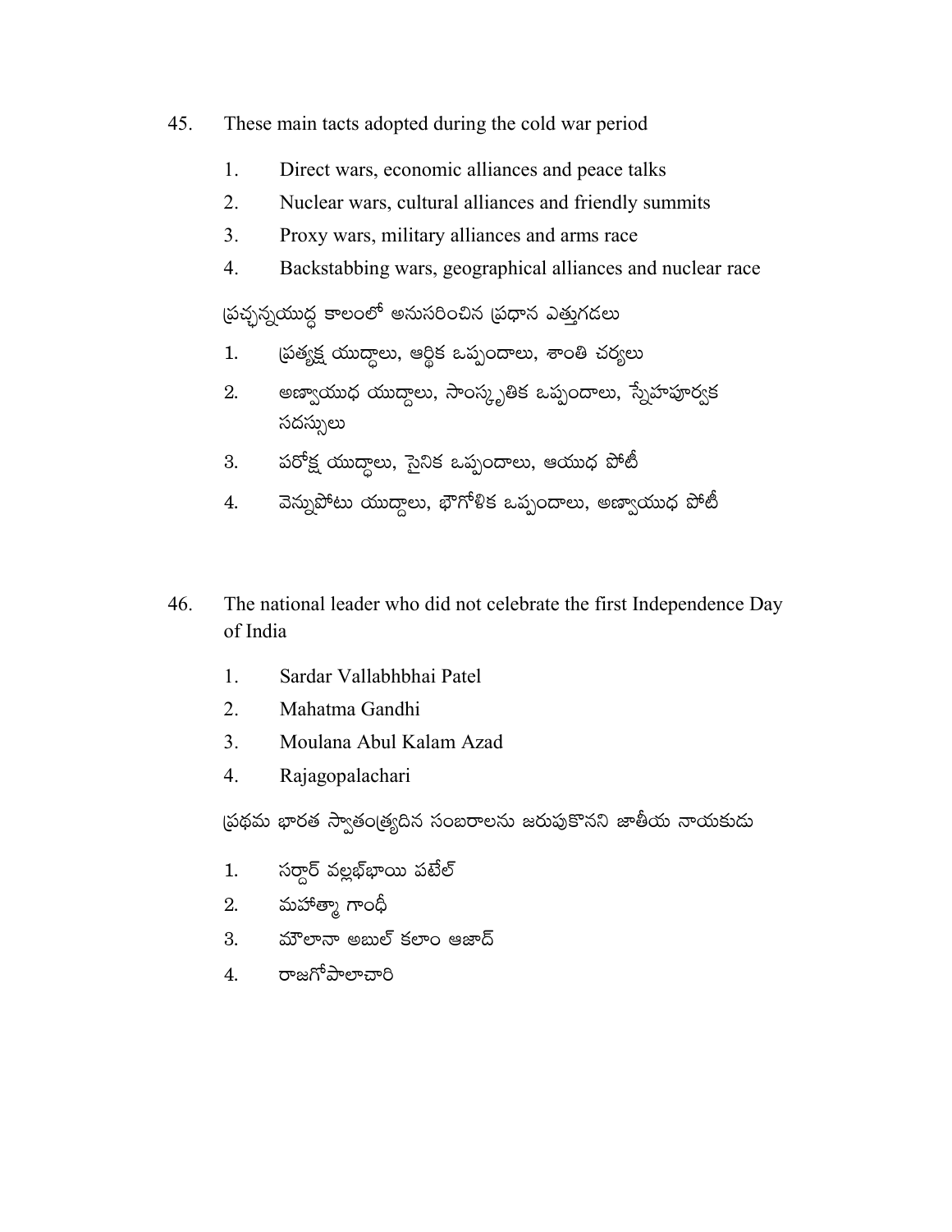45. These main tacts adopted during the cold war period

1. Direct wars, economic alliances and peace talks
2. Nuclear wars, cultural alliances and friendly summits
3. Proxy wars, military alliances and arms race
4. Backstabbing wars, geographical alliances and nuclear race

ప్రచ్ఛన్నయుద్ధ కాలంలో అనుసరించిన ప్రధాన ఎత్తుగడలు

1. ప్రత్యక్ష యుద్ధాలు, ఆర్థిక ఒప్పందాలు, శాంతి చర్యలు
2. అణ్వాయుధ యుద్ధాలు, సాంస్కృతిక ఒప్పందాలు, స్నేహపూర్వక సదస్సులు
3. పరోక్ష యుద్ధాలు, సైనిక ఒప్పందాలు, ఆయుధ పోటీ
4. వెన్నుపోటు యుద్ధాలు, భౌగోళిక ఒప్పందాలు, అణ్వాయుధ పోటీ

46. The national leader who did not celebrate the first Independence Day of India

1. Sardar Vallabhbhai Patel
2. Mahatma Gandhi
3. Moulana Abul Kalam Azad
4. Rajagopalachari

ప్రథమ భారత స్వాతంత్ర్యదిన సంబరాలను జరుపుకొనని జాతీయ నాయకుడు

1. సర్దార్ వల్లభ్‌భాయి పటేల్
2. మహాత్మా గాంధీ
3. మౌలానా అబుల్ కలాం ఆజాద్
4. రాజగోపాలాచారి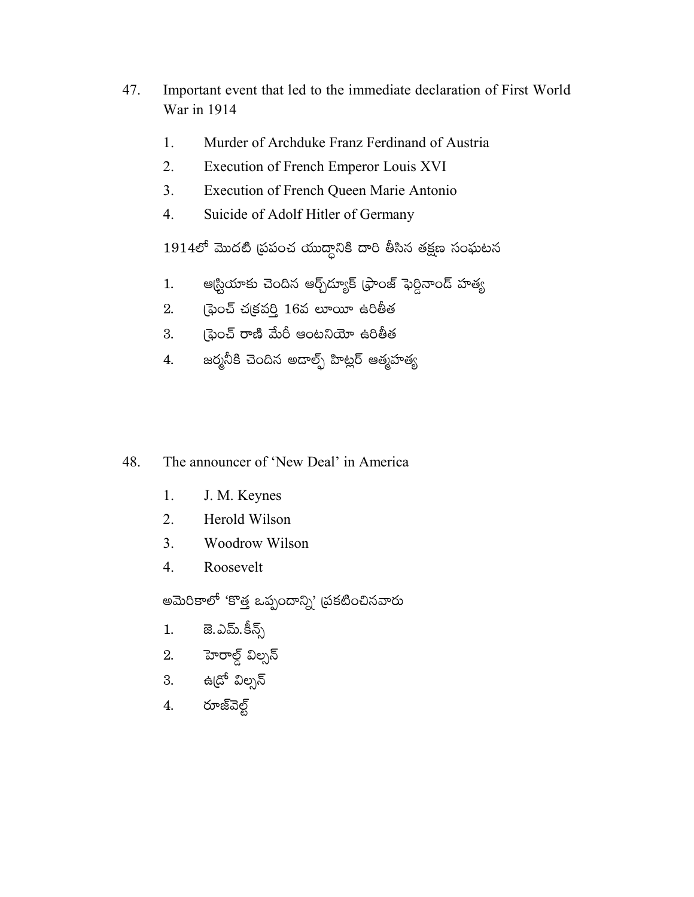47. Important event that led to the immediate declaration of First World War in 1914

    1. Murder of Archduke Franz Ferdinand of Austria
    2. Execution of French Emperor Louis XVI
    3. Execution of French Queen Marie Antonio
    4. Suicide of Adolf Hitler of Germany

    1914లో మొదటి ప్రపంచ యుద్ధానికి దారి తీసిన తక్షణ సంఘటన

    1. ఆస్ట్రియాకు చెందిన ఆర్చ్‌డ్యూక్ ఫ్రాంజ్ ఫెర్డినాండ్ హత్య
    2. ఫ్రెంచ్ చక్రవర్తి 16వ లూయీ ఉరితీత
    3. ఫ్రెంచ్ రాణి మేరీ ఆంటనియో ఉరితీత
    4. జర్మనీకి చెందిన అడాల్ఫ్ హిట్లర్ ఆత్మహత్య

48. The announcer of 'New Deal' in America

    1. J. M. Keynes
    2. Herold Wilson
    3. Woodrow Wilson
    4. Roosevelt

    అమెరికాలో 'కొత్త ఒప్పందాన్ని' ప్రకటించినవారు

    1. జె.ఎమ్.కీన్స్
    2. హెరాల్డ్ విల్సన్
    3. ఉడ్రో విల్సన్
    4. రూజ్‌వెల్ట్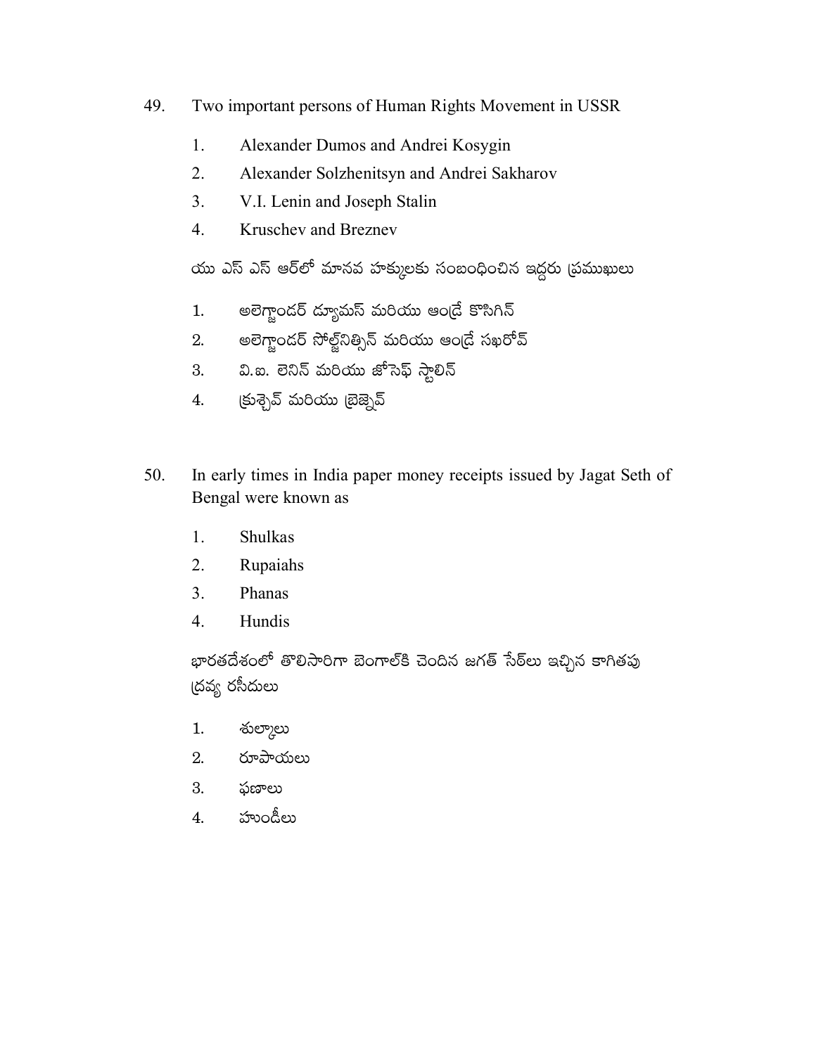49. Two important persons of Human Rights Movement in USSR

    1. Alexander Dumos and Andrei Kosygin
    2. Alexander Solzhenitsyn and Andrei Sakharov
    3. V.I. Lenin and Joseph Stalin
    4. Kruschev and Breznev

    యు ఎస్ ఎస్ ఆర్‌లో మానవ హక్కులకు సంబంధించిన ఇద్దరు ప్రముఖులు

    1. అలెగ్జాండర్ డ్యూమస్ మరియు ఆంద్రే కొసిగిన్
    2. అలెగ్జాండర్ సోల్జ్‌నిత్సిన్ మరియు ఆంద్రే సఖరోవ్
    3. వి.ఐ. లెనిన్ మరియు జోసెఫ్ స్టాలిన్
    4. క్రుశ్చేవ్ మరియు బ్రెజ్నెవ్

50. In early times in India paper money receipts issued by Jagat Seth of Bengal were known as

    1. Shulkas
    2. Rupaiahs
    3. Phanas
    4. Hundis

    భారతదేశంలో తొలిసారిగా బెంగాల్‌కి చెందిన జగత్ సేఠ్‌లు ఇచ్చిన కాగితపు ద్రవ్య రసీదులు

    1. శుల్కాలు
    2. రూపాయలు
    3. ఫణాలు
    4. హుండీలు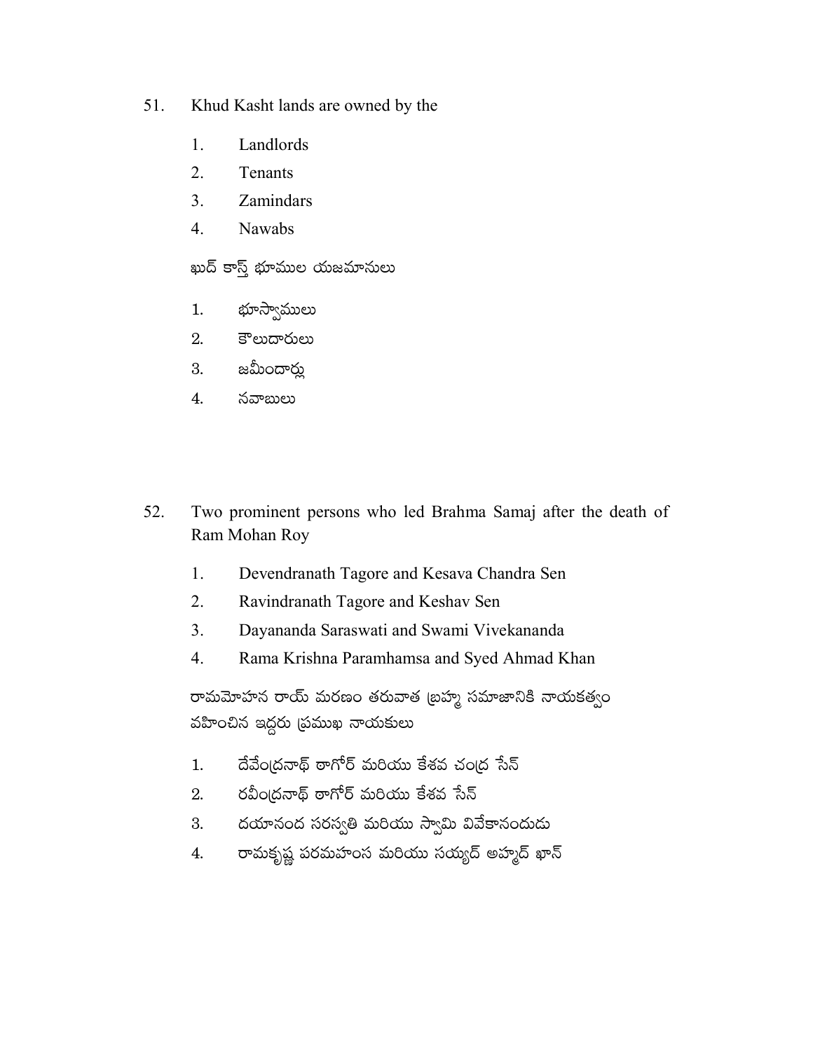51. Khud Kasht lands are owned by the

    1. Landlords
    2. Tenants
    3. Zamindars
    4. Nawabs

    ఖుద్ కాస్త్ భూముల యజమానులు

    1. భూస్వాములు
    2. కౌలుదారులు
    3. జమీందార్లు
    4. నవాబులు

52. Two prominent persons who led Brahma Samaj after the death of Ram Mohan Roy

    1. Devendranath Tagore and Kesava Chandra Sen
    2. Ravindranath Tagore and Keshav Sen
    3. Dayananda Saraswati and Swami Vivekananda
    4. Rama Krishna Paramhamsa and Syed Ahmad Khan

    రామమోహన రాయ్ మరణం తరువాత బ్రహ్మ సమాజానికి నాయకత్వం వహించిన ఇద్దరు ప్రముఖ నాయకులు

    1. దేవేంద్రనాథ్ ఠాగోర్ మరియు కేశవ చంద్ర సేన్
    2. రవీంద్రనాథ్ ఠాగోర్ మరియు కేశవ సేన్
    3. దయానంద సరస్వతి మరియు స్వామి వివేకానందుడు
    4. రామకృష్ణ పరమహంస మరియు సయ్యద్ అహ్మద్ ఖాన్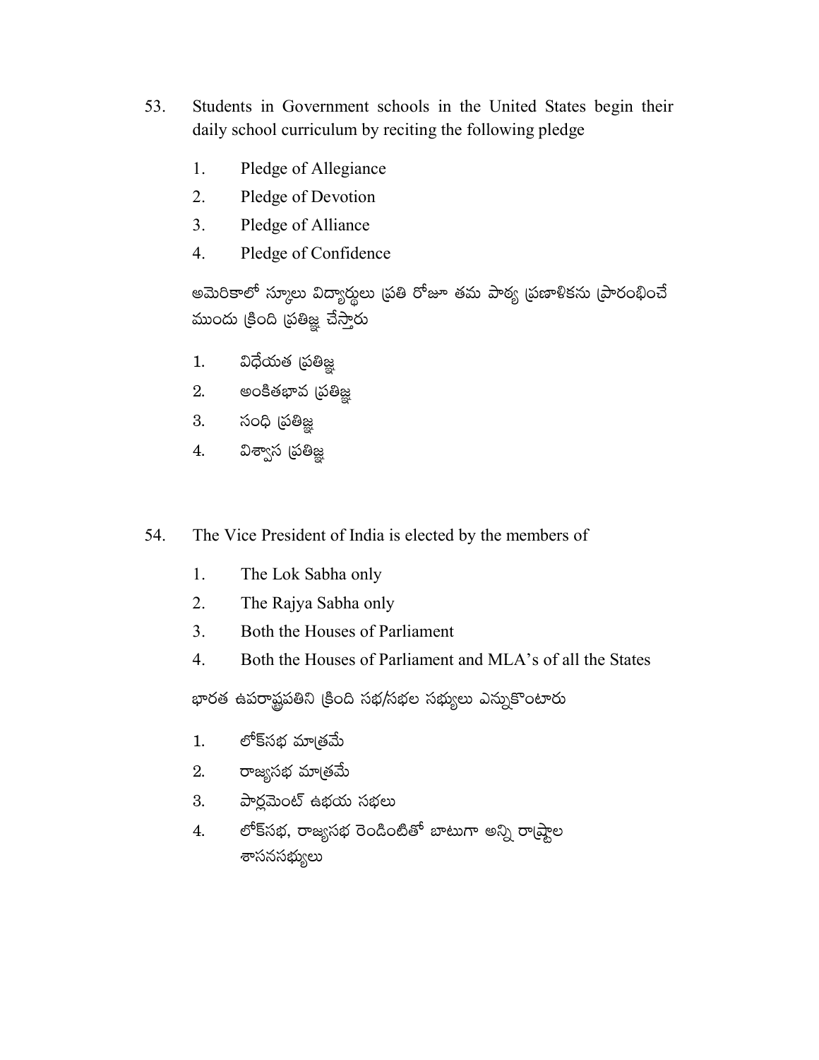53. Students in Government schools in the United States begin their daily school curriculum by reciting the following pledge

    1. Pledge of Allegiance
    2. Pledge of Devotion
    3. Pledge of Alliance
    4. Pledge of Confidence

    అమెరికాలో స్కూలు విద్యార్థులు ప్రతి రోజూ తమ పాఠ్య ప్రణాళికను ప్రారంభించే ముందు క్రింది ప్రతిజ్ఞ చేస్తారు

    1. విధేయత ప్రతిజ్ఞ
    2. అంకితభావ ప్రతిజ్ఞ
    3. సంధి ప్రతిజ్ఞ
    4. విశ్వాస ప్రతిజ్ఞ

54. The Vice President of India is elected by the members of

    1. The Lok Sabha only
    2. The Rajya Sabha only
    3. Both the Houses of Parliament
    4. Both the Houses of Parliament and MLA's of all the States

    భారత ఉపరాష్ట్రపతిని క్రింది సభ/సభల సభ్యులు ఎన్నుకొంటారు

    1. లోక్‌సభ మాత్రమే
    2. రాజ్యసభ మాత్రమే
    3. పార్లమెంట్ ఉభయ సభలు
    4. లోక్‌సభ, రాజ్యసభ రెండింటితో బాటుగా అన్ని రాష్ట్రాల శాసనసభ్యులు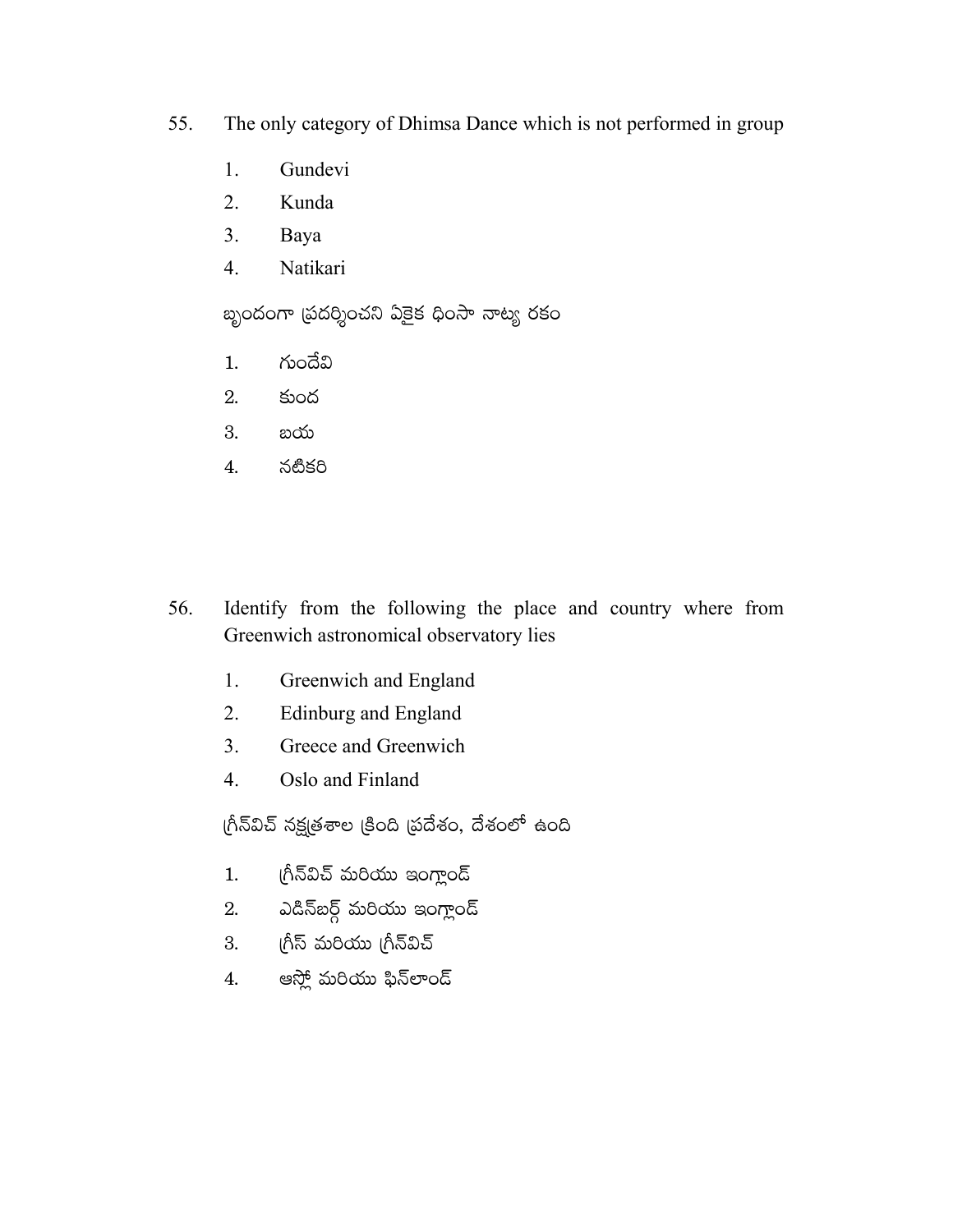55. The only category of Dhimsa Dance which is not performed in group

    1. Gundevi
    2. Kunda
    3. Baya
    4. Natikari

    బృందంగా ప్రదర్శించని ఏకైక ధింసా నాట్య రకం

    1. గుందేవి
    2. కుంద
    3. బయ
    4. నటికరి

56. Identify from the following the place and country where from Greenwich astronomical observatory lies

    1. Greenwich and England
    2. Edinburg and England
    3. Greece and Greenwich
    4. Oslo and Finland

    గ్రీన్‌విచ్ నక్షత్రశాల క్రింది ప్రదేశం, దేశంలో ఉంది

    1. గ్రీన్‌విచ్ మరియు ఇంగ్లాండ్
    2. ఎడిన్‌బర్గ్ మరియు ఇంగ్లాండ్
    3. గ్రీస్ మరియు గ్రీన్‌విచ్
    4. ఆస్లో మరియు ఫిన్‌లాండ్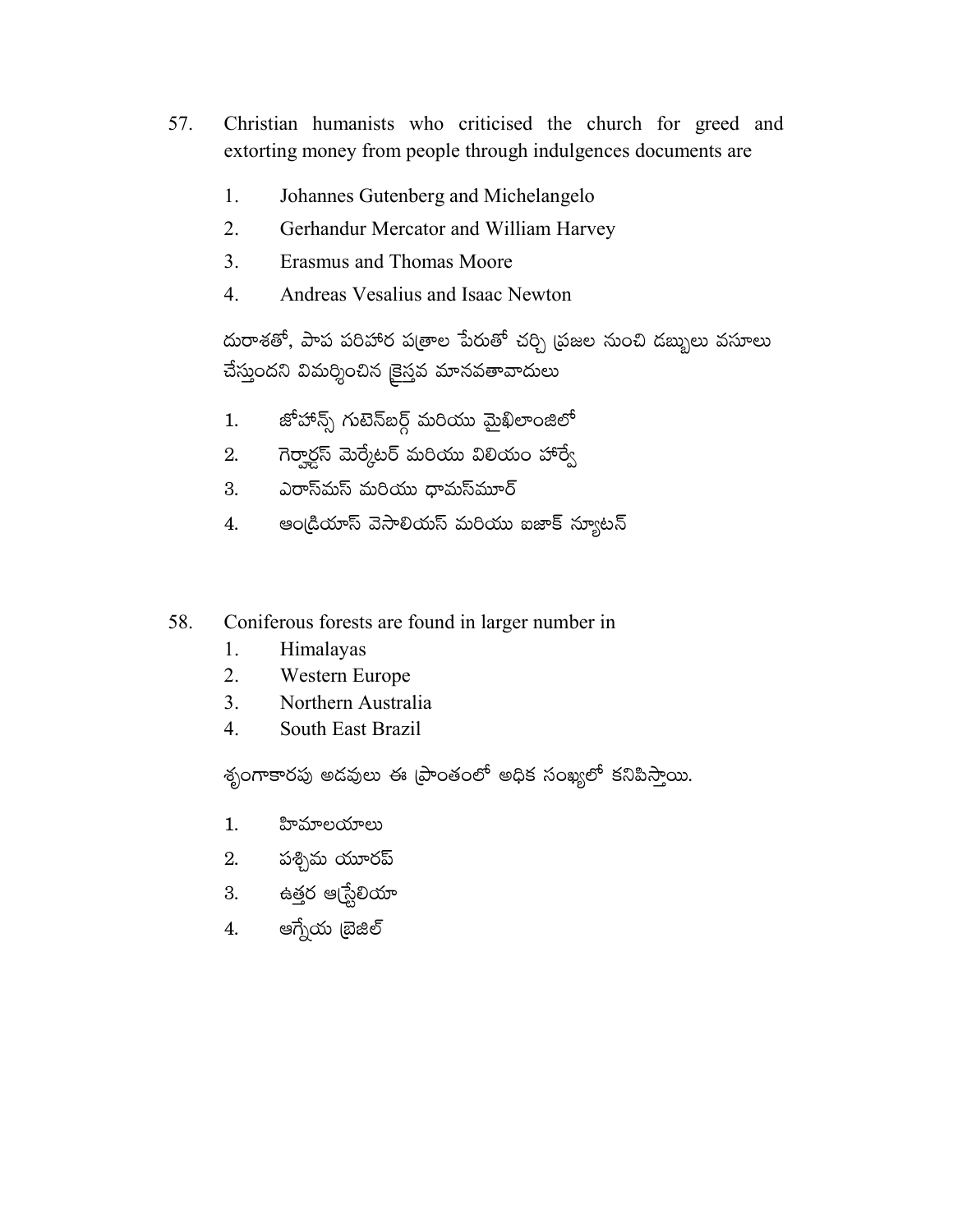57. Christian humanists who criticised the church for greed and extorting money from people through indulgences documents are

    1. Johannes Gutenberg and Michelangelo
    2. Gerhandur Mercator and William Harvey
    3. Erasmus and Thomas Moore
    4. Andreas Vesalius and Isaac Newton

    దురాశతో, పాప పరిహార పత్రాల పేరుతో చర్చి ప్రజల నుంచి డబ్బులు వసూలు చేస్తుందని విమర్శించిన క్రైస్తవ మానవతావాదులు

    1. జోహాన్స్ గుటెన్‌బర్గ్ మరియు మైఖేలాంజిలో
    2. గెర్హార్డస్ మెర్కేటర్ మరియు విలియం హార్వే
    3. ఎరాస్‌మస్ మరియు థామస్‌మూర్
    4. ఆండ్రియాస్ వెసాలియస్ మరియు ఐజాక్ న్యూటన్

58. Coniferous forests are found in larger number in

    1. Himalayas
    2. Western Europe
    3. Northern Australia
    4. South East Brazil

    శృంగాకారపు అడవులు ఈ ప్రాంతంలో అధిక సంఖ్యలో కనిపిస్తాయి.

    1. హిమాలయాలు
    2. పశ్చిమ యూరప్
    3. ఉత్తర ఆస్ట్రేలియా
    4. ఆగ్నేయ బ్రెజిల్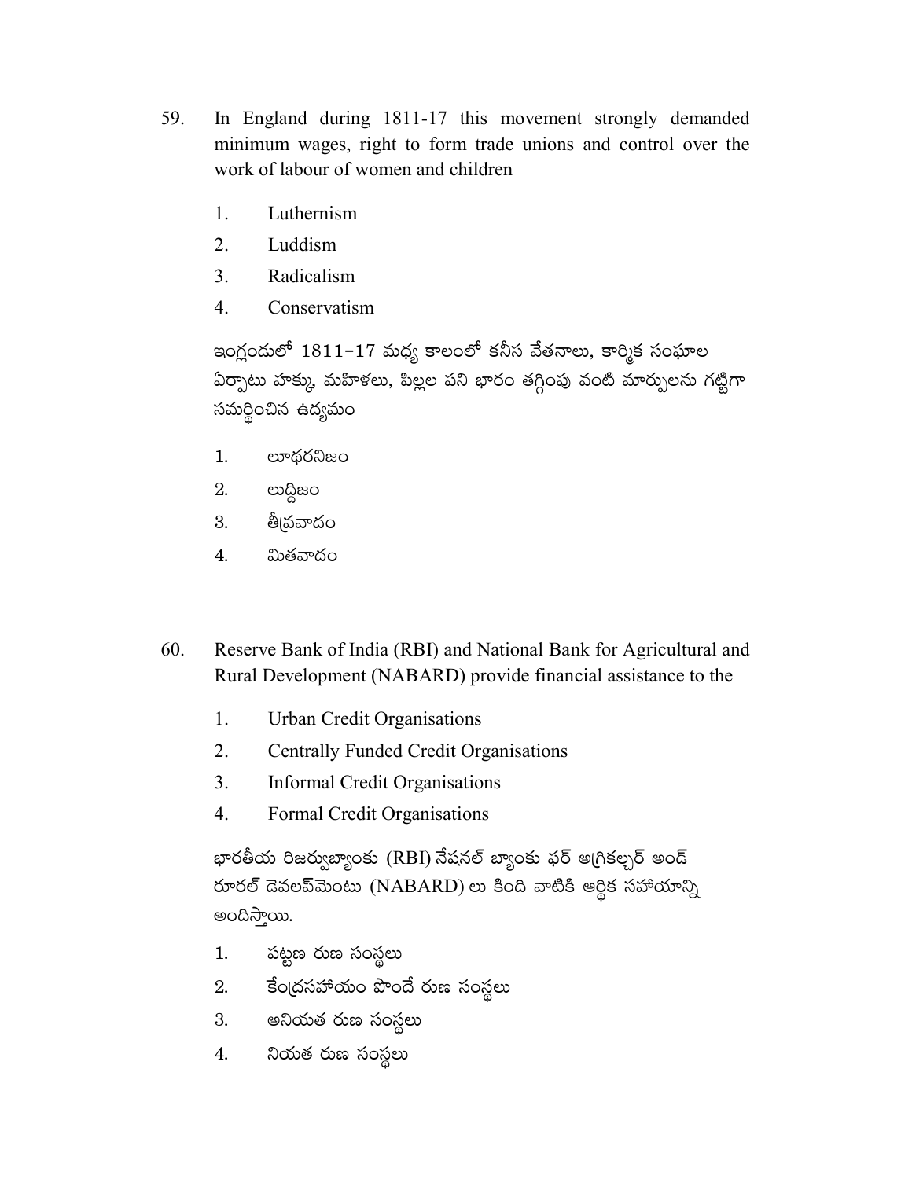59. In England during 1811-17 this movement strongly demanded minimum wages, right to form trade unions and control over the work of labour of women and children

    1. Luthernism
    2. Luddism
    3. Radicalism
    4. Conservatism

    ఇంగ్లండులో 1811–17 మధ్య కాలంలో కనీస వేతనాలు, కార్మిక సంఘాల ఏర్పాటు హక్కు, మహిళలు, పిల్లల పని భారం తగ్గింపు వంటి మార్పులను గట్టిగా సమర్థించిన ఉద్యమం

    1. లూథరనిజం
    2. లుద్దిజం
    3. తీవ్రవాదం
    4. మితవాదం

60. Reserve Bank of India (RBI) and National Bank for Agricultural and Rural Development (NABARD) provide financial assistance to the

    1. Urban Credit Organisations
    2. Centrally Funded Credit Organisations
    3. Informal Credit Organisations
    4. Formal Credit Organisations

    భారతీయ రిజర్వుబ్యాంకు (RBI) నేషనల్ బ్యాంకు ఫర్ అగ్రికల్చర్ అండ్ రూరల్ డెవలప్‌మెంటు (NABARD) లు కింది వాటికి ఆర్థిక సహాయాన్ని అందిస్తాయి.

    1. పట్టణ రుణ సంస్థలు
    2. కేంద్రసహాయం పొందే రుణ సంస్థలు
    3. అనియత రుణ సంస్థలు
    4. నియత రుణ సంస్థలు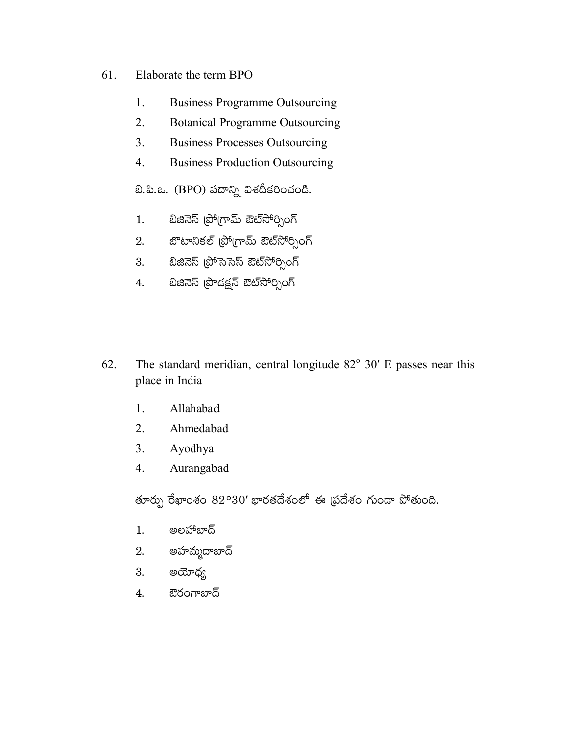61. Elaborate the term BPO

   1. Business Programme Outsourcing
   2. Botanical Programme Outsourcing
   3. Business Processes Outsourcing
   4. Business Production Outsourcing

   బి.పి.ఒ. (BPO) పదాన్ని విశదీకరించండి.

   1. బిజినెస్ ప్రోగ్రామ్ ఔట్‌సోర్సింగ్
   2. బొటానికల్ ప్రోగ్రామ్ ఔట్‌సోర్సింగ్
   3. బిజినెస్ ప్రోసెసెస్ ఔట్‌సోర్సింగ్
   4. బిజినెస్ ప్రొడక్షన్ ఔట్‌సోర్సింగ్

62. The standard meridian, central longitude $82^{o}\ 30'$ E passes near this place in India

   1. Allahabad
   2. Ahmedabad
   3. Ayodhya
   4. Aurangabad

   తూర్పు రేఖాంశం $82°30'$ భారతదేశంలో ఈ ప్రదేశం గుండా పోతుంది.

   1. అలహాబాద్
   2. అహమ్మదాబాద్
   3. అయోధ్య
   4. ఔరంగాబాద్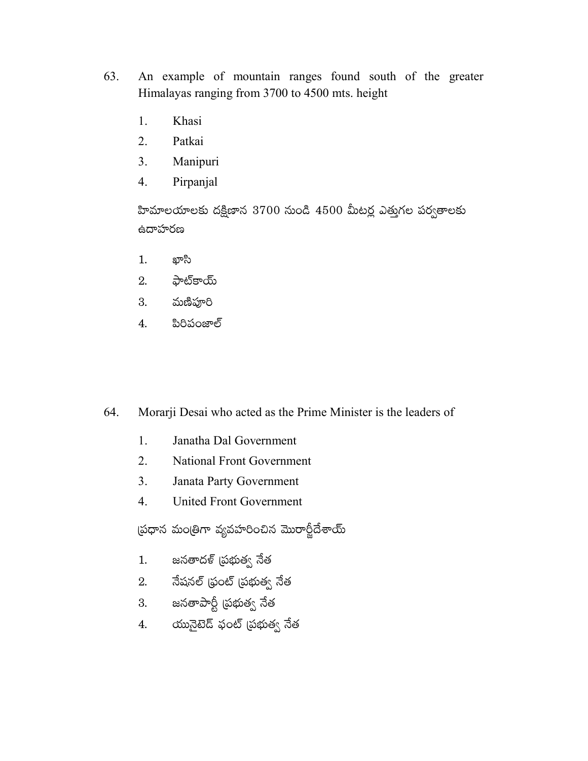63. An example of mountain ranges found south of the greater Himalayas ranging from 3700 to 4500 mts. height

    1. Khasi
    2. Patkai
    3. Manipuri
    4. Pirpanjal

    హిమాలయాలకు దక్షిణాన 3700 నుండి 4500 మీటర్ల ఎత్తుగల పర్వతాలకు ఉదాహరణ

    1. ఖాసి
    2. ఫాట్‌కాయ్
    3. మణిపూరి
    4. పిరిపంజాల్

64. Morarji Desai who acted as the Prime Minister is the leaders of

    1. Janatha Dal Government
    2. National Front Government
    3. Janata Party Government
    4. United Front Government

    ప్రధాన మంత్రిగా వ్యవహరించిన మొరార్జీదేశాయ్

    1. జనతాదళ్ ప్రభుత్వ నేత
    2. నేషనల్ ఫ్రంట్ ప్రభుత్వ నేత
    3. జనతాపార్టీ ప్రభుత్వ నేత
    4. యునైటెడ్ ఫంట్ ప్రభుత్వ నేత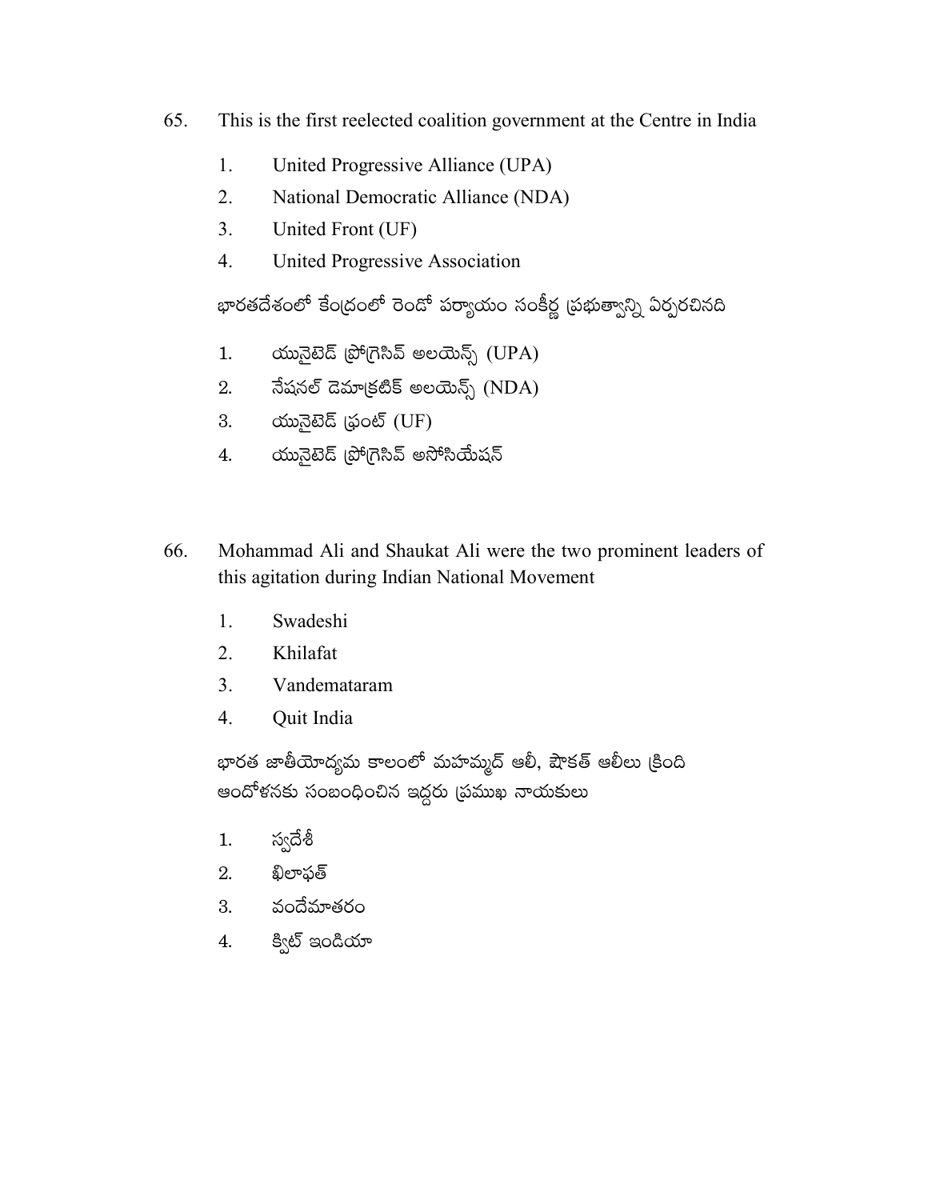65. This is the first reelected coalition government at the Centre in India

    1. United Progressive Alliance (UPA)
    2. National Democratic Alliance (NDA)
    3. United Front (UF)
    4. United Progressive Association

    భారతదేశంలో కేంద్రంలో రెండో పర్యాయం సంకీర్ణ ప్రభుత్వాన్ని ఏర్పరచినది

    1. యునైటెడ్ ప్రోగ్రెసివ్ అలయెన్స్ (UPA)
    2. నేషనల్ డెమాక్రటిక్ అలయెన్స్ (NDA)
    3. యునైటెడ్ ఫ్రంట్ (UF)
    4. యునైటెడ్ ప్రోగ్రెసివ్ అసోసియేషన్

66. Mohammad Ali and Shaukat Ali were the two prominent leaders of this agitation during Indian National Movement

    1. Swadeshi
    2. Khilafat
    3. Vandemataram
    4. Quit India

    భారత జాతీయోద్యమ కాలంలో మహమ్మద్ ఆలీ, షౌకత్ ఆలీలు క్రింది ఆందోళనకు సంబంధించిన ఇద్దరు ప్రముఖ నాయకులు

    1. స్వదేశీ
    2. ఖిలాఫత్
    3. వందేమాతరం
    4. క్విట్ ఇండియా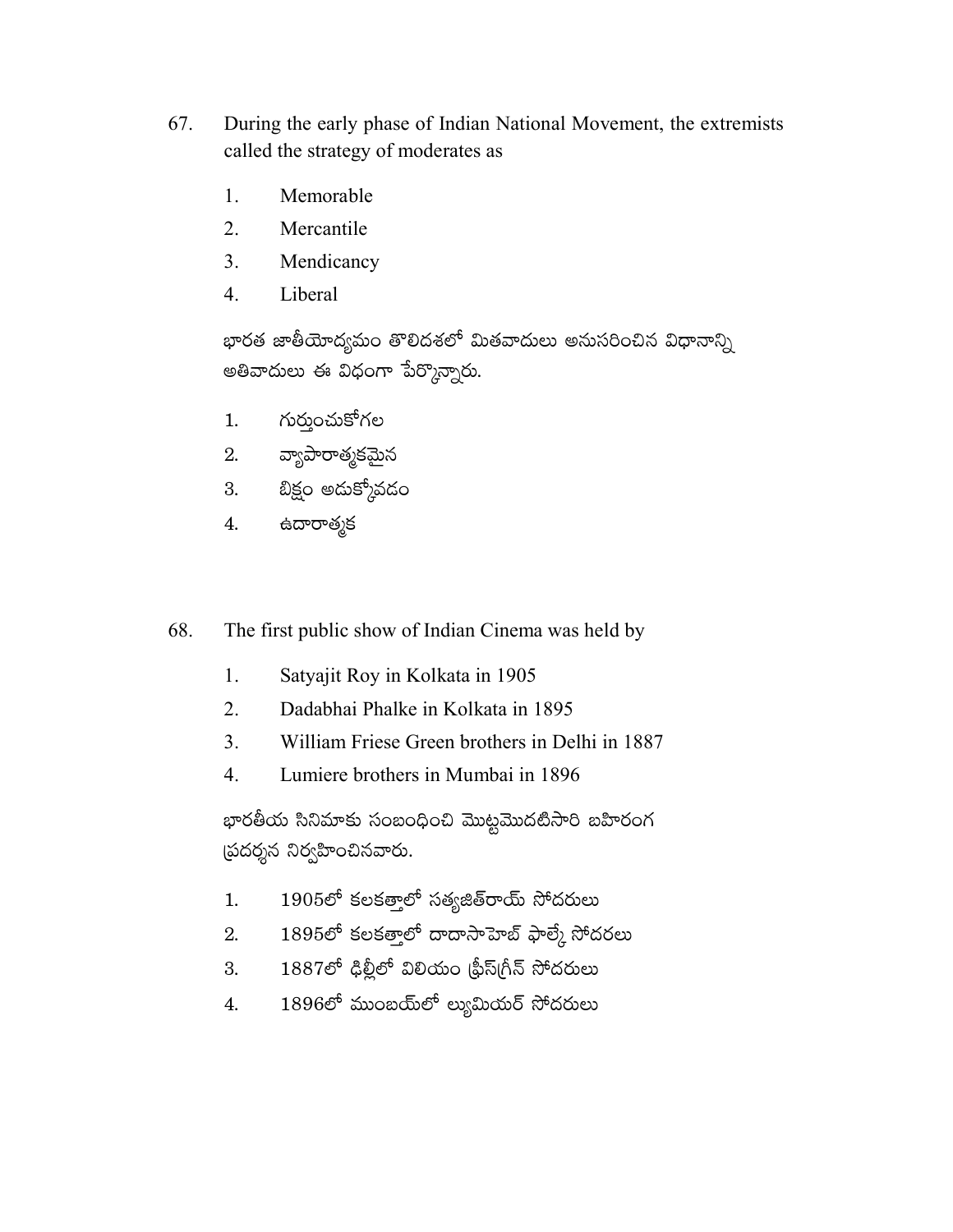67. During the early phase of Indian National Movement, the extremists called the strategy of moderates as

    1. Memorable
    2. Mercantile
    3. Mendicancy
    4. Liberal

    భారత జాతీయోద్యమం తొలిదశలో మితవాదులు అనుసరించిన విధానాన్ని అతివాదులు ఈ విధంగా పేర్కొన్నారు.

    1. గుర్తుంచుకోగల
    2. వ్యాపారాత్మకమైన
    3. బిక్షం అడుక్కోవడం
    4. ఉదారాత్మక

68. The first public show of Indian Cinema was held by

    1. Satyajit Roy in Kolkata in 1905
    2. Dadabhai Phalke in Kolkata in 1895
    3. William Friese Green brothers in Delhi in 1887
    4. Lumiere brothers in Mumbai in 1896

    భారతీయ సినిమాకు సంబంధించి మొట్టమొదటిసారి బహిరంగ ప్రదర్శన నిర్వహించినవారు.

    1. 1905లో కలకత్తాలో సత్యజిత్‌రాయ్ సోదరులు
    2. 1895లో కలకత్తాలో దాదాసాహెబ్ ఫాల్కే సోదరలు
    3. 1887లో ఢిల్లీలో విలియం ఫ్రీస్‌గ్రీన్ సోదరులు
    4. 1896లో ముంబయ్‌లో ల్యుమియర్ సోదరులు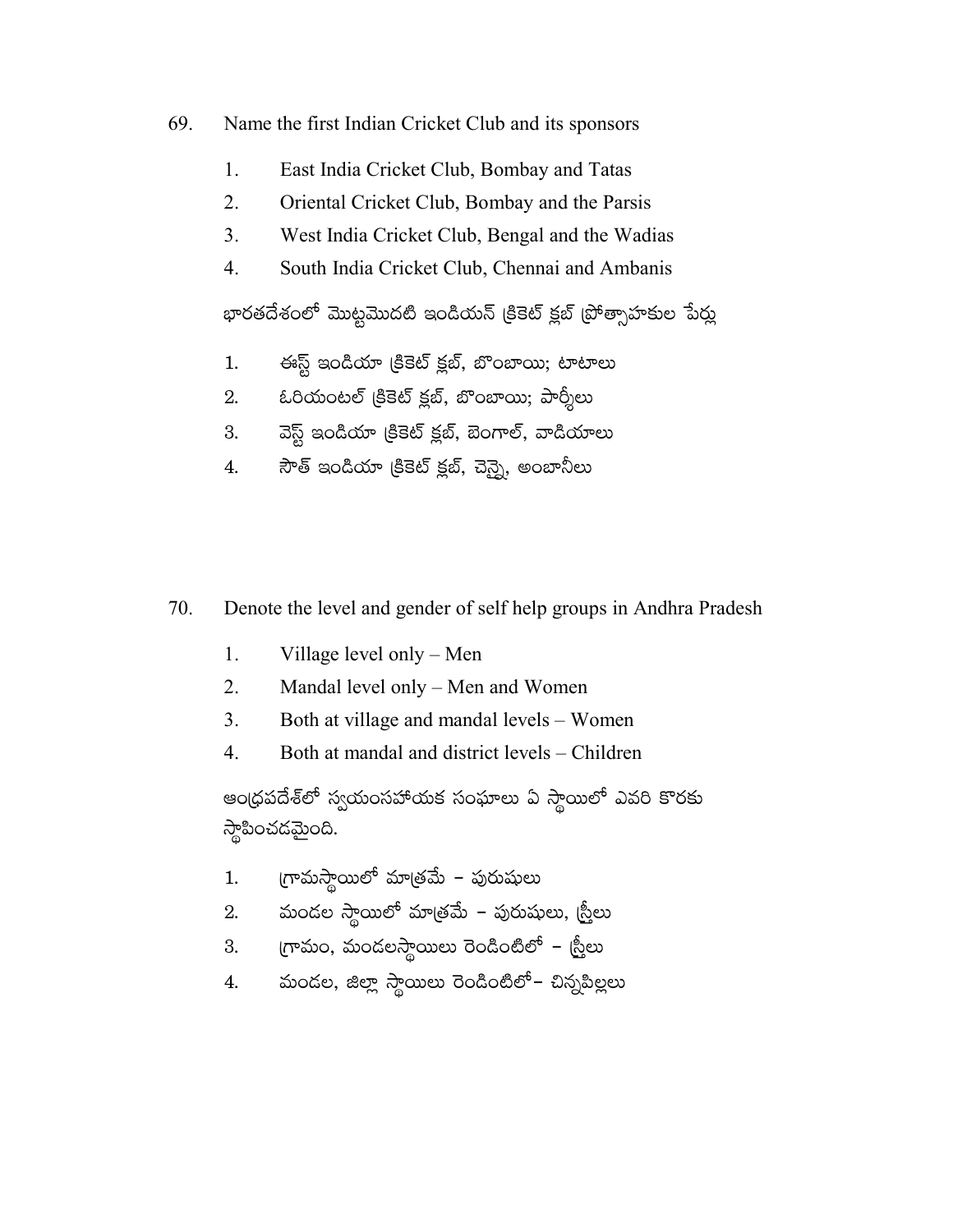69. Name the first Indian Cricket Club and its sponsors

    1. East India Cricket Club, Bombay and Tatas
    2. Oriental Cricket Club, Bombay and the Parsis
    3. West India Cricket Club, Bengal and the Wadias
    4. South India Cricket Club, Chennai and Ambanis

    భారతదేశంలో మొట్టమొదటి ఇండియన్ క్రికెట్ క్లబ్ ప్రోత్సాహకుల పేర్లు

    1. ఈస్ట్ ఇండియా క్రికెట్ క్లబ్, బొంబాయి; టాటాలు
    2. ఓరియంటల్ క్రికెట్ క్లబ్, బొంబాయి; పార్శీలు
    3. వెస్ట్ ఇండియా క్రికెట్ క్లబ్, బెంగాల్, వాడియాలు
    4. సౌత్ ఇండియా క్రికెట్ క్లబ్, చెన్నై, అంబానీలు

70. Denote the level and gender of self help groups in Andhra Pradesh

    1. Village level only – Men
    2. Mandal level only – Men and Women
    3. Both at village and mandal levels – Women
    4. Both at mandal and district levels – Children

    ఆంధ్రప్రదేశ్‌లో స్వయంసహాయక సంఘాలు ఏ స్థాయిలో ఎవరి కొరకు స్థాపించడమైంది.

    1. గ్రామస్థాయిలో మాత్రమే – పురుషులు
    2. మండల స్థాయిలో మాత్రమే – పురుషులు, స్త్రీలు
    3. గ్రామం, మండలస్థాయిలు రెండింటిలో – స్త్రీలు
    4. మండల, జిల్లా స్థాయిలు రెండింటిలో– చిన్నపిల్లలు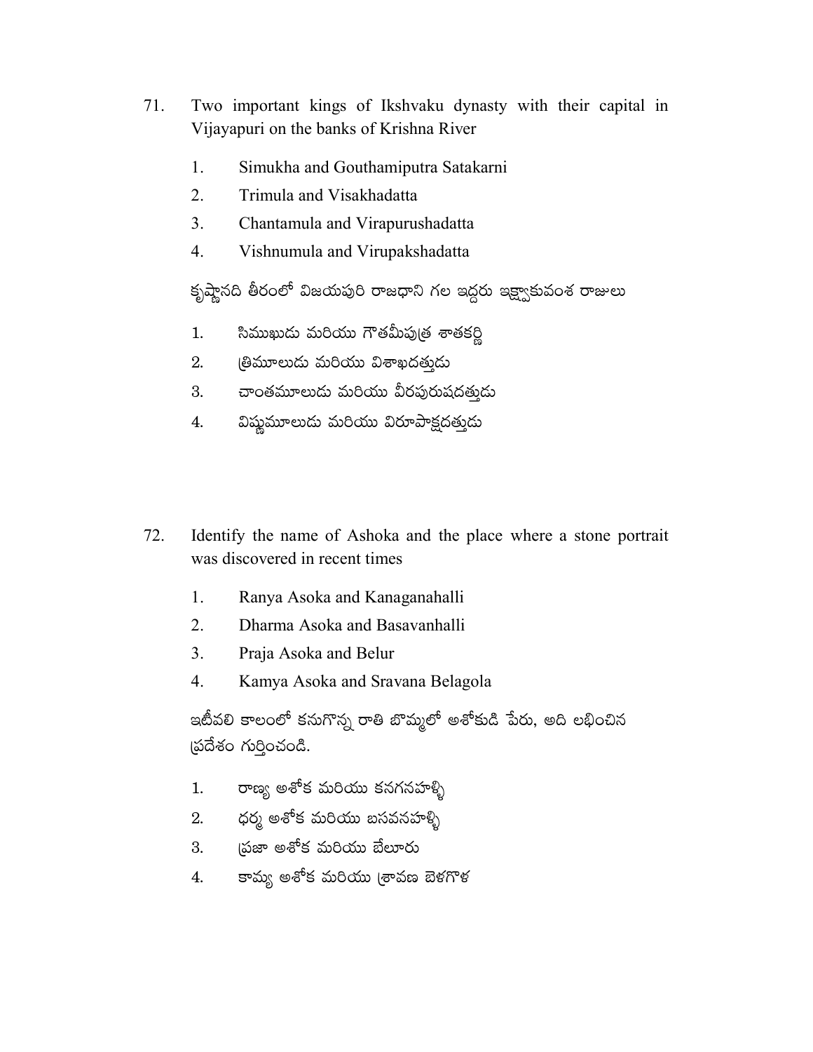71. Two important kings of Ikshvaku dynasty with their capital in Vijayapuri on the banks of Krishna River

    1. Simukha and Gouthamiputra Satakarni
    2. Trimula and Visakhadatta
    3. Chantamula and Virapurushadatta
    4. Vishnumula and Virupakshadatta

    కృష్ణానది తీరంలో విజయపురి రాజధాని గల ఇద్దరు ఇక్ష్వాకువంశ రాజులు

    1. సిముఖుడు మరియు గౌతమీపుత్ర శాతకర్ణి
    2. త్రిమూలుడు మరియు విశాఖదత్తుడు
    3. చాంతమూలుడు మరియు వీరపురుషదత్తుడు
    4. విష్ణుమూలుడు మరియు విరూపాక్షదత్తుడు

72. Identify the name of Ashoka and the place where a stone portrait was discovered in recent times

    1. Ranya Asoka and Kanaganahalli
    2. Dharma Asoka and Basavanhalli
    3. Praja Asoka and Belur
    4. Kamya Asoka and Sravana Belagola

    ఇటీవలి కాలంలో కనుగొన్న రాతి బొమ్మలో అశోకుడి పేరు, అది లభించిన ప్రదేశం గుర్తించండి.

    1. రాణ్య అశోక మరియు కనగనహళ్ళి
    2. ధర్మ అశోక మరియు బసవనహళ్ళి
    3. ప్రజా అశోక మరియు బేలూరు
    4. కామ్య అశోక మరియు శ్రావణ బెళగొళ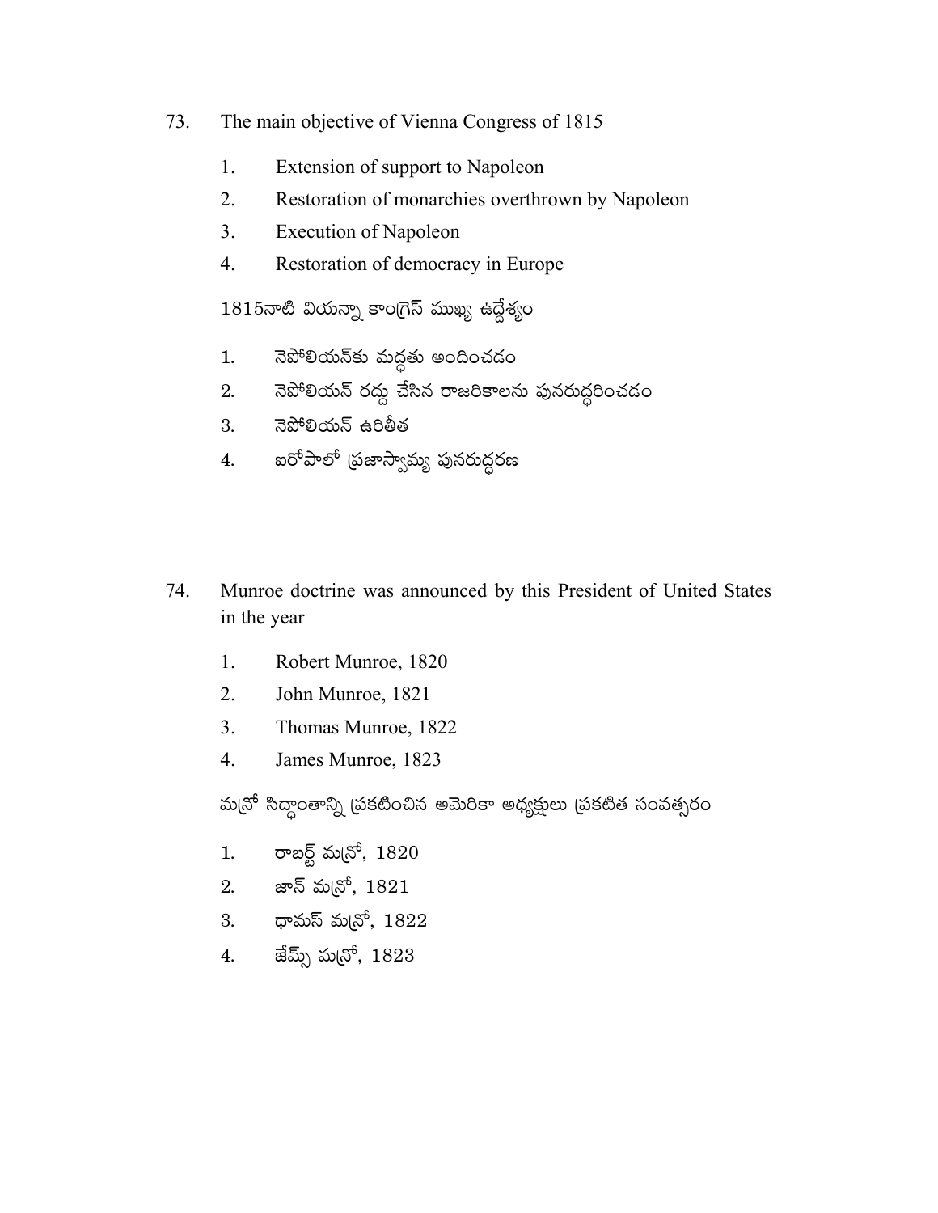73. The main objective of Vienna Congress of 1815

    1. Extension of support to Napoleon
    2. Restoration of monarchies overthrown by Napoleon
    3. Execution of Napoleon
    4. Restoration of democracy in Europe

    1815నాటి వియన్నా కాంగ్రెస్ ముఖ్య ఉద్దేశ్యం

    1. నెపోలియన్‌కు మద్ధతు అందించడం
    2. నెపోలియన్ రద్దు చేసిన రాజరికాలను పునరుద్ధరించడం
    3. నెపోలియన్ ఉరితీత
    4. ఐరోపాలో ప్రజాస్వామ్య పునరుద్ధరణ

74. Munroe doctrine was announced by this President of United States in the year

    1. Robert Munroe, 1820
    2. John Munroe, 1821
    3. Thomas Munroe, 1822
    4. James Munroe, 1823

    మన్రో సిద్ధాంతాన్ని ప్రకటించిన అమెరికా అధ్యక్షులు ప్రకటిత సంవత్సరం

    1. రాబర్ట్ మన్రో, 1820
    2. జాన్ మన్రో, 1821
    3. థామస్ మన్రో, 1822
    4. జేమ్స్ మన్రో, 1823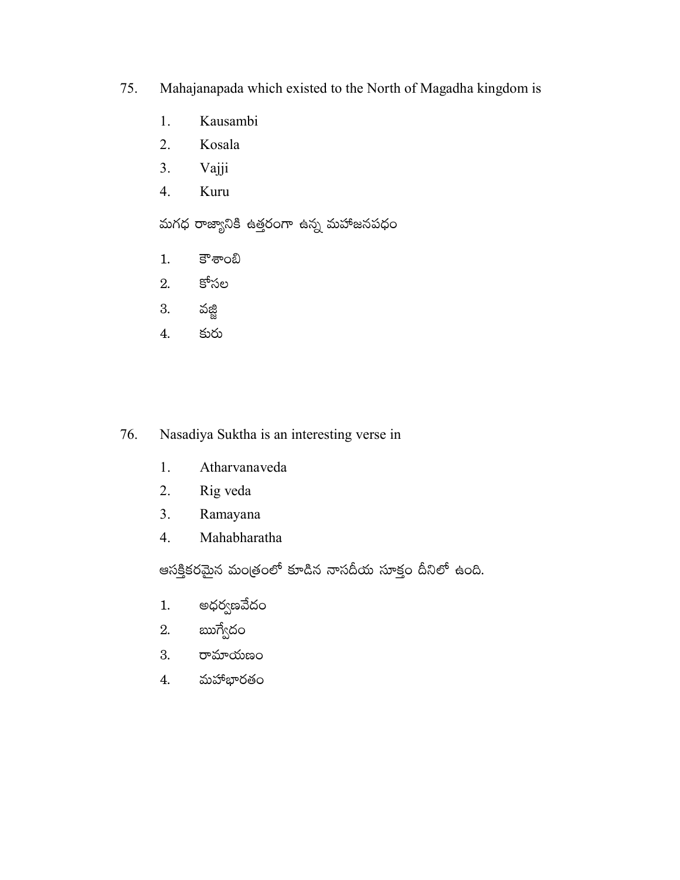75. Mahajanapada which existed to the North of Magadha kingdom is

1. Kausambi
2. Kosala
3. Vajji
4. Kuru

మగధ రాజ్యానికి ఉత్తరంగా ఉన్న మహాజనపధం

1. కౌశాంబి
2. కోసల
3. వజ్జి
4. కురు

76. Nasadiya Suktha is an interesting verse in

1. Atharvanaveda
2. Rig veda
3. Ramayana
4. Mahabharatha

ఆసక్తికరమైన మంత్రంలో కూడిన నాసదీయ సూక్తం దీనిలో ఉంది.

1. అధర్వణవేదం
2. ఋగ్వేదం
3. రామాయణం
4. మహాభారతం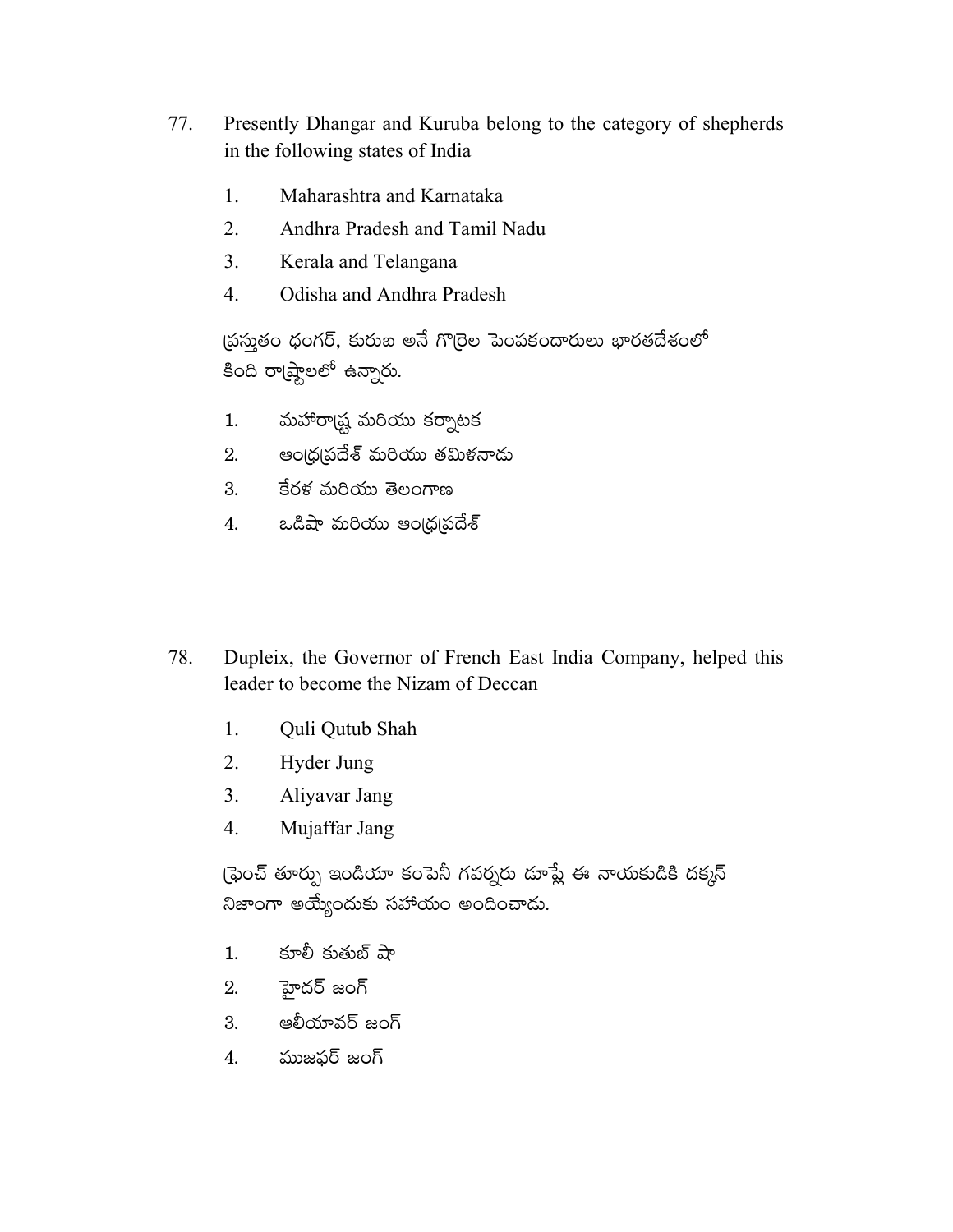77. Presently Dhangar and Kuruba belong to the category of shepherds in the following states of India

    1. Maharashtra and Karnataka
    2. Andhra Pradesh and Tamil Nadu
    3. Kerala and Telangana
    4. Odisha and Andhra Pradesh

    ప్రస్తుతం ధంగర్, కురుబ అనే గొర్రెల పెంపకందారులు భారతదేశంలో కింది రాష్ట్రాలలో ఉన్నారు.

    1. మహారాష్ట్ర మరియు కర్నాటక
    2. ఆంధ్రప్రదేశ్ మరియు తమిళనాడు
    3. కేరళ మరియు తెలంగాణ
    4. ఒడిషా మరియు ఆంధ్రప్రదేశ్

78. Dupleix, the Governor of French East India Company, helped this leader to become the Nizam of Deccan

    1. Quli Qutub Shah
    2. Hyder Jung
    3. Aliyavar Jang
    4. Mujaffar Jang

    ఫ్రెంచ్ తూర్పు ఇండియా కంపెనీ గవర్నరు డూప్లే ఈ నాయకుడికి దక్కన్ నిజాంగా అయ్యేందుకు సహాయం అందించాడు.

    1. కూలీ కుతుబ్ షా
    2. హైదర్ జంగ్
    3. ఆలీయావర్ జంగ్
    4. ముజఫర్ జంగ్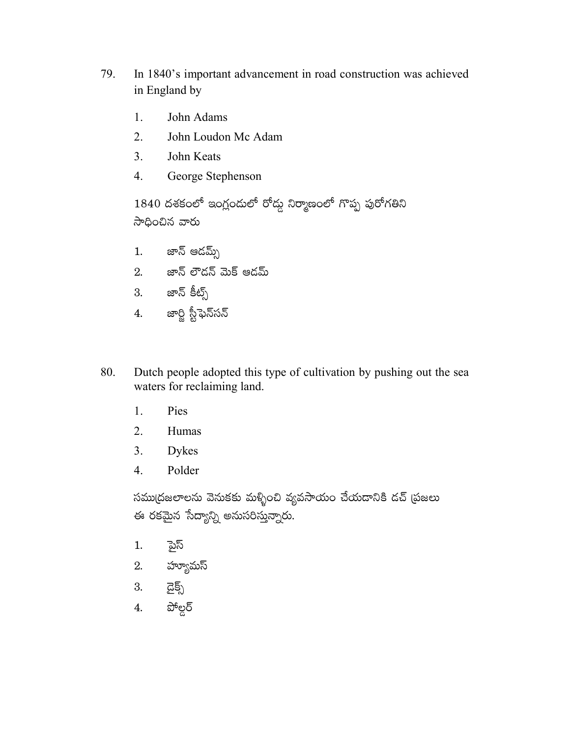79. In 1840's important advancement in road construction was achieved in England by

    1. John Adams
    2. John Loudon Mc Adam
    3. John Keats
    4. George Stephenson

    1840 దశకంలో ఇంగ్లండులో రోడ్డు నిర్మాణంలో గొప్ప పురోగతిని సాధించిన వారు

    1. జాన్ ఆడమ్స్
    2. జాన్ లౌడన్ మెక్ ఆడమ్
    3. జాన్ కీట్స్
    4. జార్జి స్టీఫెన్‌సన్

80. Dutch people adopted this type of cultivation by pushing out the sea waters for reclaiming land.

    1. Pies
    2. Humas
    3. Dykes
    4. Polder

    సముద్రజలాలను వెనుకకు మళ్ళించి వ్యవసాయం చేయడానికి డచ్ ప్రజలు ఈ రకమైన సేద్యాన్ని అనుసరిస్తున్నారు.

    1. పైస్
    2. హ్యూమస్
    3. డైక్స్
    4. పోల్డర్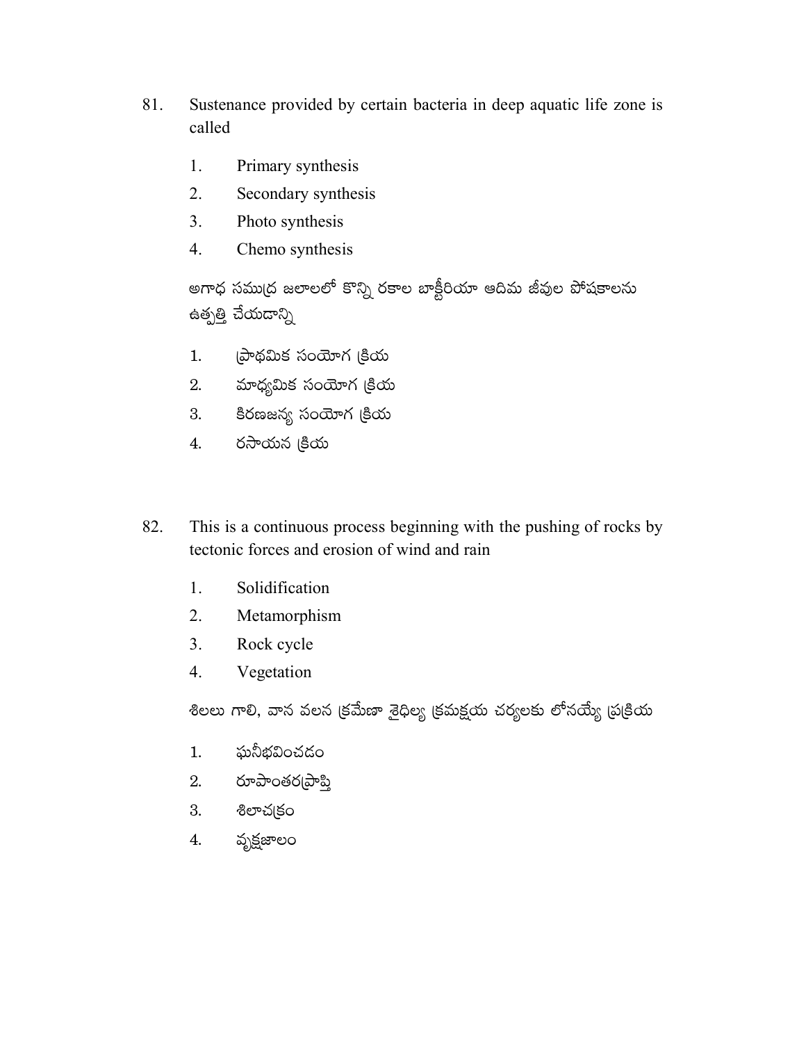81. Sustenance provided by certain bacteria in deep aquatic life zone is called

    1. Primary synthesis
    2. Secondary synthesis
    3. Photo synthesis
    4. Chemo synthesis

    అగాధ సముద్ర జలాలలో కొన్ని రకాల బాక్టీరియా ఆదిమ జీవుల పోషకాలను ఉత్పత్తి చేయడాన్ని

    1. ప్రాథమిక సంయోగ క్రియ
    2. మాధ్యమిక సంయోగ క్రియ
    3. కిరణజన్య సంయోగ క్రియ
    4. రసాయన క్రియ

82. This is a continuous process beginning with the pushing of rocks by tectonic forces and erosion of wind and rain

    1. Solidification
    2. Metamorphism
    3. Rock cycle
    4. Vegetation

    శిలలు గాలి, వాన వలన క్రమేణా శైథిల్య క్రమక్షయ చర్యలకు లోనయ్యే ప్రక్రియ

    1. ఘనీభవించడం
    2. రూపాంతరప్రాప్తి
    3. శిలాచక్రం
    4. వృక్షజాలం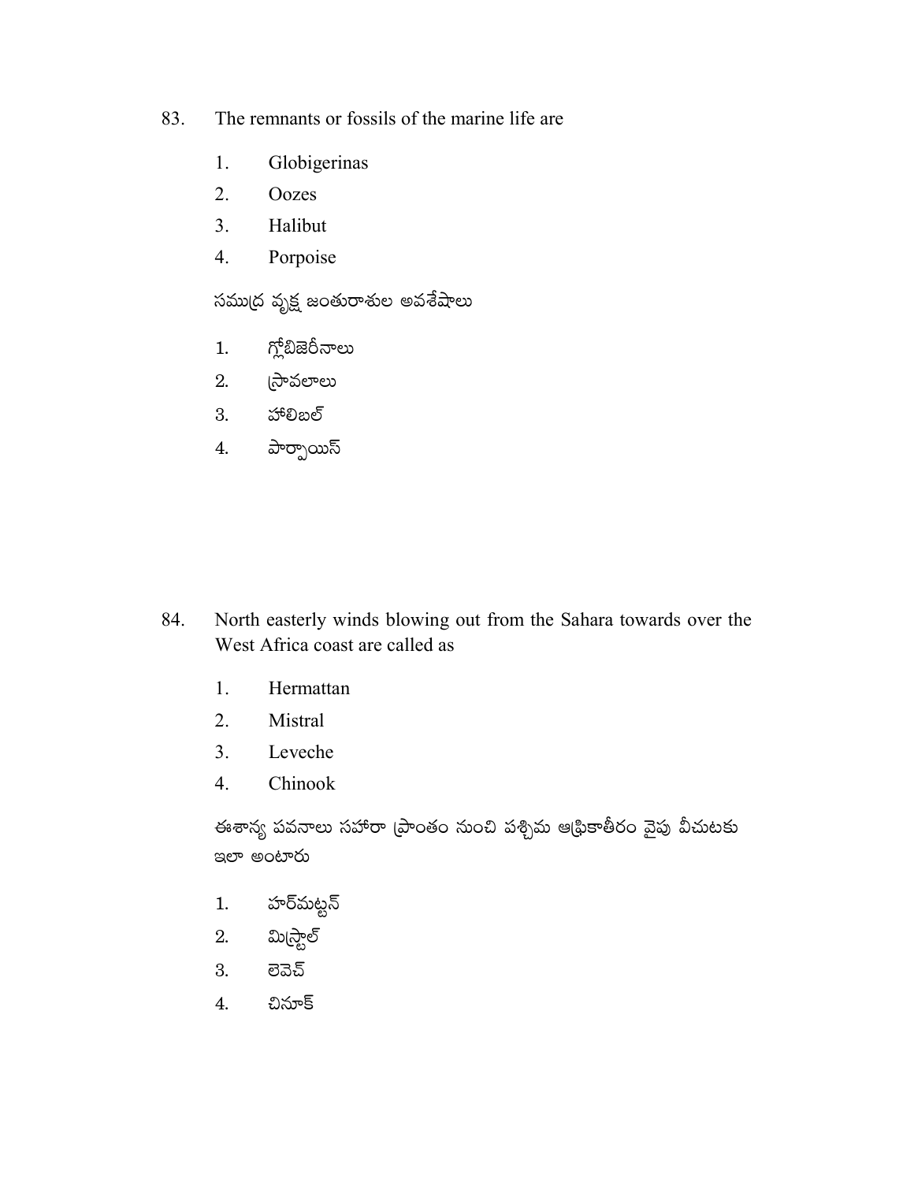83. The remnants or fossils of the marine life are

   1. Globigerinas
   2. Oozes
   3. Halibut
   4. Porpoise

   సముద్ర వృక్ష జంతురాశుల అవశేషాలు

   1. గ్లోబిజెరీనాలు
   2. స్రావలాలు
   3. హాలిబల్
   4. పార్పాయిస్

84. North easterly winds blowing out from the Sahara towards over the West Africa coast are called as

   1. Hermattan
   2. Mistral
   3. Leveche
   4. Chinook

   ఈశాన్య పవనాలు సహారా ప్రాంతం నుంచి పశ్చిమ ఆఫ్రికాతీరం వైపు వీచుటకు ఇలా అంటారు

   1. హర్మట్టన్
   2. మిస్ట్రాల్
   3. లెవెచ్
   4. చినూక్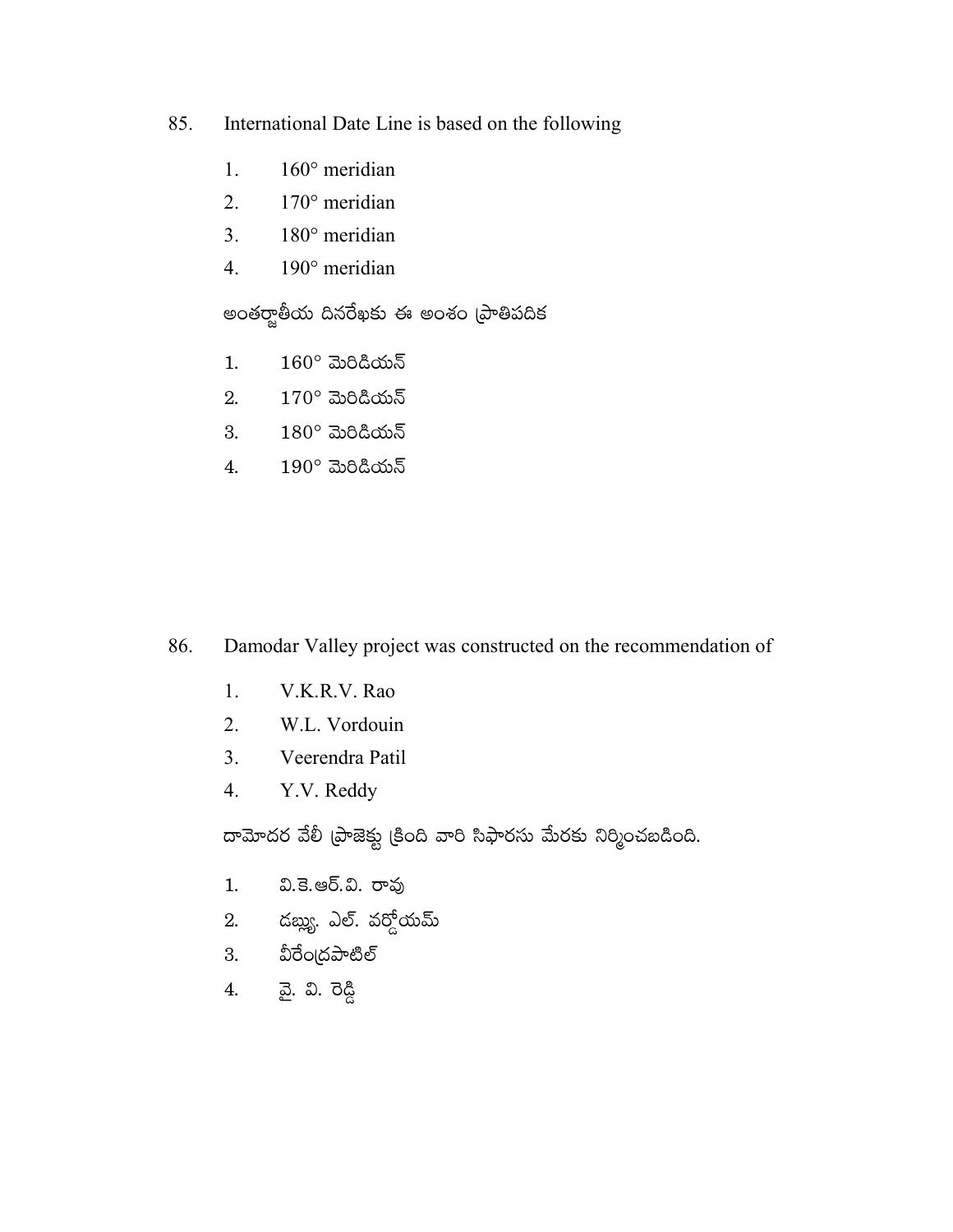85. International Date Line is based on the following

1. 160° meridian
2. 170° meridian
3. 180° meridian
4. 190° meridian

అంతర్జాతీయ దినరేఖకు ఈ అంశం ప్రాతిపదిక

1. 160° మెరిడియన్
2. 170° మెరిడియన్
3. 180° మెరిడియన్
4. 190° మెరిడియన్

86. Damodar Valley project was constructed on the recommendation of

1. V.K.R.V. Rao
2. W.L. Vordouin
3. Veerendra Patil
4. Y.V. Reddy

దామోదర వేలీ ప్రాజెక్టు క్రింది వారి సిఫారసు మేరకు నిర్మించబడింది.

1. వి.కె.ఆర్.వి. రావు
2. డబ్ల్యు. ఎల్. వర్డోయమ్
3. వీరేంద్రపాటిల్
4. వై. వి. రెడ్డి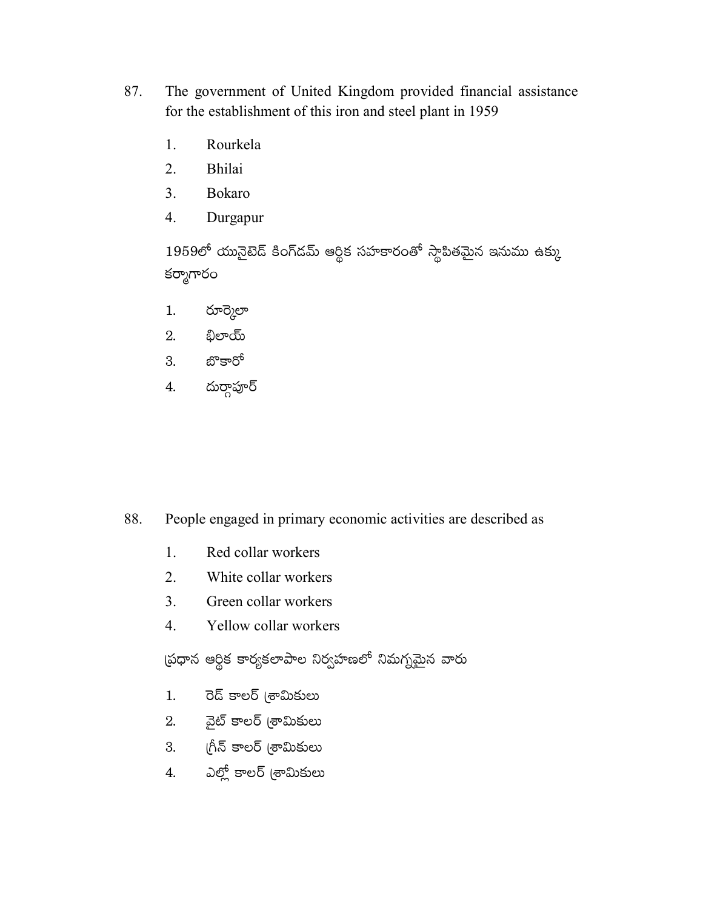87. The government of United Kingdom provided financial assistance for the establishment of this iron and steel plant in 1959

    1. Rourkela
    2. Bhilai
    3. Bokaro
    4. Durgapur

    1959లో యునైటెడ్ కింగ్‌డమ్ ఆర్థిక సహకారంతో స్థాపితమైన ఇనుము ఉక్కు కర్మాగారం

    1. రూర్కెలా
    2. భిలాయ్
    3. బొకారో
    4. దుర్గాపూర్

88. People engaged in primary economic activities are described as

    1. Red collar workers
    2. White collar workers
    3. Green collar workers
    4. Yellow collar workers

    ప్రధాన ఆర్థిక కార్యకలాపాల నిర్వహణలో నిమగ్నమైన వారు

    1. రెడ్ కాలర్ శ్రామికులు
    2. వైట్ కాలర్ శ్రామికులు
    3. గ్రీన్ కాలర్ శ్రామికులు
    4. ఎల్లో కాలర్ శ్రామికులు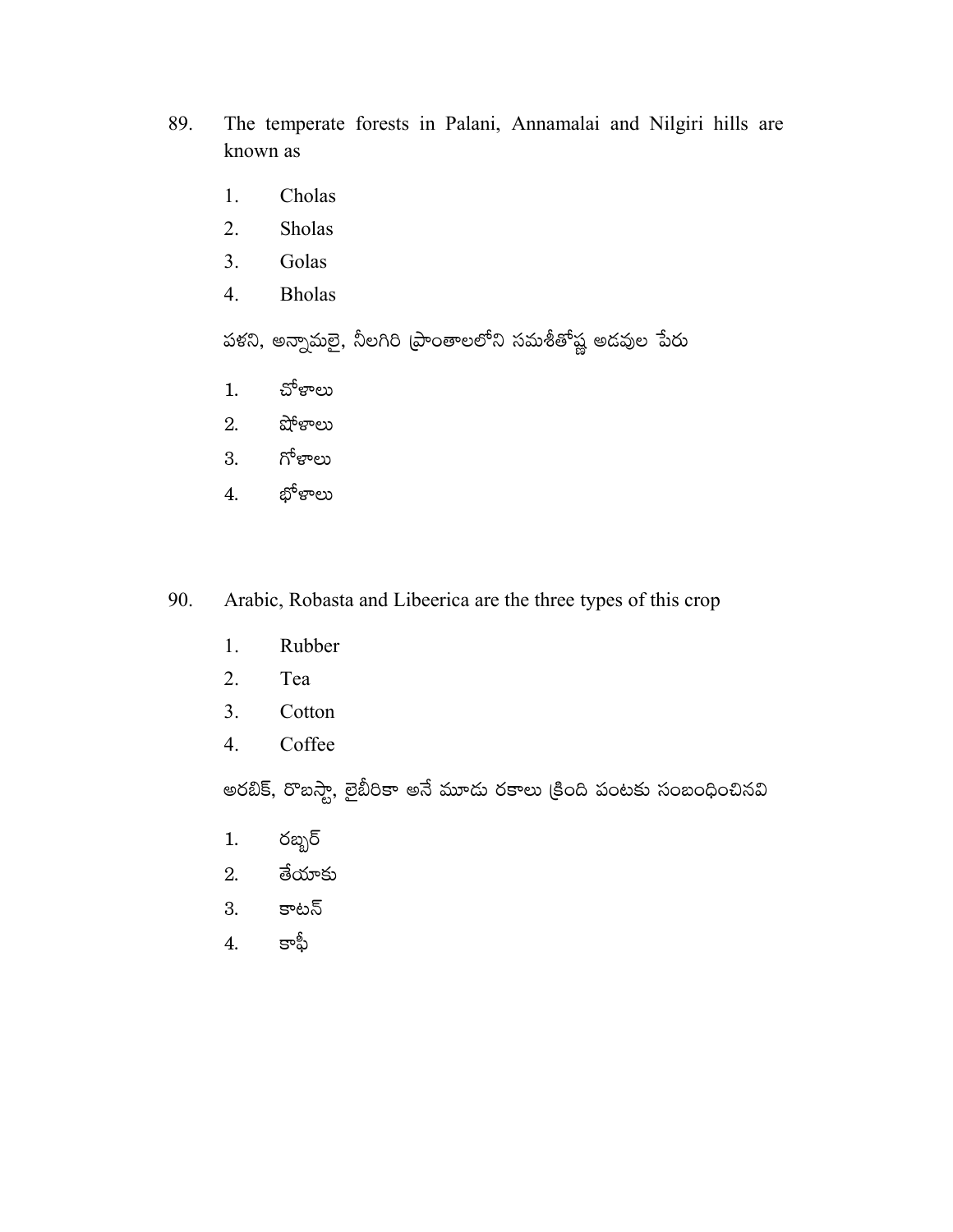89. The temperate forests in Palani, Annamalai and Nilgiri hills are known as

    1. Cholas
    2. Sholas
    3. Golas
    4. Bholas

    పళని, అన్నామలై, నీలగిరి ప్రాంతాలలోని సమశీతోష్ణ అడవుల పేరు

    1. చోళాలు
    2. షోళాలు
    3. గోళాలు
    4. భోళాలు

90. Arabic, Robasta and Libeerica are the three types of this crop

    1. Rubber
    2. Tea
    3. Cotton
    4. Coffee

    అరబిక్, రొబస్టా, లైబీరికా అనే మూడు రకాలు క్రింది పంటకు సంబంధించినవి

    1. రబ్బర్
    2. తేయాకు
    3. కాటన్
    4. కాఫీ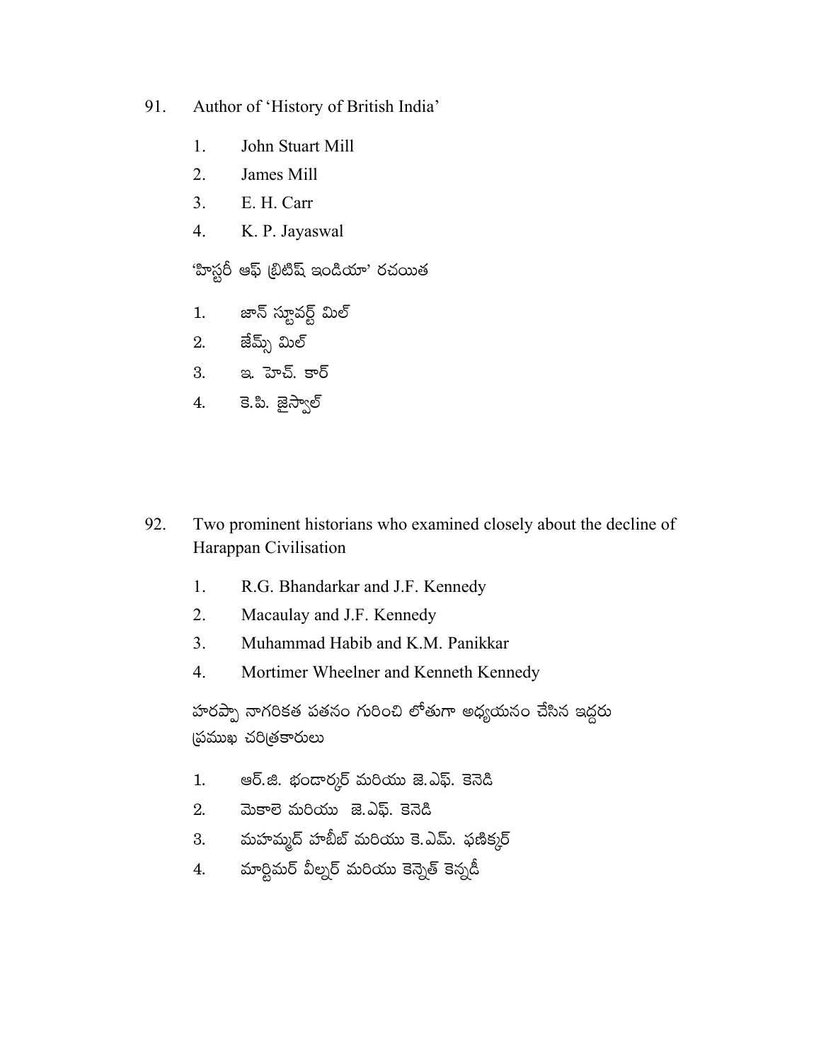91. Author of 'History of British India'

    1. John Stuart Mill
    2. James Mill
    3. E. H. Carr
    4. K. P. Jayaswal

    'హిస్టరీ ఆఫ్ బ్రిటిష్ ఇండియా' రచయిత

    1. జాన్ స్టూవర్ట్ మిల్
    2. జేమ్స్ మిల్
    3. ఇ. హెచ్. కార్
    4. కె.పి. జైస్వాల్

92. Two prominent historians who examined closely about the decline of Harappan Civilisation

    1. R.G. Bhandarkar and J.F. Kennedy
    2. Macaulay and J.F. Kennedy
    3. Muhammad Habib and K.M. Panikkar
    4. Mortimer Wheelner and Kenneth Kennedy

    హరప్పా నాగరికత పతనం గురించి లోతుగా అధ్యయనం చేసిన ఇద్దరు ప్రముఖ చరిత్రకారులు

    1. ఆర్.జి. భండార్కర్ మరియు జె.ఎఫ్. కెనెడి
    2. మెకాలె మరియు జె.ఎఫ్. కెనెడి
    3. మహమ్మద్ హబీబ్ మరియు కె.ఎమ్. ఫణిక్కర్
    4. మార్టిమర్ వీల్నర్ మరియు కెన్నెత్ కెన్నడీ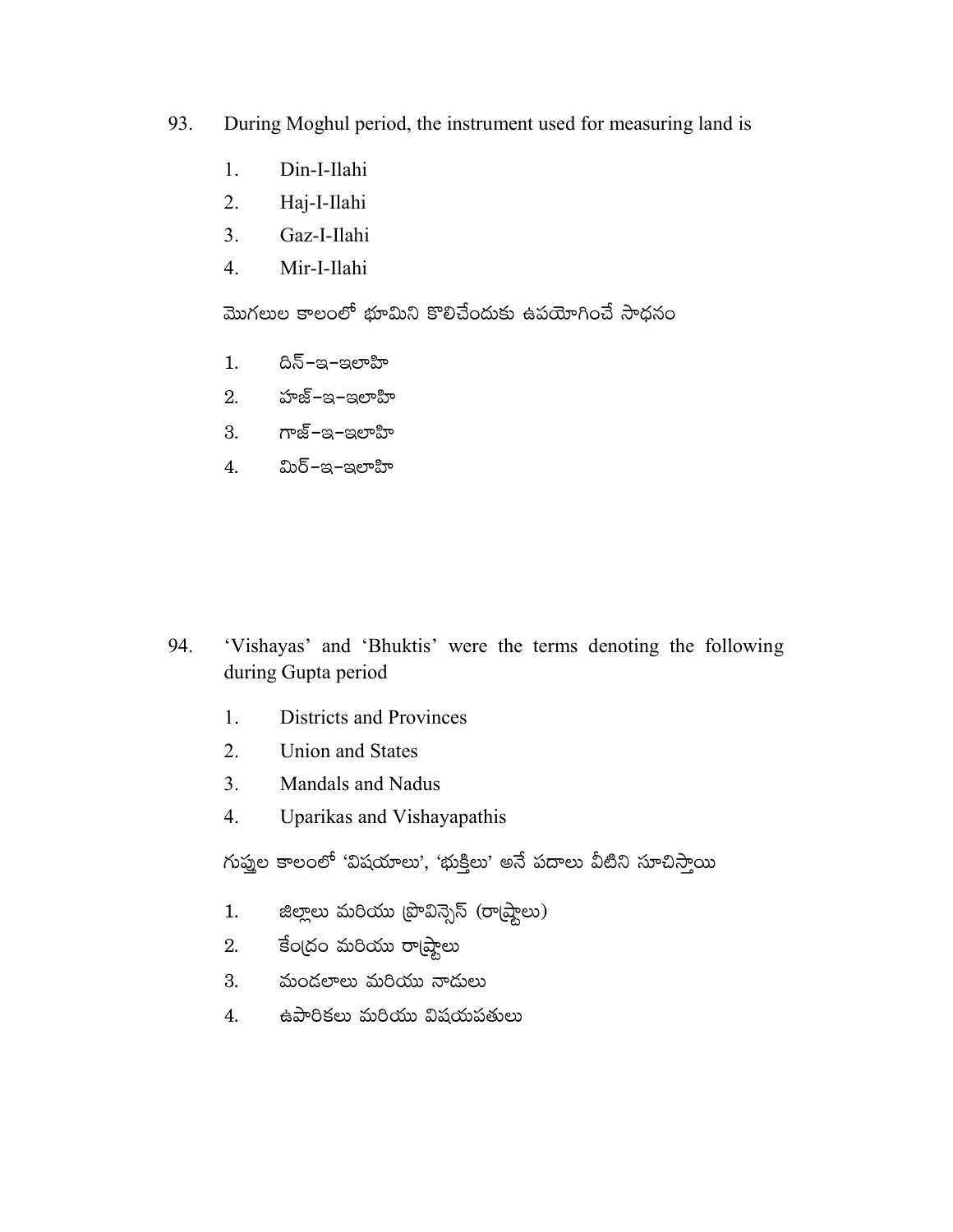93. During Moghul period, the instrument used for measuring land is

1. Din-I-Ilahi
2. Haj-I-Ilahi
3. Gaz-I-Ilahi
4. Mir-I-Ilahi

మొగలుల కాలంలో భూమిని కొలిచేందుకు ఉపయోగించే సాధనం

1. దిన్–ఇ–ఇలాహి
2. హజ్–ఇ–ఇలాహి
3. గాజ్–ఇ–ఇలాహి
4. మిర్–ఇ–ఇలాహి

94. 'Vishayas' and 'Bhuktis' were the terms denoting the following during Gupta period

1. Districts and Provinces
2. Union and States
3. Mandals and Nadus
4. Uparikas and Vishayapathis

గుప్తుల కాలంలో 'విషయాలు', 'భుక్తిలు' అనే పదాలు వీటిని సూచిస్తాయి

1. జిల్లాలు మరియు ప్రొవిన్సెస్ (రాష్ట్రాలు)
2. కేంద్రం మరియు రాష్ట్రాలు
3. మండలాలు మరియు నాడులు
4. ఉపారికలు మరియు విషయపతులు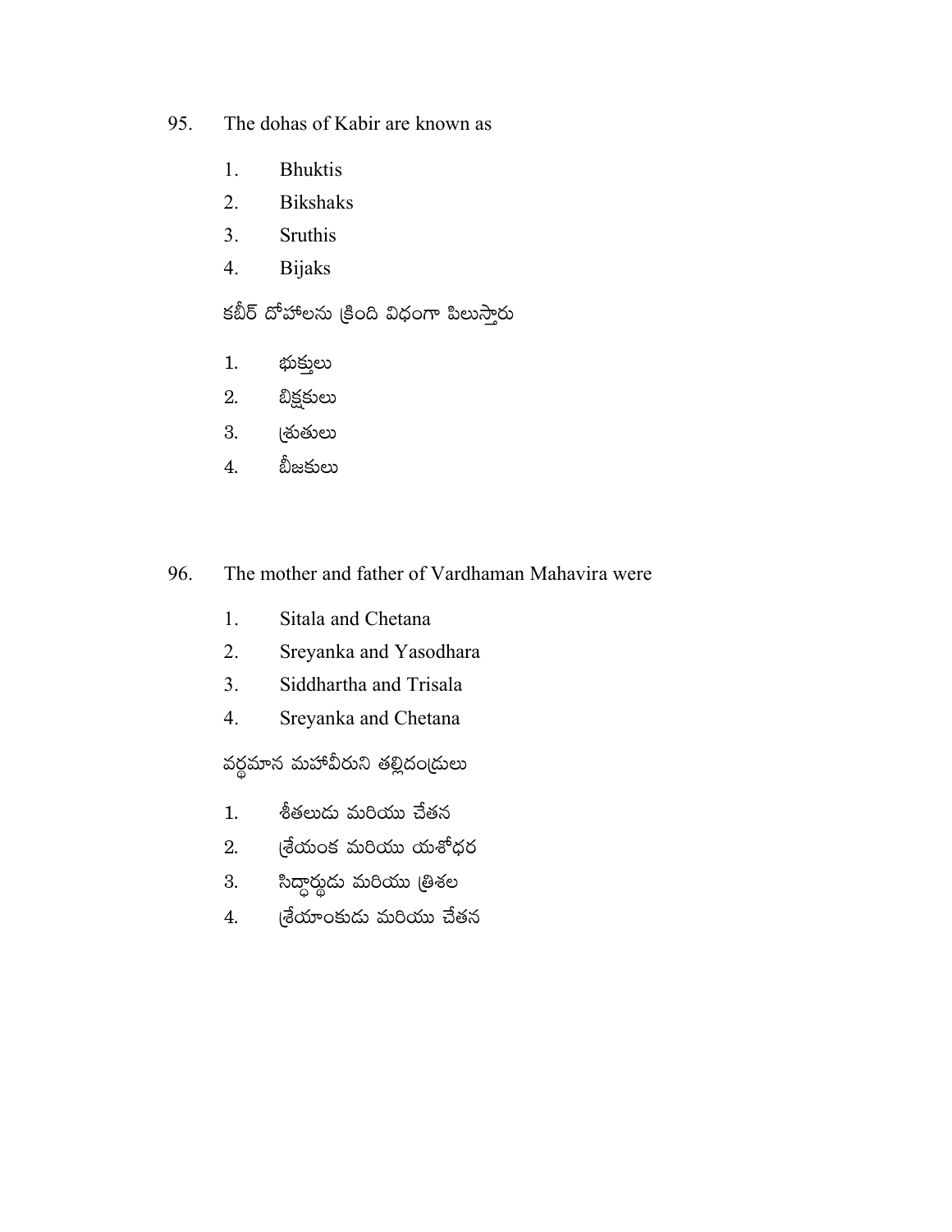95. The dohas of Kabir are known as

1. Bhuktis
2. Bikshaks
3. Sruthis
4. Bijaks

కబీర్ దోహాలను క్రింది విధంగా పిలుస్తారు

1. భుక్తులు
2. బిక్షకులు
3. శ్రుతులు
4. బీజకులు

96. The mother and father of Vardhaman Mahavira were

1. Sitala and Chetana
2. Sreyanka and Yasodhara
3. Siddhartha and Trisala
4. Sreyanka and Chetana

వర్ధమాన మహావీరుని తల్లిదండ్రులు

1. శీతలుడు మరియు చేతన
2. శ్రేయంక మరియు యశోధర
3. సిద్ధార్థుడు మరియు త్రిశల
4. శ్రేయాంకుడు మరియు చేతన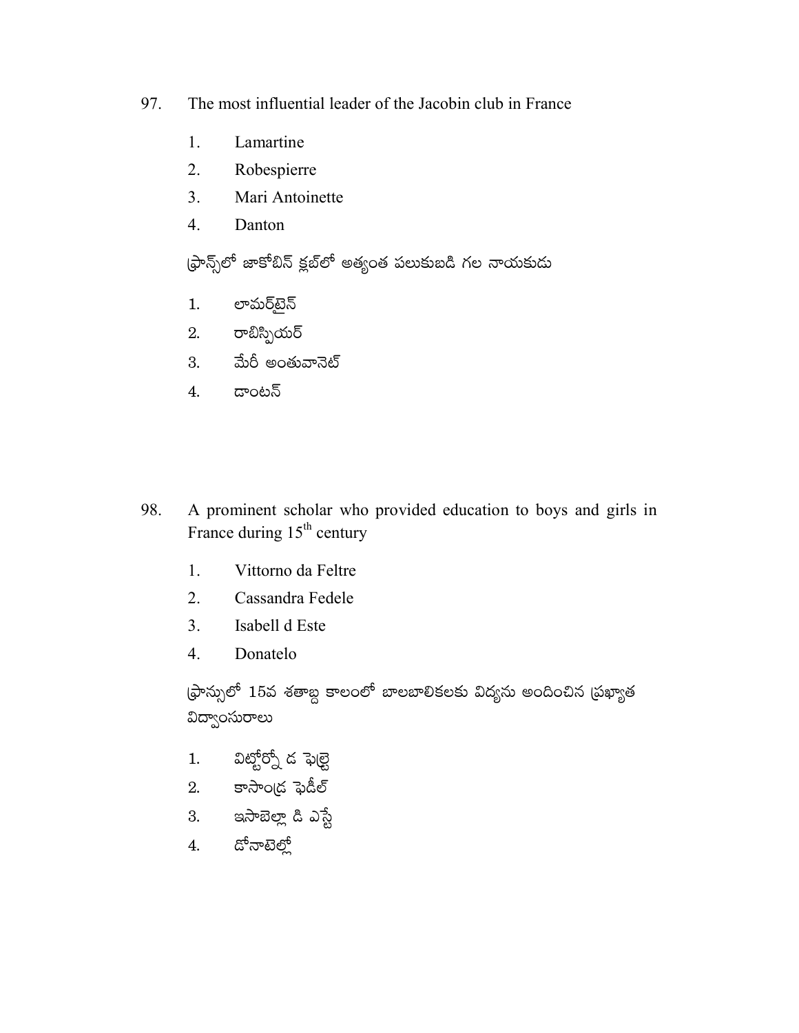97. The most influential leader of the Jacobin club in France

 1. Lamartine
 2. Robespierre
 3. Mari Antoinette
 4. Danton

 ఫ్రాన్స్‌లో జాకోబిన్ క్లబ్‌లో అత్యంత పలుకుబడి గల నాయకుడు

 1. లామర్టైన్
 2. రాబిస్పియర్
 3. మేరీ అంతువానెట్
 4. డాంటన్

98. A prominent scholar who provided education to boys and girls in France during 15th century

 1. Vittorno da Feltre
 2. Cassandra Fedele
 3. Isabell d Este
 4. Donatelo

 ఫ్రాన్సులో 15వ శతాబ్ద కాలంలో బాలబాలికలకు విద్యను అందించిన ప్రఖ్యాత విద్వాంసురాలు

 1. విట్టోర్నో ద ఫెల్ట్రె
 2. కాసాంద్ర ఫెడీల్
 3. ఇసాబెల్లా డి ఎస్టే
 4. డోనాటెల్లో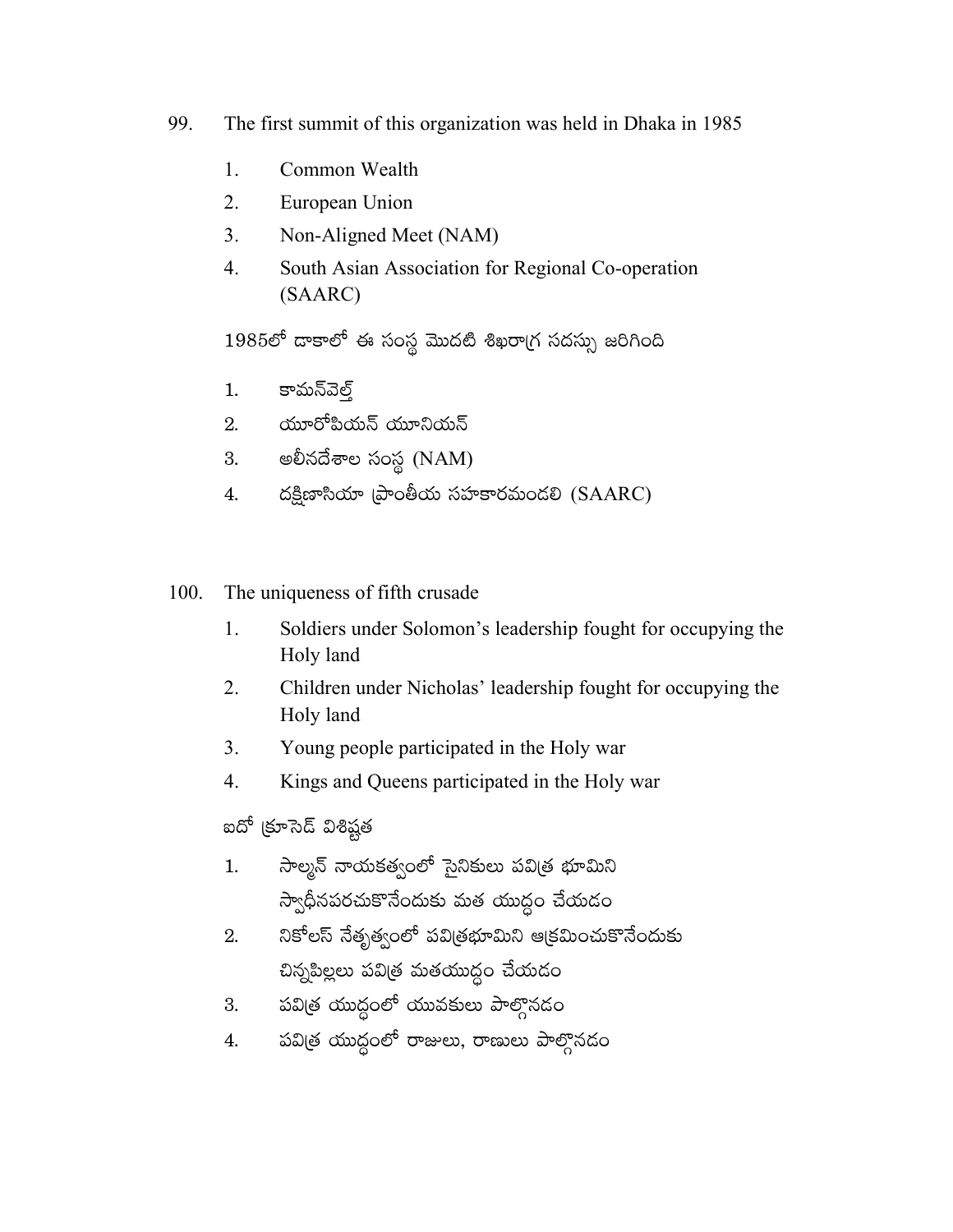99. The first summit of this organization was held in Dhaka in 1985

   1. Common Wealth
   2. European Union
   3. Non-Aligned Meet (NAM)
   4. South Asian Association for Regional Co-operation (SAARC)

   1985లో డాకాలో ఈ సంస్థ మొదటి శిఖరాగ్ర సదస్సు జరిగింది

   1. కామన్‌వెల్త్
   2. యూరోపియన్ యూనియన్
   3. అలీనదేశాల సంస్థ (NAM)
   4. దక్షిణాసియా ప్రాంతీయ సహకారమండలి (SAARC)

100. The uniqueness of fifth crusade

   1. Soldiers under Solomon's leadership fought for occupying the Holy land
   2. Children under Nicholas' leadership fought for occupying the Holy land
   3. Young people participated in the Holy war
   4. Kings and Queens participated in the Holy war

   ఐదో క్రూసెడ్ విశిష్టత

   1. సాల్మన్ నాయకత్వంలో సైనికులు పవిత్ర భూమిని స్వాధీనపరచుకొనేందుకు మత యుద్ధం చేయడం
   2. నికోలస్ నేతృత్వంలో పవిత్రభూమిని ఆక్రమించుకొనేందుకు చిన్నపిల్లలు పవిత్ర మతయుద్ధం చేయడం
   3. పవిత్ర యుద్ధంలో యువకులు పాల్గొనడం
   4. పవిత్ర యుద్ధంలో రాజులు, రాణులు పాల్గొనడం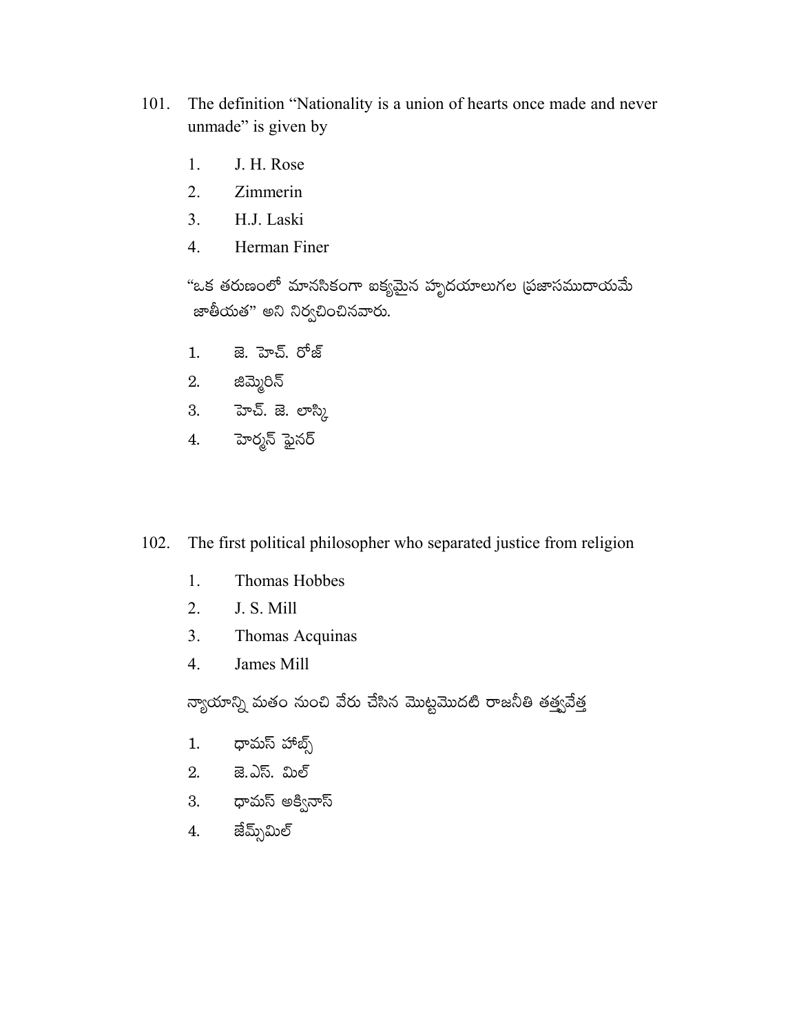101. The definition "Nationality is a union of hearts once made and never unmade" is given by

1. J. H. Rose
2. Zimmerin
3. H.J. Laski
4. Herman Finer

"ఒక తరుణంలో మానసికంగా ఐక్యమైన హృదయాలుగల ప్రజాసముదాయమే జాతీయత" అని నిర్వచించినవారు.

1. జె. హెచ్. రోజ్
2. జిమ్మెరిన్
3. హెచ్. జె. లాస్కి
4. హెర్మన్ ఫైనర్

102. The first political philosopher who separated justice from religion

1. Thomas Hobbes
2. J. S. Mill
3. Thomas Acquinas
4. James Mill

న్యాయాన్ని మతం నుంచి వేరు చేసిన మొట్టమొదటి రాజనీతి తత్త్వవేత్త

1. థామస్ హాబ్స్
2. జె.ఎస్. మిల్
3. థామస్ అక్వినాస్
4. జేమ్స్‌మిల్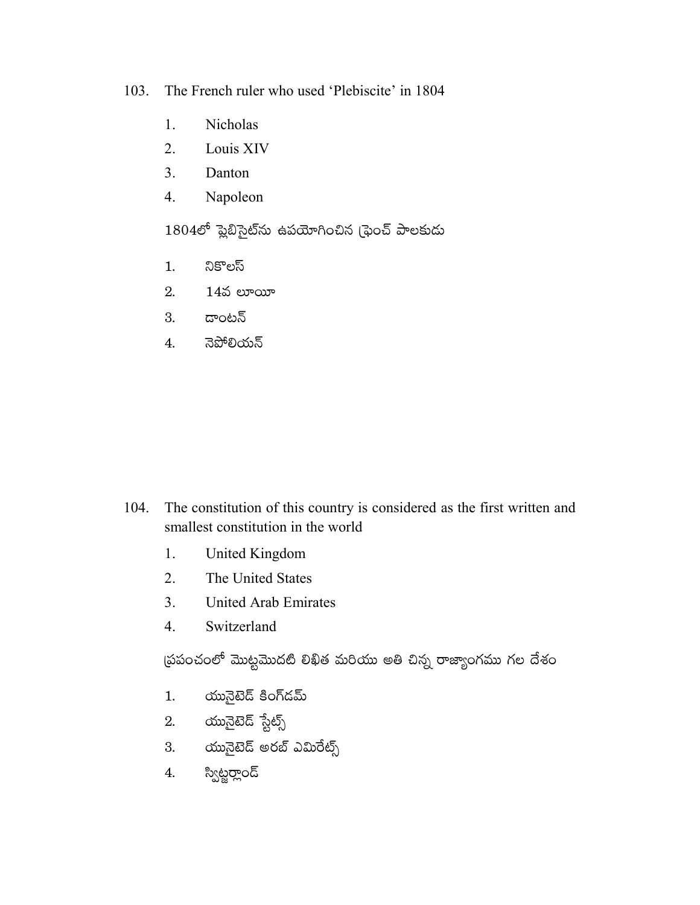103. The French ruler who used 'Plebiscite' in 1804

1. Nicholas
2. Louis XIV
3. Danton
4. Napoleon

1804లో ప్లెబిసైట్‌ను ఉపయోగించిన ఫ్రెంచ్ పాలకుడు

1. నికొలస్
2. 14వ లూయీ
3. డాంటన్
4. నెపోలియన్

104. The constitution of this country is considered as the first written and smallest constitution in the world

1. United Kingdom
2. The United States
3. United Arab Emirates
4. Switzerland

ప్రపంచంలో మొట్టమొదటి లిఖిత మరియు అతి చిన్న రాజ్యాంగము గల దేశం

1. యునైటెడ్ కింగ్‌డమ్
2. యునైటెడ్ స్టేట్స్
3. యునైటెడ్ అరబ్ ఎమిరేట్స్
4. స్విట్జర్లాండ్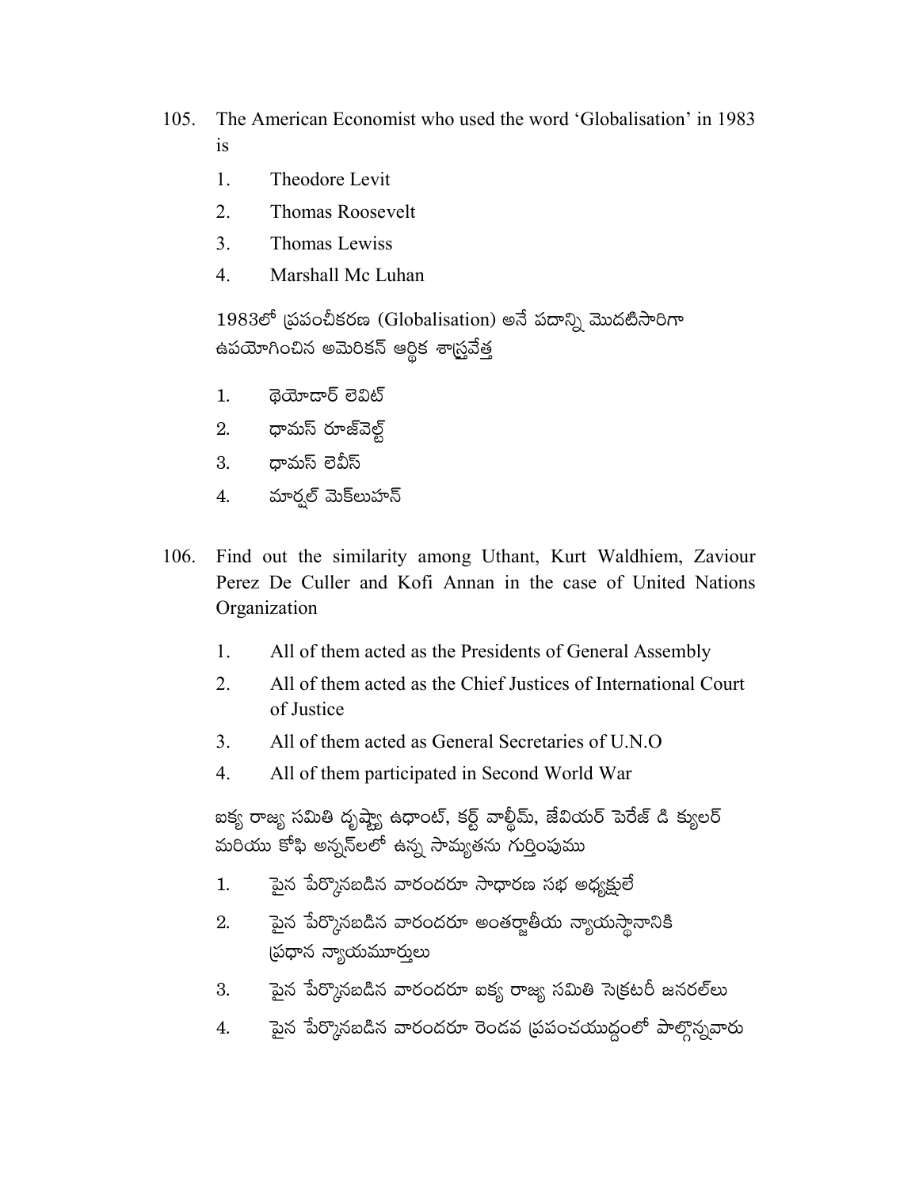105. The American Economist who used the word 'Globalisation' in 1983 is

1. Theodore Levit
2. Thomas Roosevelt
3. Thomas Lewiss
4. Marshall Mc Luhan

1983లో ప్రపంచీకరణ (Globalisation) అనే పదాన్ని మొదటిసారిగా ఉపయోగించిన అమెరికన్ ఆర్థిక శాస్త్రవేత్త

1. థియోడార్ లెవిట్
2. థామస్ రూజ్‌వెల్ట్
3. థామస్ లెవీస్
4. మార్షల్ మెక్‌లుహన్

106. Find out the similarity among Uthant, Kurt Waldhiem, Zaviour Perez De Culler and Kofi Annan in the case of United Nations Organization

1. All of them acted as the Presidents of General Assembly
2. All of them acted as the Chief Justices of International Court of Justice
3. All of them acted as General Secretaries of U.N.O
4. All of them participated in Second World War

ఐక్య రాజ్య సమితి దృష్ట్యా ఉథాంట్, కర్ట్ వాల్థీమ్, జేవియర్ పెరేజ్ డి క్యులర్ మరియు కోఫి అన్నన్‌లలో ఉన్న సామ్యతను గుర్తింపుము

1. పైన పేర్కొనబడిన వారందరూ సాధారణ సభ అధ్యక్షులే
2. పైన పేర్కొనబడిన వారందరూ అంతర్జాతీయ న్యాయస్థానానికి ప్రధాన న్యాయమూర్తులు
3. పైన పేర్కొనబడిన వారందరూ ఐక్య రాజ్య సమితి సెక్రటరీ జనరల్‌లు
4. పైన పేర్కొనబడిన వారందరూ రెండవ ప్రపంచయుద్ధంలో పాల్గొన్నవారు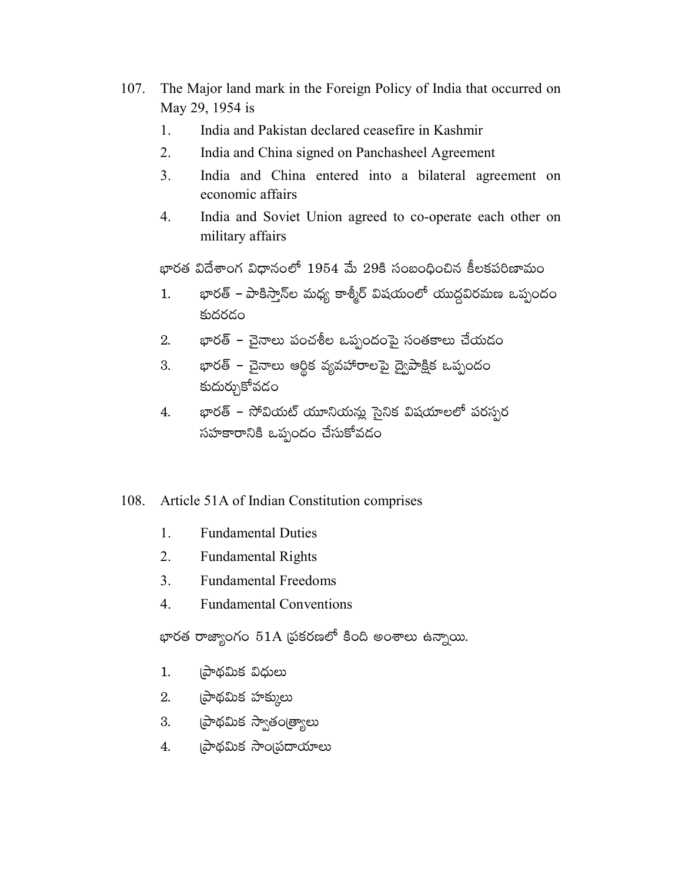107. The Major land mark in the Foreign Policy of India that occurred on May 29, 1954 is

1. India and Pakistan declared ceasefire in Kashmir
2. India and China signed on Panchasheel Agreement
3. India and China entered into a bilateral agreement on economic affairs
4. India and Soviet Union agreed to co-operate each other on military affairs

భారత విదేశాంగ విధానంలో 1954 మే 29కి సంబంధించిన కీలకపరిణామం

1. భారత్ – పాకిస్తాన్‌ల మధ్య కాశ్మీర్ విషయంలో యుద్ధవిరమణ ఒప్పందం కుదరడం
2. భారత్ – చైనాలు పంచశీల ఒప్పందంపై సంతకాలు చేయడం
3. భారత్ – చైనాలు ఆర్థిక వ్యవహారాలపై ద్వైపాక్షిక ఒప్పందం కుదుర్చుకోవడం
4. భారత్ – సోవియట్ యూనియన్లు సైనిక విషయాలలో పరస్పర సహకారానికి ఒప్పందం చేసుకోవడం

108. Article 51A of Indian Constitution comprises

1. Fundamental Duties
2. Fundamental Rights
3. Fundamental Freedoms
4. Fundamental Conventions

భారత రాజ్యాంగం 51A ప్రకరణలో కింది అంశాలు ఉన్నాయి.

1. ప్రాథమిక విధులు
2. ప్రాథమిక హక్కులు
3. ప్రాథమిక స్వాతంత్ర్యాలు
4. ప్రాథమిక సాంప్రదాయాలు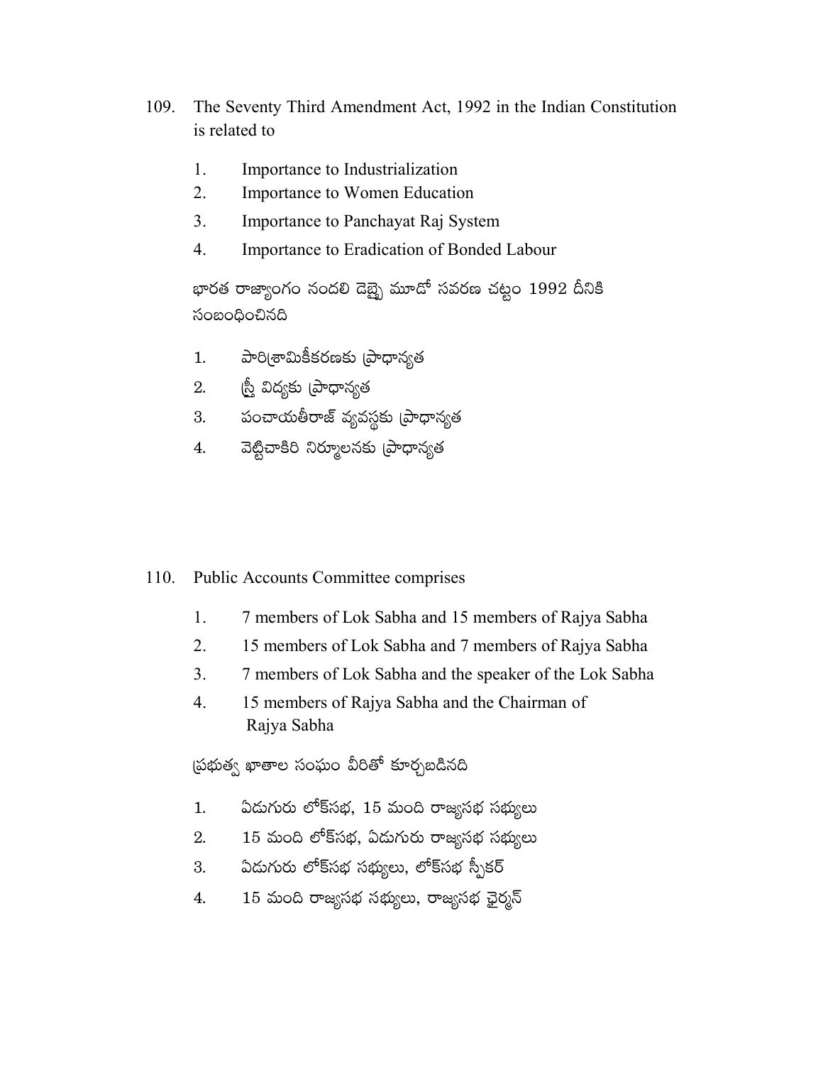109. The Seventy Third Amendment Act, 1992 in the Indian Constitution is related to

   1. Importance to Industrialization
   2. Importance to Women Education
   3. Importance to Panchayat Raj System
   4. Importance to Eradication of Bonded Labour

   భారత రాజ్యాంగం నందలి డెబ్బై మూడో సవరణ చట్టం 1992 దీనికి సంబంధించినది

   1. పారిశ్రామికీకరణకు ప్రాధాన్యత
   2. స్త్రీ విద్యకు ప్రాధాన్యత
   3. పంచాయతీరాజ్ వ్యవస్థకు ప్రాధాన్యత
   4. వెట్టిచాకిరి నిర్మూలనకు ప్రాధాన్యత

110. Public Accounts Committee comprises

   1. 7 members of Lok Sabha and 15 members of Rajya Sabha
   2. 15 members of Lok Sabha and 7 members of Rajya Sabha
   3. 7 members of Lok Sabha and the speaker of the Lok Sabha
   4. 15 members of Rajya Sabha and the Chairman of Rajya Sabha

   ప్రభుత్వ ఖాతాల సంఘం వీరితో కూర్చబడినది

   1. ఏడుగురు లోక్‌సభ, 15 మంది రాజ్యసభ సభ్యులు
   2. 15 మంది లోక్‌సభ, ఏడుగురు రాజ్యసభ సభ్యులు
   3. ఏడుగురు లోక్‌సభ సభ్యులు, లోక్‌సభ స్పీకర్
   4. 15 మంది రాజ్యసభ సభ్యులు, రాజ్యసభ ఛైర్మన్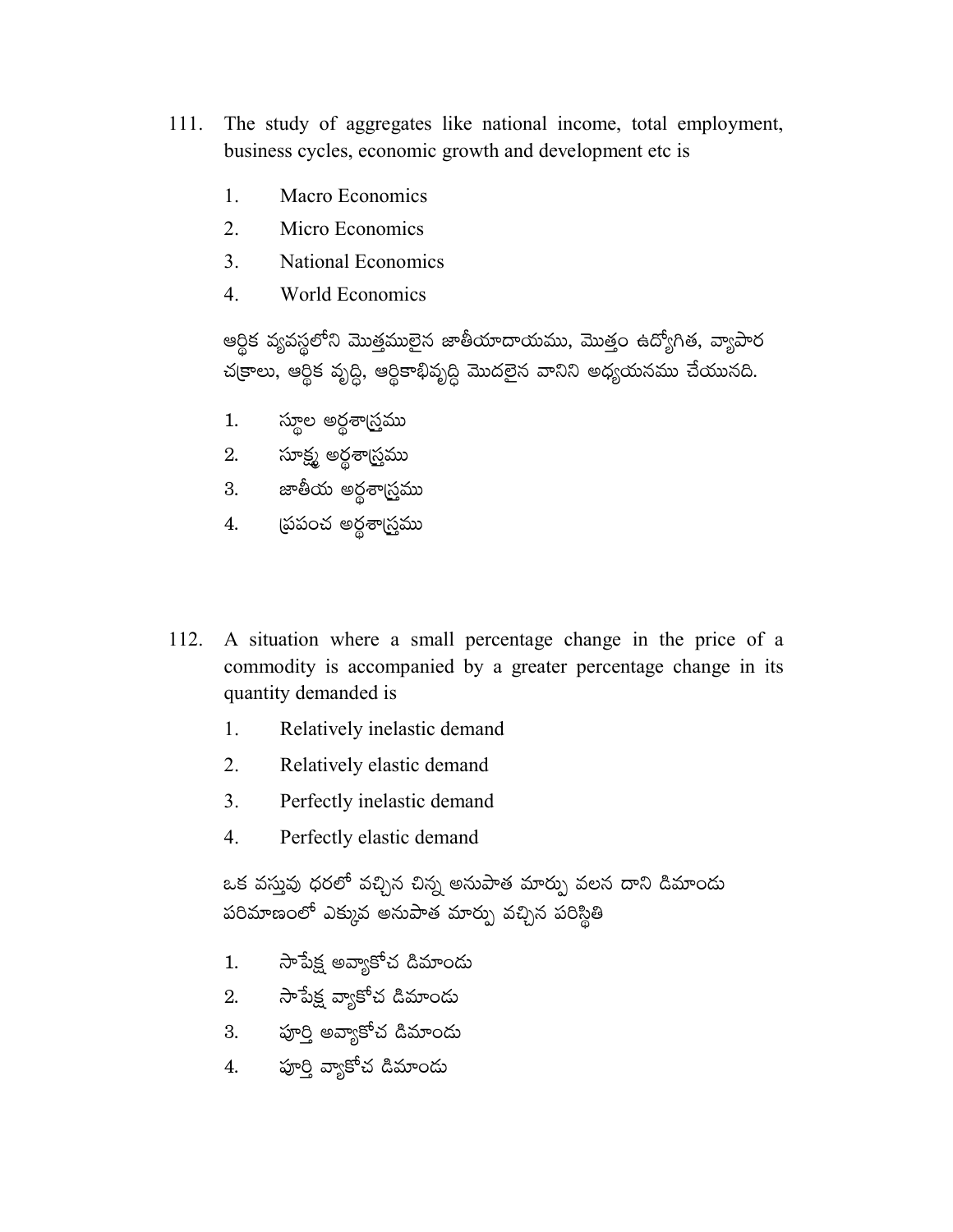111. The study of aggregates like national income, total employment, business cycles, economic growth and development etc is

  1. Macro Economics
  2. Micro Economics
  3. National Economics
  4. World Economics

  ఆర్థిక వ్యవస్థలోని మొత్తములైన జాతీయాదాయము, మొత్తం ఉద్యోగిత, వ్యాపార చక్రాలు, ఆర్థిక వృద్ధి, ఆర్థికాభివృద్ధి మొదలైన వానిని అధ్యయనము చేయునది.

  1. స్థూల అర్థశాస్త్రము
  2. సూక్ష్మ అర్థశాస్త్రము
  3. జాతీయ అర్థశాస్త్రము
  4. ప్రపంచ అర్థశాస్త్రము

112. A situation where a small percentage change in the price of a commodity is accompanied by a greater percentage change in its quantity demanded is

  1. Relatively inelastic demand
  2. Relatively elastic demand
  3. Perfectly inelastic demand
  4. Perfectly elastic demand

  ఒక వస్తువు ధరలో వచ్చిన చిన్న అనుపాత మార్పు వలన దాని డిమాండు పరిమాణంలో ఎక్కువ అనుపాత మార్పు వచ్చిన పరిస్థితి

  1. సాపేక్ష అవ్యాకోచ డిమాండు
  2. సాపేక్ష వ్యాకోచ డిమాండు
  3. పూర్తి అవ్యాకోచ డిమాండు
  4. పూర్తి వ్యాకోచ డిమాండు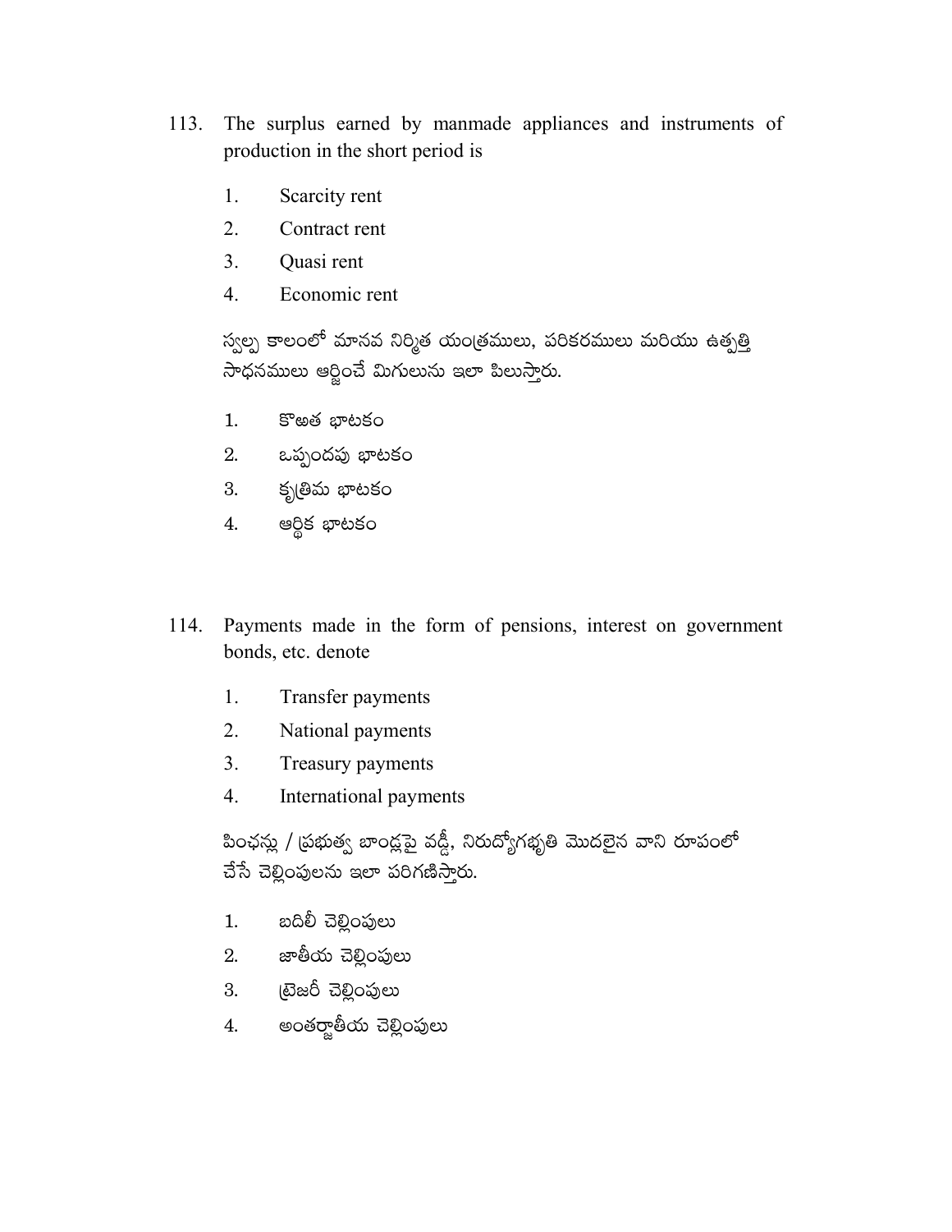113. The surplus earned by manmade appliances and instruments of production in the short period is

  1. Scarcity rent
  2. Contract rent
  3. Quasi rent
  4. Economic rent

  స్వల్ప కాలంలో మానవ నిర్మిత యంత్రములు, పరికరములు మరియు ఉత్పత్తి సాధనములు ఆర్జించే మిగులును ఇలా పిలుస్తారు.

  1. కొఱత భాటకం
  2. ఒప్పందపు భాటకం
  3. కృత్రిమ భాటకం
  4. ఆర్థిక భాటకం

114. Payments made in the form of pensions, interest on government bonds, etc. denote

  1. Transfer payments
  2. National payments
  3. Treasury payments
  4. International payments

  పింఛన్లు / ప్రభుత్వ బాండ్లపై వడ్డీ, నిరుద్యోగభృతి మొదలైన వాని రూపంలో చేసే చెల్లింపులను ఇలా పరిగణిస్తారు.

  1. బదిలీ చెల్లింపులు
  2. జాతీయ చెల్లింపులు
  3. ట్రెజరీ చెల్లింపులు
  4. అంతర్జాతీయ చెల్లింపులు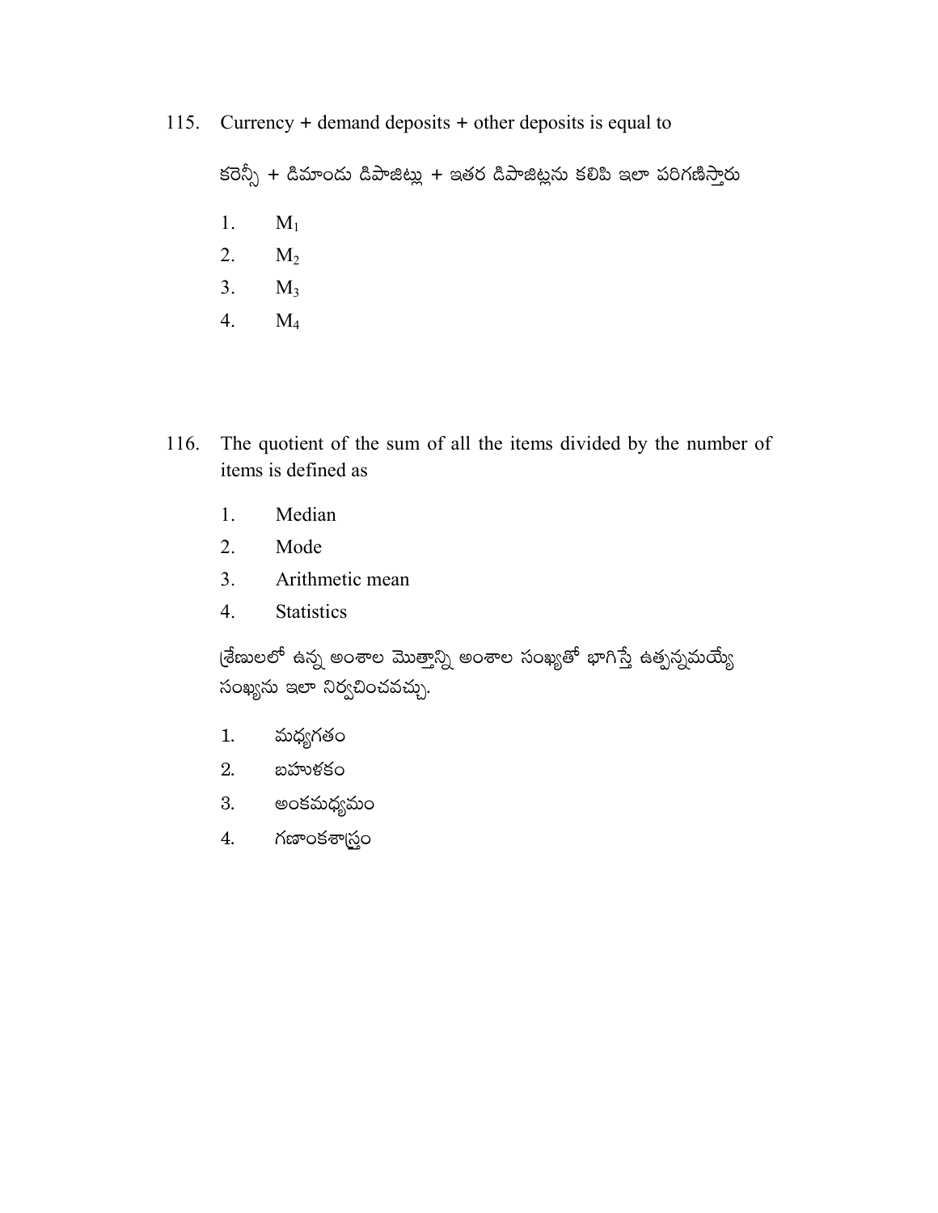115. Currency + demand deposits + other deposits is equal to

కరెన్సీ + డిమాండు డిపాజిట్లు + ఇతర డిపాజిట్లను కలిపి ఇలా పరిగణిస్తారు

1. $M_1$
2. $M_2$
3. $M_3$
4. $M_4$

116. The quotient of the sum of all the items divided by the number of items is defined as

1. Median
2. Mode
3. Arithmetic mean
4. Statistics

శ్రేణులలో ఉన్న అంశాల మొత్తాన్ని అంశాల సంఖ్యతో భాగిస్తే ఉత్పన్నమయ్యే సంఖ్యను ఇలా నిర్వచించవచ్చు.

1. మధ్యగతం
2. బహుళకం
3. అంకమధ్యమం
4. గణాంకశాస్త్రం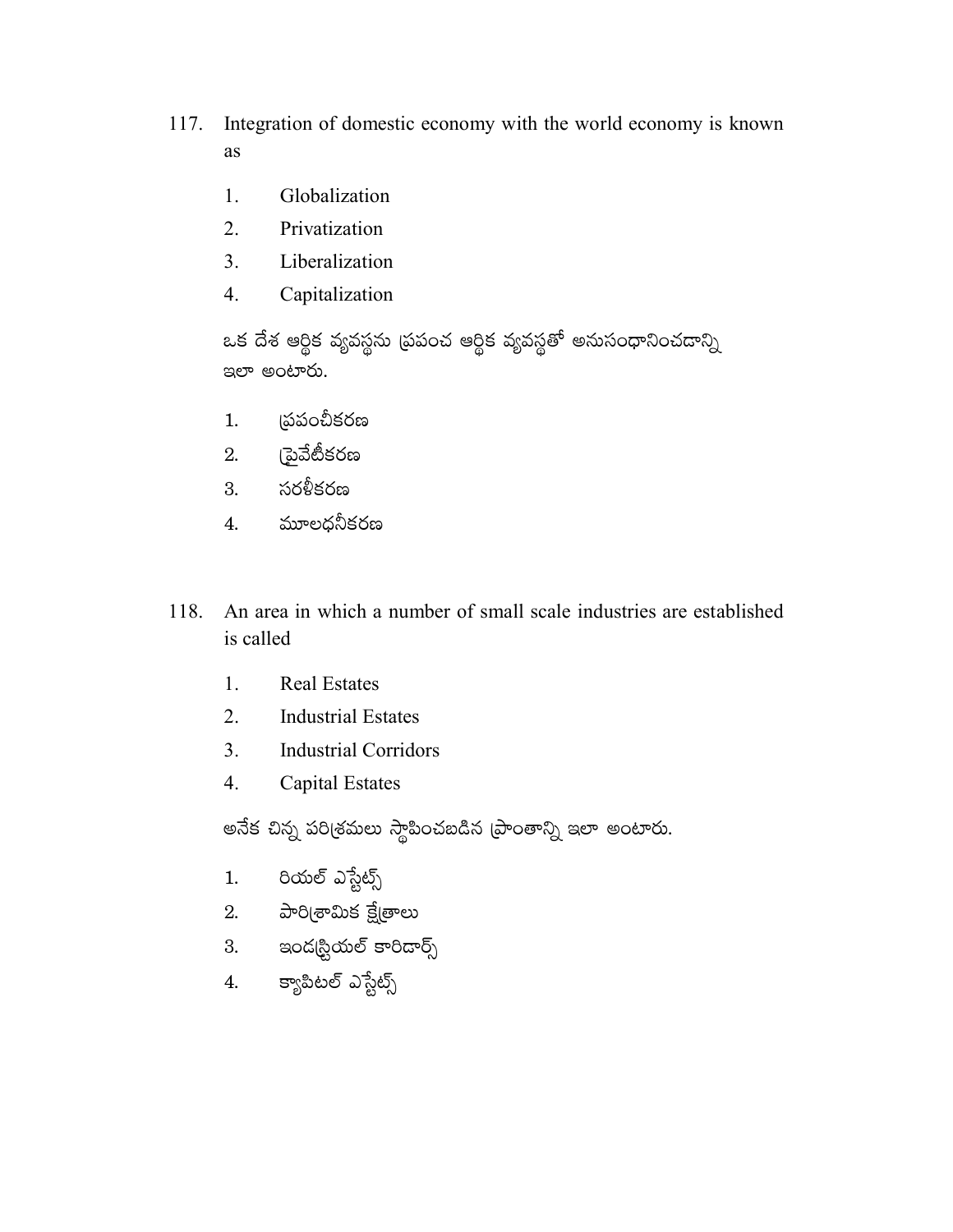117. Integration of domestic economy with the world economy is known as

1. Globalization
2. Privatization
3. Liberalization
4. Capitalization

ఒక దేశ ఆర్థిక వ్యవస్థను ప్రపంచ ఆర్థిక వ్యవస్థతో అనుసంధానించడాన్ని ఇలా అంటారు.

1. ప్రపంచీకరణ
2. ప్రైవేటీకరణ
3. సరళీకరణ
4. మూలధనీకరణ

118. An area in which a number of small scale industries are established is called

1. Real Estates
2. Industrial Estates
3. Industrial Corridors
4. Capital Estates

అనేక చిన్న పరిశ్రమలు స్థాపించబడిన ప్రాంతాన్ని ఇలా అంటారు.

1. రియల్ ఎస్టేట్స్
2. పారిశ్రామిక క్షేత్రాలు
3. ఇండస్ట్రియల్ కారిడార్స్
4. క్యాపిటల్ ఎస్టేట్స్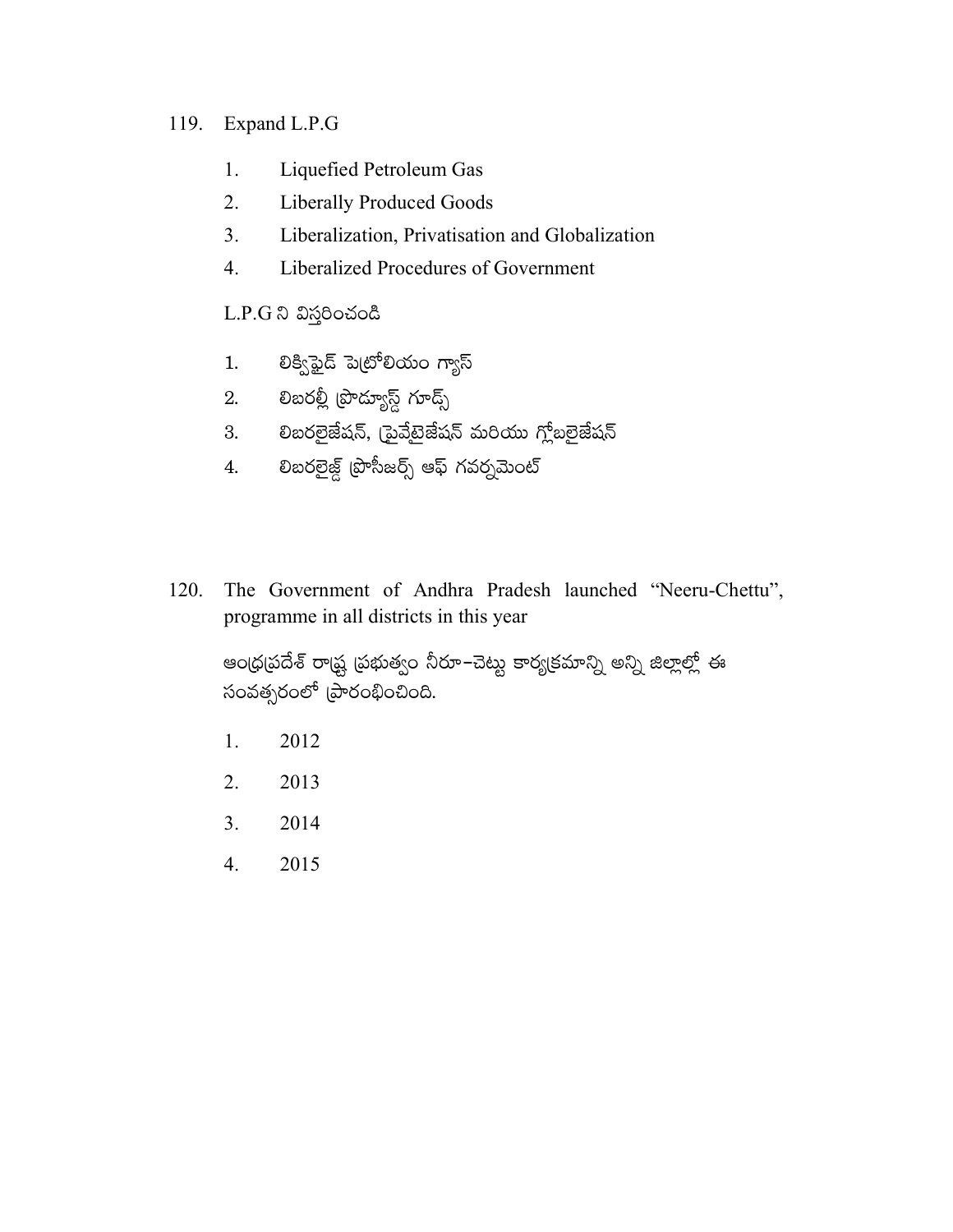119. Expand L.P.G

1. Liquefied Petroleum Gas
2. Liberally Produced Goods
3. Liberalization, Privatisation and Globalization
4. Liberalized Procedures of Government

L.P.G ని విస్తరించండి

1. లిక్విఫైడ్ పెట్రోలియం గ్యాస్
2. లిబరల్లీ ప్రొడ్యూస్డ్ గూడ్స్
3. లిబరలైజేషన్, ప్రైవేటైజేషన్ మరియు గ్లోబలైజేషన్
4. లిబరలైజ్డ్ ప్రొసీజర్స్ ఆఫ్ గవర్నమెంట్

120. The Government of Andhra Pradesh launched "Neeru-Chettu", programme in all districts in this year

ఆంధ్రప్రదేశ్ రాష్ట్ర ప్రభుత్వం నీరూ–చెట్టు కార్యక్రమాన్ని అన్ని జిల్లాల్లో ఈ సంవత్సరంలో ప్రారంభించింది.

1. 2012
2. 2013
3. 2014
4. 2015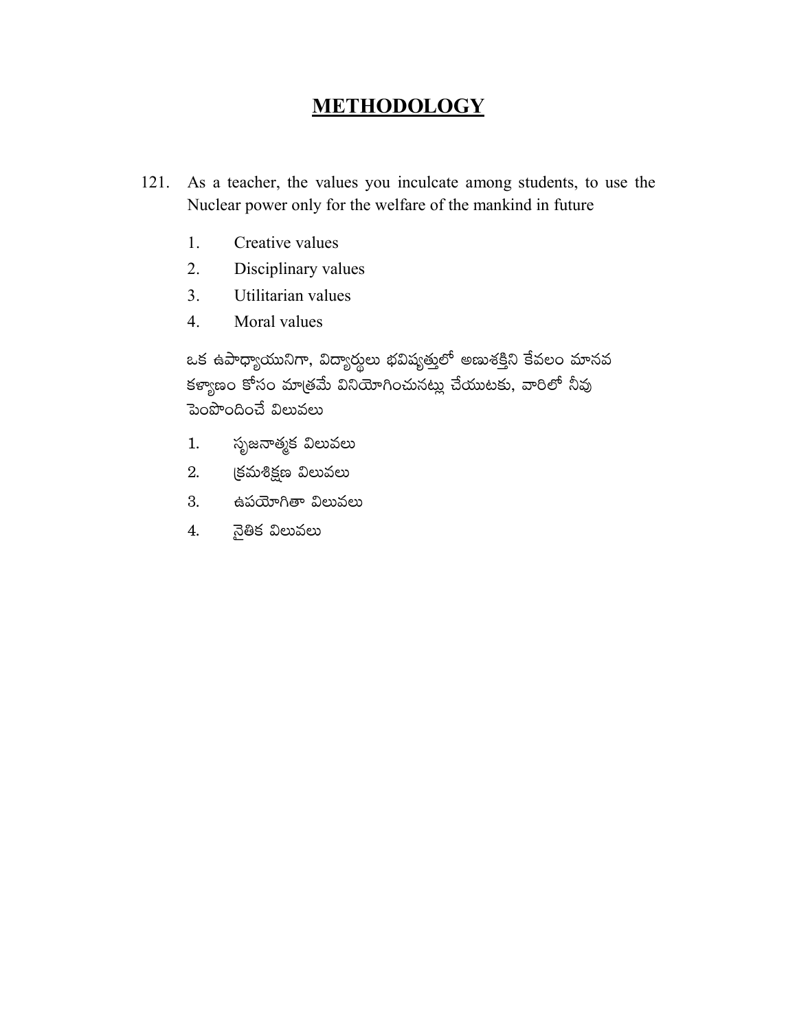# METHODOLOGY

121. As a teacher, the values you inculcate among students, to use the Nuclear power only for the welfare of the mankind in future

   1. Creative values
   2. Disciplinary values
   3. Utilitarian values
   4. Moral values

   ఒక ఉపాధ్యాయునిగా, విద్యార్థులు భవిష్యత్తులో అణుశక్తిని కేవలం మానవ కళ్యాణం కోసం మాత్రమే వినియోగించునట్లు చేయుటకు, వారిలో నీవు పెంపొందించే విలువలు

   1. సృజనాత్మక విలువలు
   2. క్రమశిక్షణ విలువలు
   3. ఉపయోగితా విలువలు
   4. నైతిక విలువలు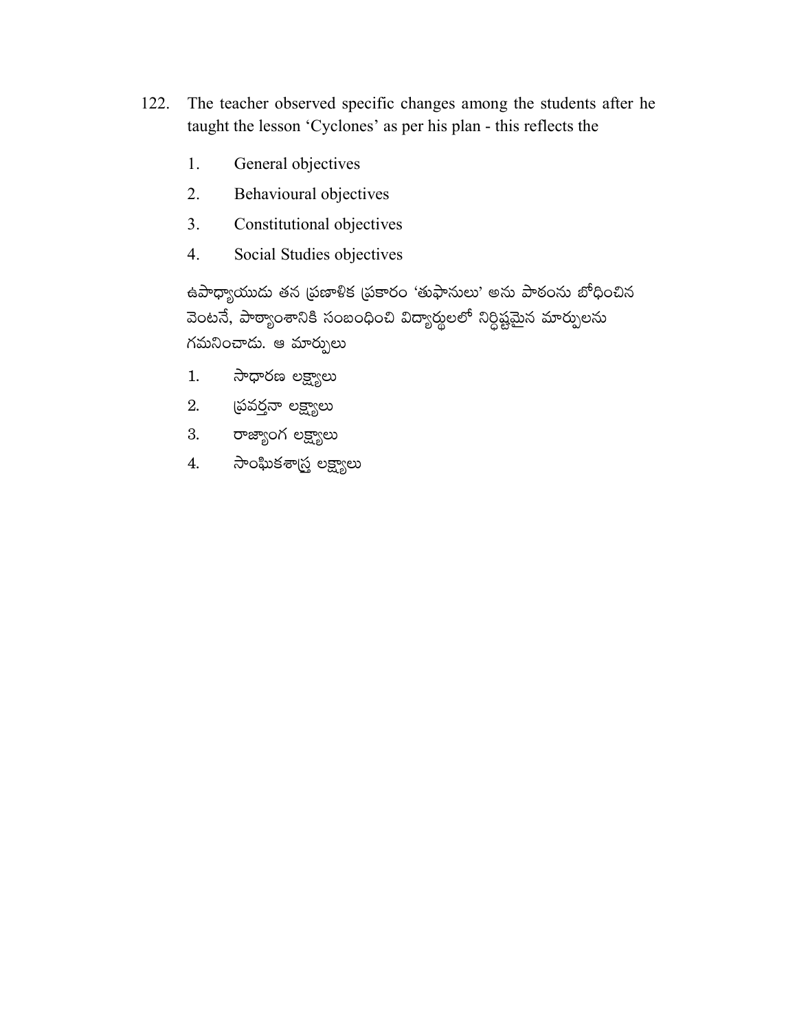122. The teacher observed specific changes among the students after he taught the lesson 'Cyclones' as per his plan - this reflects the

1. General objectives
2. Behavioural objectives
3. Constitutional objectives
4. Social Studies objectives

ఉపాధ్యాయుడు తన ప్రణాళిక ప్రకారం 'తుఫానులు' అను పాఠంను బోధించిన వెంటనే, పాఠ్యాంశానికి సంబంధించి విద్యార్థులలో నిర్దిష్టమైన మార్పులను గమనించాడు. ఆ మార్పులు

1. సాధారణ లక్ష్యాలు
2. ప్రవర్తనా లక్ష్యాలు
3. రాజ్యాంగ లక్ష్యాలు
4. సాంఘికశాస్త్ర లక్ష్యాలు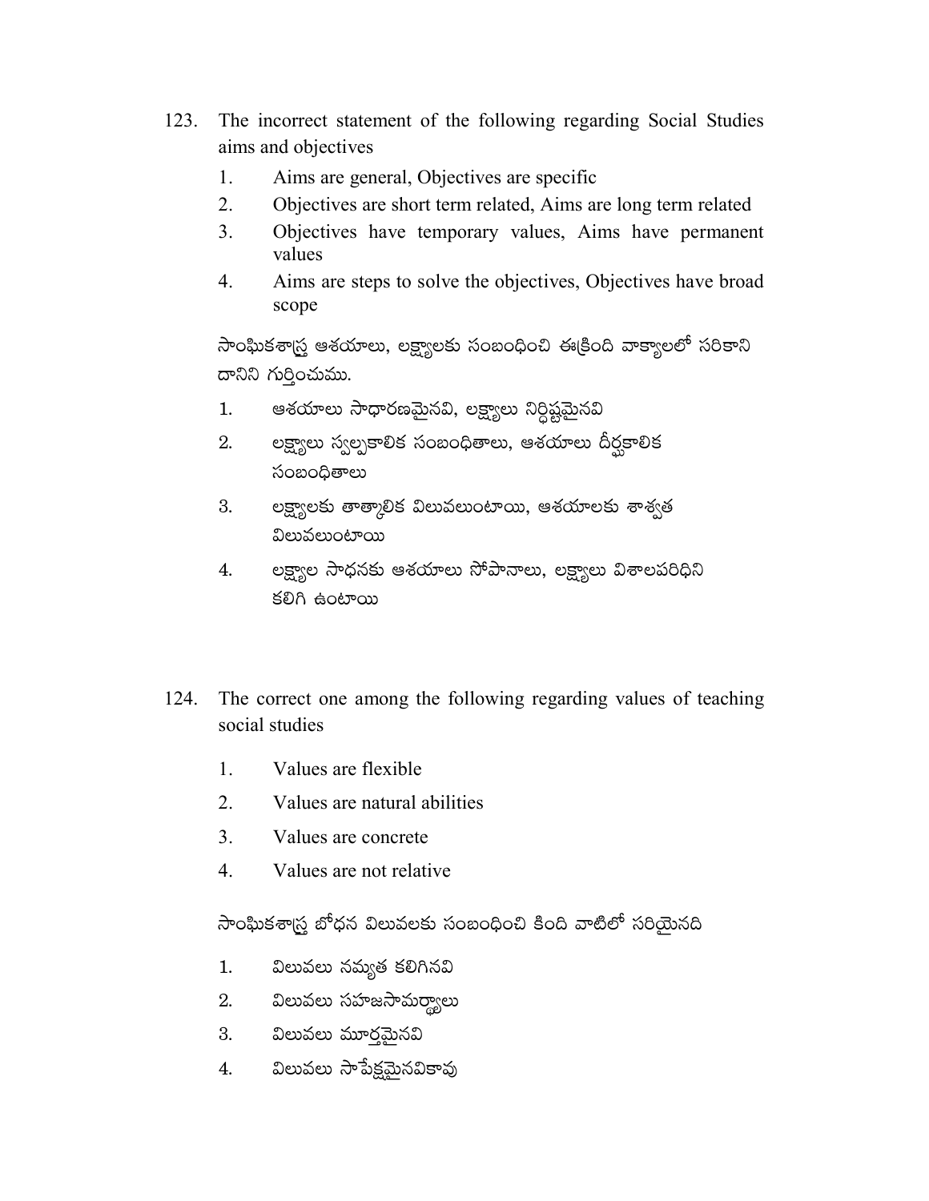123. The incorrect statement of the following regarding Social Studies aims and objectives

1. Aims are general, Objectives are specific
2. Objectives are short term related, Aims are long term related
3. Objectives have temporary values, Aims have permanent values
4. Aims are steps to solve the objectives, Objectives have broad scope

సాంఘికశాస్త్ర ఆశయాలు, లక్ష్యాలకు సంబంధించి ఈక్రింది వాక్యాలలో సరికాని దానిని గుర్తించుము.

1. ఆశయాలు సాధారణమైనవి, లక్ష్యాలు నిర్దిష్టమైనవి
2. లక్ష్యాలు స్వల్పకాలిక సంబంధితాలు, ఆశయాలు దీర్ఘకాలిక సంబంధితాలు
3. లక్ష్యాలకు తాత్కాలిక విలువలుంటాయి, ఆశయాలకు శాశ్వత విలువలుంటాయి
4. లక్ష్యాల సాధనకు ఆశయాలు సోపానాలు, లక్ష్యాలు విశాలపరిధిని కలిగి ఉంటాయి

124. The correct one among the following regarding values of teaching social studies

1. Values are flexible
2. Values are natural abilities
3. Values are concrete
4. Values are not relative

సాంఘికశాస్త్ర బోధన విలువలకు సంబంధించి కింది వాటిలో సరియైనది

1. విలువలు నమ్యత కలిగినవి
2. విలువలు సహజసామర్థ్యాలు
3. విలువలు మూర్తమైనవి
4. విలువలు సాపేక్షమైనవికావు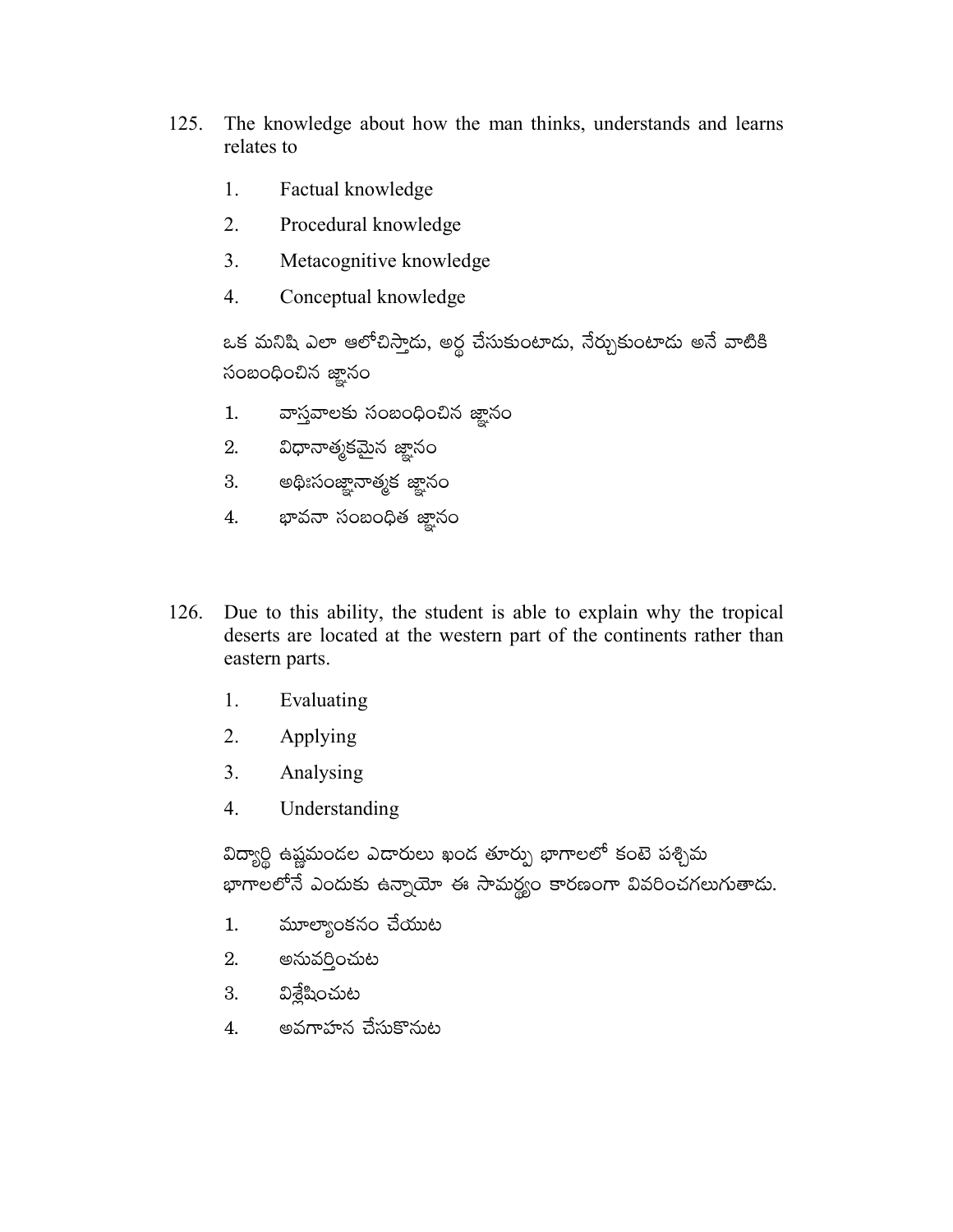125. The knowledge about how the man thinks, understands and learns relates to

1. Factual knowledge
2. Procedural knowledge
3. Metacognitive knowledge
4. Conceptual knowledge

ఒక మనిషి ఎలా ఆలోచిస్తాడు, అర్థ చేసుకుంటాడు, నేర్చుకుంటాడు అనే వాటికి సంబంధించిన జ్ఞానం

1. వాస్తవాలకు సంబంధించిన జ్ఞానం
2. విధానాత్మకమైన జ్ఞానం
3. అధిఃసంజ్ఞానాత్మక జ్ఞానం
4. భావనా సంబంధిత జ్ఞానం

126. Due to this ability, the student is able to explain why the tropical deserts are located at the western part of the continents rather than eastern parts.

1. Evaluating
2. Applying
3. Analysing
4. Understanding

విద్యార్థి ఉష్ణమండల ఎడారులు ఖండ తూర్పు భాగాలలో కంటె పశ్చిమ భాగాలలోనే ఎందుకు ఉన్నాయో ఈ సామర్థ్యం కారణంగా వివరించగలుగుతాడు.

1. మూల్యాంకనం చేయుట
2. అనువర్తించుట
3. విశ్లేషించుట
4. అవగాహన చేసుకొనుట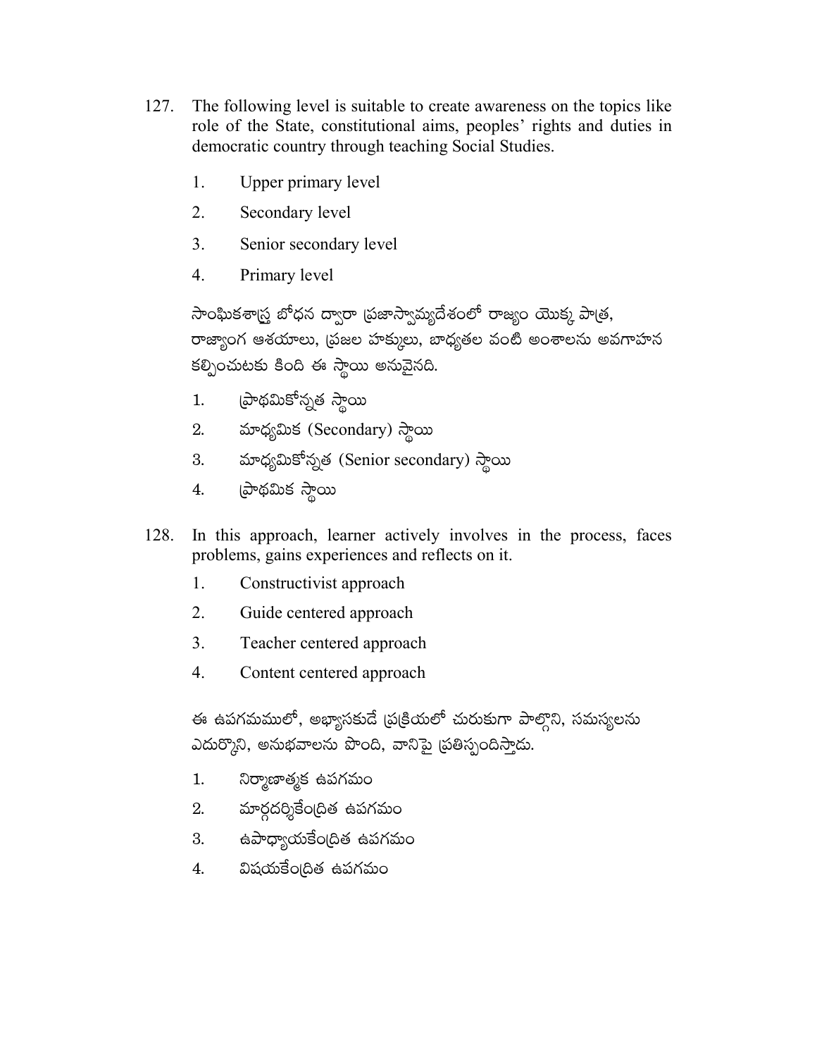127. The following level is suitable to create awareness on the topics like role of the State, constitutional aims, peoples' rights and duties in democratic country through teaching Social Studies.

   1. Upper primary level
   2. Secondary level
   3. Senior secondary level
   4. Primary level

   సాంఘికశాస్త్ర బోధన ద్వారా ప్రజాస్వామ్యదేశంలో రాజ్యం యొక్క పాత్ర, రాజ్యాంగ ఆశయాలు, ప్రజల హక్కులు, బాధ్యతల వంటి అంశాలను అవగాహన కల్పించుటకు కింది ఈ స్థాయి అనువైనది.

   1. ప్రాథమికోన్నత స్థాయి
   2. మాధ్యమిక (Secondary) స్థాయి
   3. మాధ్యమికోన్నత (Senior secondary) స్థాయి
   4. ప్రాథమిక స్థాయి

128. In this approach, learner actively involves in the process, faces problems, gains experiences and reflects on it.

   1. Constructivist approach
   2. Guide centered approach
   3. Teacher centered approach
   4. Content centered approach

   ఈ ఉపగమములో, అభ్యాసకుడే ప్రక్రియలో చురుకుగా పాల్గొని, సమస్యలను ఎదుర్కొని, అనుభవాలను పొంది, వానిపై ప్రతిస్పందిస్తాడు.

   1. నిర్మాణాత్మక ఉపగమం
   2. మార్గదర్శికేంద్రిత ఉపగమం
   3. ఉపాధ్యాయకేంద్రిత ఉపగమం
   4. విషయకేంద్రిత ఉపగమం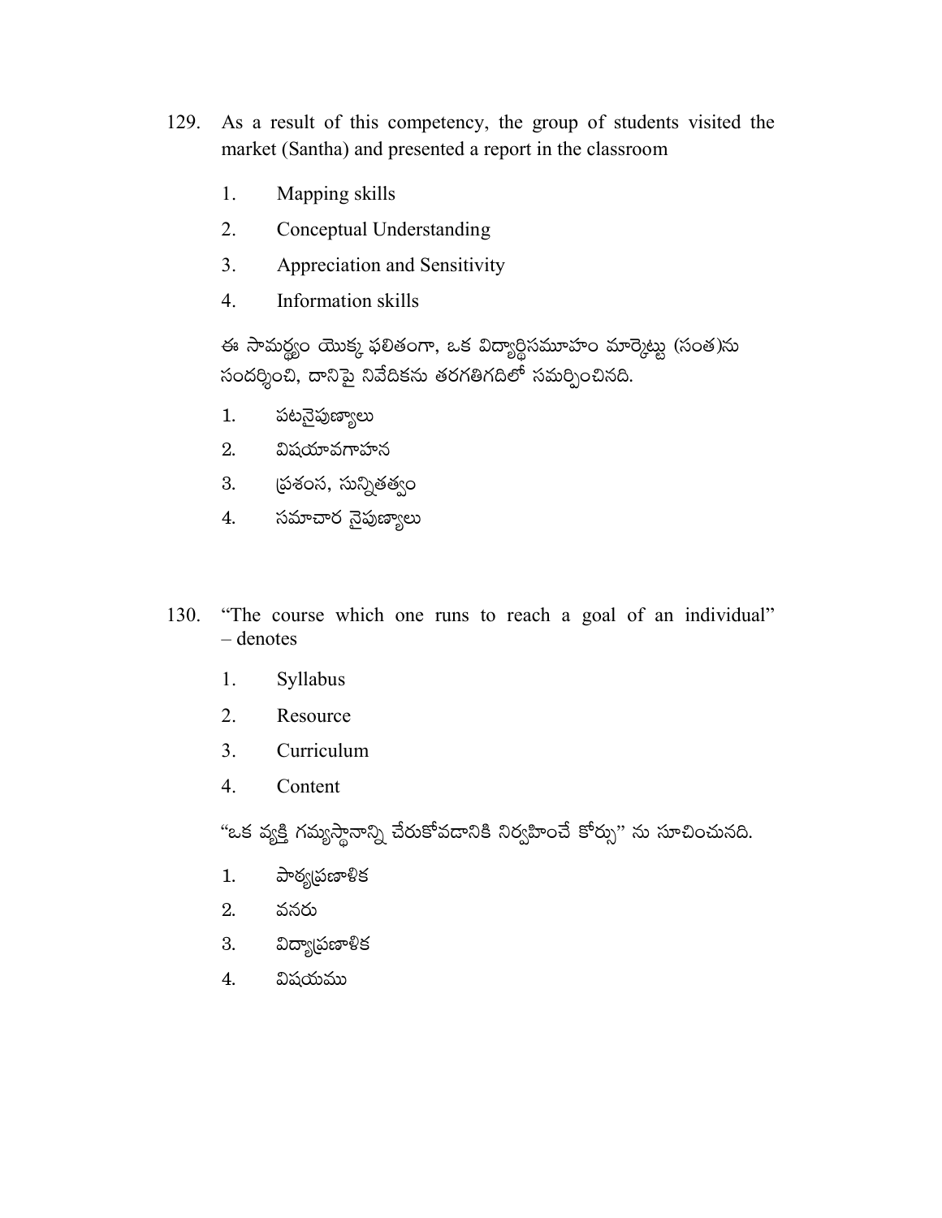129. As a result of this competency, the group of students visited the market (Santha) and presented a report in the classroom

   1. Mapping skills
   2. Conceptual Understanding
   3. Appreciation and Sensitivity
   4. Information skills

   ఈ సామర్థ్యం యొక్క ఫలితంగా, ఒక విద్యార్థిసమూహం మార్కెట్టు (సంత)ను సందర్శించి, దానిపై నివేదికను తరగతిగదిలో సమర్పించినది.

   1. పటనైపుణ్యాలు
   2. విషయావగాహన
   3. ప్రశంస, సున్నితత్వం
   4. సమాచార నైపుణ్యాలు

130. "The course which one runs to reach a goal of an individual" – denotes

   1. Syllabus
   2. Resource
   3. Curriculum
   4. Content

   "ఒక వ్యక్తి గమ్యస్థానాన్ని చేరుకోవడానికి నిర్వహించే కోర్సు" ను సూచించునది.

   1. పాఠ్యప్రణాళిక
   2. వనరు
   3. విద్యాప్రణాళిక
   4. విషయము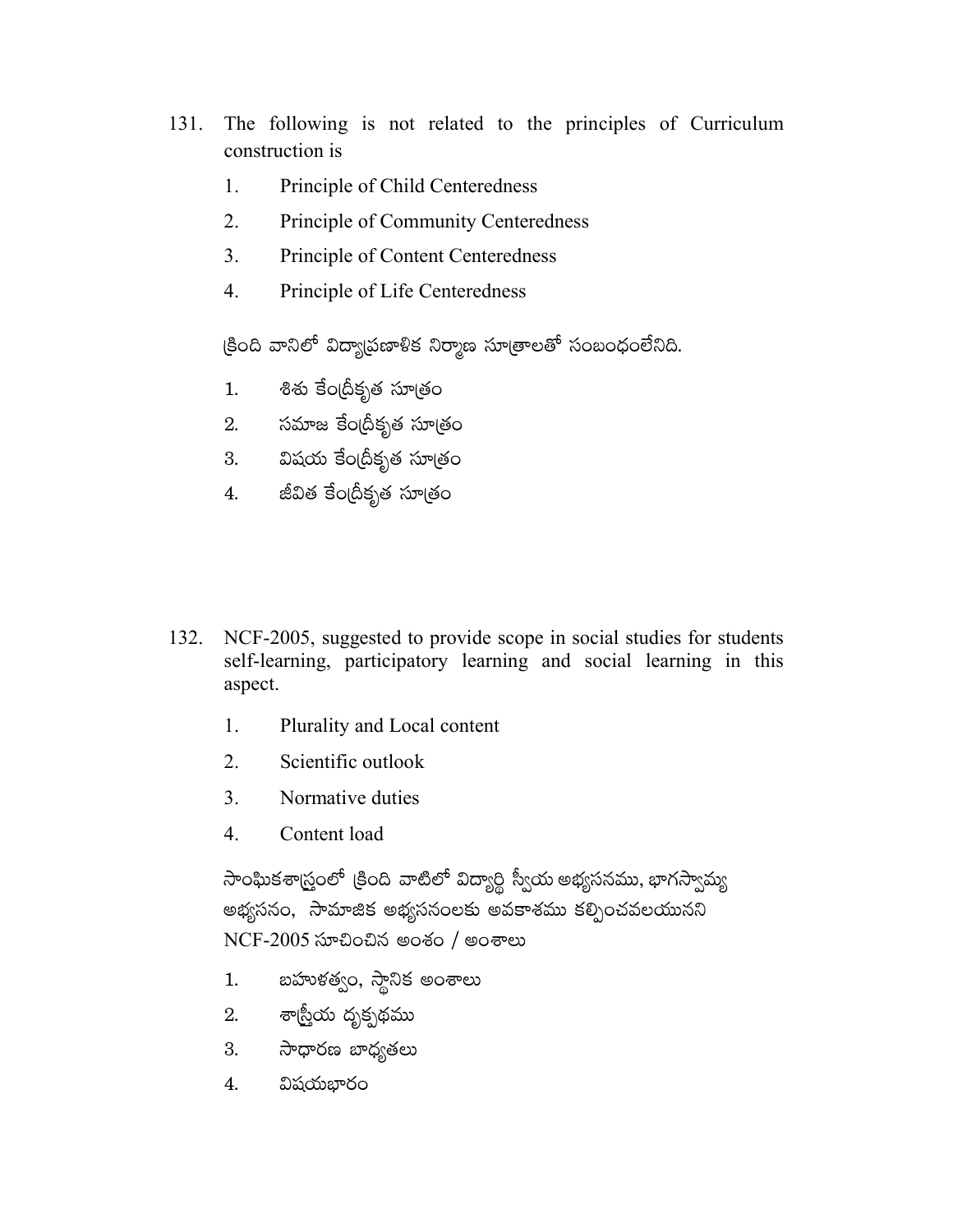131. The following is not related to the principles of Curriculum construction is

    1. Principle of Child Centeredness
    2. Principle of Community Centeredness
    3. Principle of Content Centeredness
    4. Principle of Life Centeredness

    క్రింది వానిలో విద్యాప్రణాళిక నిర్మాణ సూత్రాలతో సంబంధంలేనిది.

    1. శిశు కేంద్రీకృత సూత్రం
    2. సమాజ కేంద్రీకృత సూత్రం
    3. విషయ కేంద్రీకృత సూత్రం
    4. జీవిత కేంద్రీకృత సూత్రం

132. NCF-2005, suggested to provide scope in social studies for students self-learning, participatory learning and social learning in this aspect.

    1. Plurality and Local content
    2. Scientific outlook
    3. Normative duties
    4. Content load

    సాంఘికశాస్త్రంలో క్రింది వాటిలో విద్యార్థి స్వీయ అభ్యసనము, భాగస్వామ్య అభ్యసనం, సామాజిక అభ్యసనంలకు అవకాశము కల్పించవలయునని NCF-2005 సూచించిన అంశం / అంశాలు

    1. బహుళత్వం, స్థానిక అంశాలు
    2. శాస్త్రీయ దృక్పథము
    3. సాధారణ బాధ్యతలు
    4. విషయభారం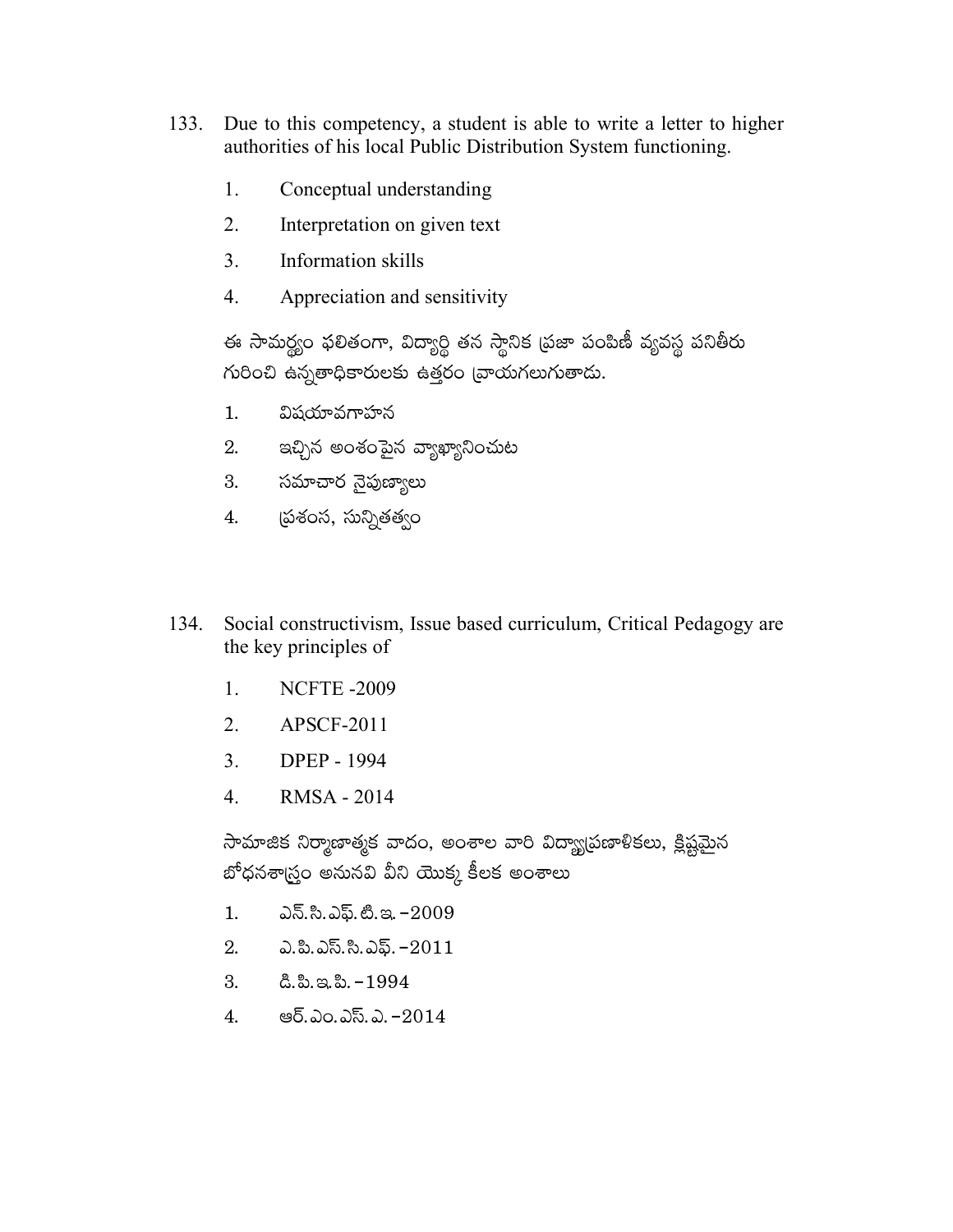133. Due to this competency, a student is able to write a letter to higher authorities of his local Public Distribution System functioning.

1. Conceptual understanding
2. Interpretation on given text
3. Information skills
4. Appreciation and sensitivity

ఈ సామర్థ్యం ఫలితంగా, విద్యార్థి తన స్థానిక ప్రజా పంపిణీ వ్యవస్థ పనితీరు గురించి ఉన్నతాధికారులకు ఉత్తరం వ్రాయగలుగుతాడు.

1. విషయావగాహన
2. ఇచ్చిన అంశంపైన వ్యాఖ్యానించుట
3. సమాచార నైపుణ్యాలు
4. ప్రశంస, సున్నితత్వం

134. Social constructivism, Issue based curriculum, Critical Pedagogy are the key principles of

1. NCFTE -2009
2. APSCF-2011
3. DPEP - 1994
4. RMSA - 2014

సామాజిక నిర్మాణాత్మక వాదం, అంశాల వారి విద్యాప్రణాళికలు, క్లిష్టమైన బోధనశాస్త్రం అనునవి వీని యొక్క కీలక అంశాలు

1. ఎన్.సి.ఎఫ్.టి.ఇ.-2009
2. ఎ.పి.ఎస్.సి.ఎఫ్.-2011
3. డి.పి.ఇ.పి.-1994
4. ఆర్.ఎం.ఎస్.ఎ.-2014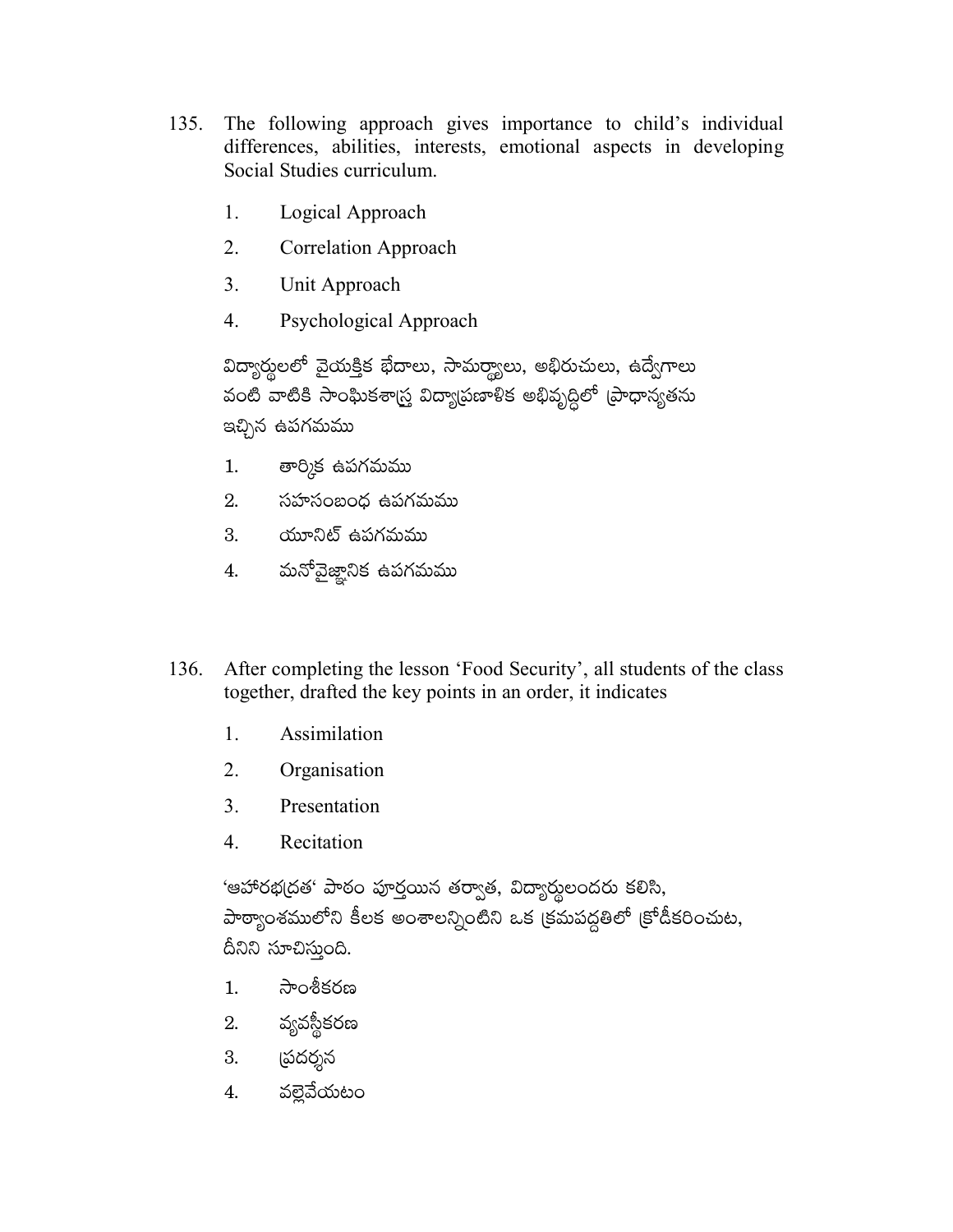135. The following approach gives importance to child's individual differences, abilities, interests, emotional aspects in developing Social Studies curriculum.

1. Logical Approach
2. Correlation Approach
3. Unit Approach
4. Psychological Approach

విద్యార్థులలో వైయక్తిక భేదాలు, సామర్థ్యాలు, అభిరుచులు, ఉద్వేగాలు వంటి వాటికి సాంఘికశాస్త్ర విద్యాప్రణాళిక అభివృద్ధిలో ప్రాధాన్యతను ఇచ్చిన ఉపగమము

1. తార్కిక ఉపగమము
2. సహసంబంధ ఉపగమము
3. యూనిట్ ఉపగమము
4. మనోవైజ్ఞానిక ఉపగమము

136. After completing the lesson 'Food Security', all students of the class together, drafted the key points in an order, it indicates

1. Assimilation
2. Organisation
3. Presentation
4. Recitation

'ఆహారభద్రత' పాఠం పూర్తయిన తర్వాత, విద్యార్థులందరు కలిసి, పాఠ్యాంశములోని కీలక అంశాలన్నింటిని ఒక క్రమపద్ధతిలో క్రోడీకరించుట, దీనిని సూచిస్తుంది.

1. సాంశీకరణ
2. వ్యవస్థీకరణ
3. ప్రదర్శన
4. వల్లెవేయటం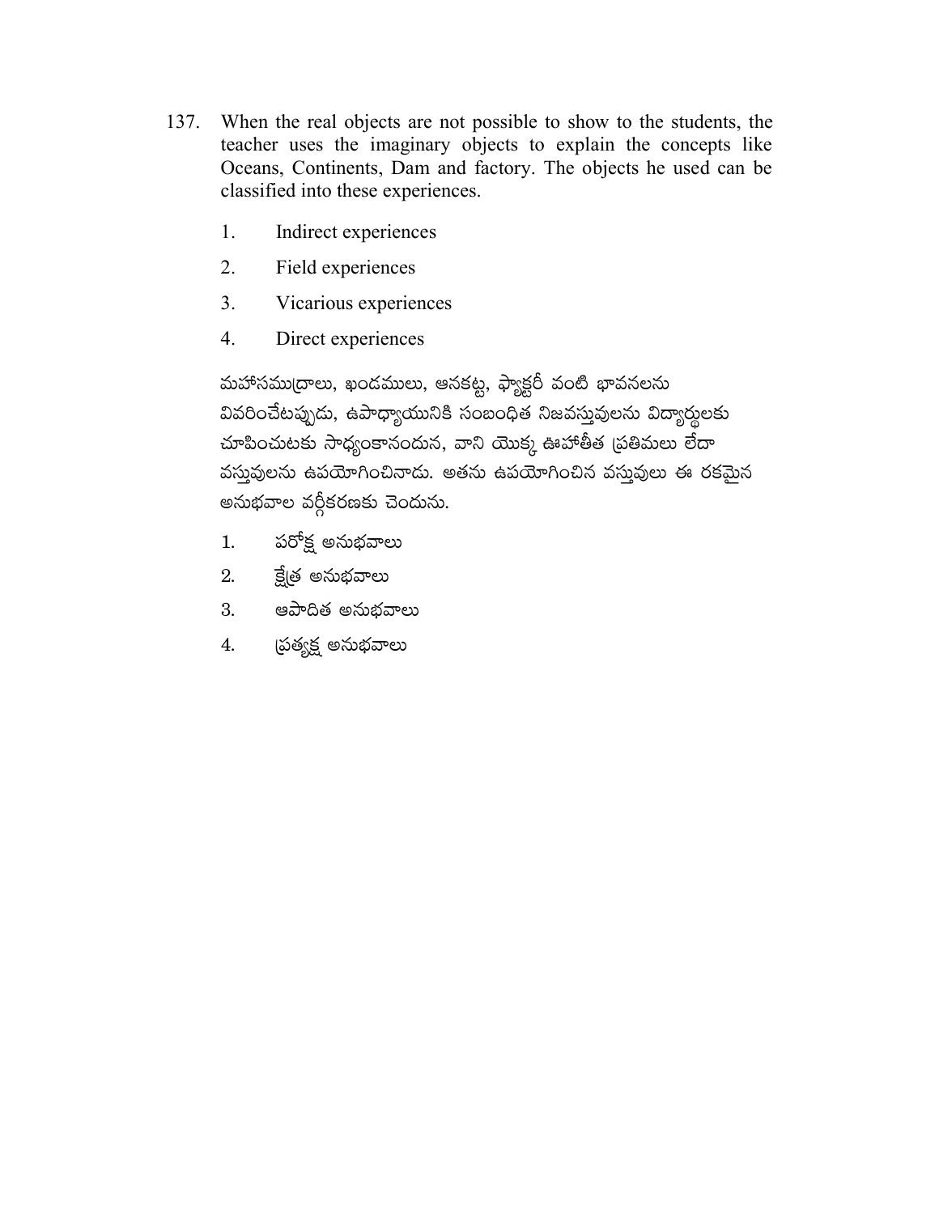137. When the real objects are not possible to show to the students, the teacher uses the imaginary objects to explain the concepts like Oceans, Continents, Dam and factory. The objects he used can be classified into these experiences.

1. Indirect experiences
2. Field experiences
3. Vicarious experiences
4. Direct experiences

మహాసముద్రాలు, ఖండములు, ఆనకట్ట, ఫ్యాక్టరీ వంటి భావనలను వివరించేటప్పుడు, ఉపాధ్యాయునికి సంబంధిత నిజవస్తువులను విద్యార్థులకు చూపించుటకు సాధ్యంకానందున, వాని యొక్క ఊహాతీత ప్రతిమలు లేదా వస్తువులను ఉపయోగించినాడు. అతను ఉపయోగించిన వస్తువులు ఈ రకమైన అనుభవాల వర్గీకరణకు చెందును.

1. పరోక్ష అనుభవాలు
2. క్షేత్ర అనుభవాలు
3. ఆపాదిత అనుభవాలు
4. ప్రత్యక్ష అనుభవాలు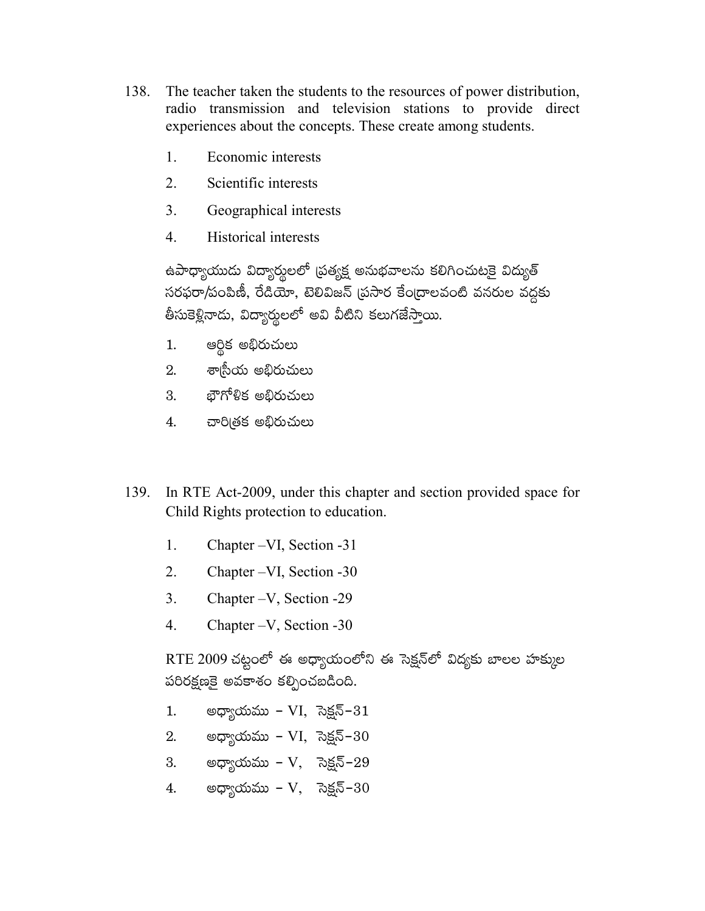138. The teacher taken the students to the resources of power distribution, radio transmission and television stations to provide direct experiences about the concepts. These create among students.

1. Economic interests
2. Scientific interests
3. Geographical interests
4. Historical interests

ఉపాధ్యాయుడు విద్యార్థులలో ప్రత్యక్ష అనుభవాలను కలిగించుటకై విద్యుత్ సరఫరా/పంపిణీ, రేడియో, టెలివిజన్ ప్రసార కేంద్రాలవంటి వనరుల వద్దకు తీసుకెళ్లినాడు, విద్యార్థులలో అవి వీటిని కలుగజేస్తాయి.

1. ఆర్థిక అభిరుచులు
2. శాస్త్రీయ అభిరుచులు
3. భౌగోళిక అభిరుచులు
4. చారిత్రక అభిరుచులు

139. In RTE Act-2009, under this chapter and section provided space for Child Rights protection to education.

1. Chapter –VI, Section -31
2. Chapter –VI, Section -30
3. Chapter –V, Section -29
4. Chapter –V, Section -30

RTE 2009 చట్టంలో ఈ అధ్యాయంలోని ఈ సెక్షన్‌లో విద్యకు బాలల హక్కుల పరిరక్షణకై అవకాశం కల్పించబడింది.

1. అధ్యాయము - VI, సెక్షన్-31
2. అధ్యాయము - VI, సెక్షన్-30
3. అధ్యాయము - V, సెక్షన్-29
4. అధ్యాయము - V, సెక్షన్-30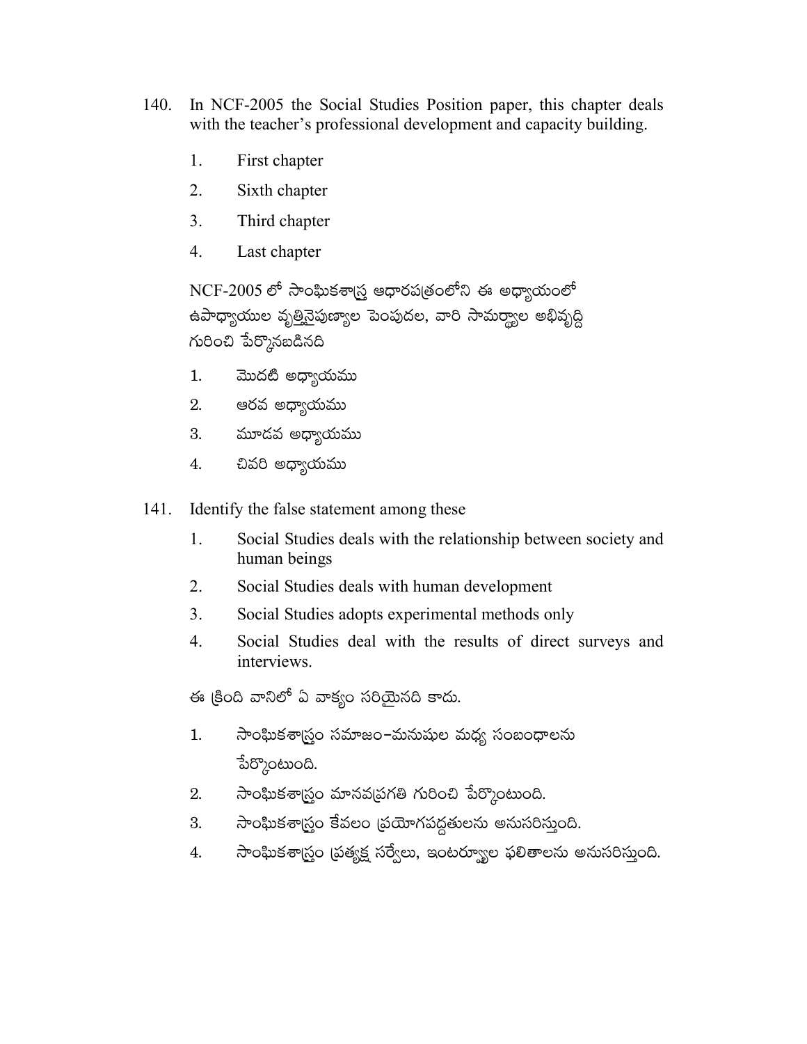140. In NCF-2005 the Social Studies Position paper, this chapter deals with the teacher's professional development and capacity building.

1. First chapter
2. Sixth chapter
3. Third chapter
4. Last chapter

NCF-2005 లో సాంఘికశాస్త్ర ఆధారపత్రంలోని ఈ అధ్యాయంలో ఉపాధ్యాయుల వృత్తినైపుణ్యాల పెంపుదల, వారి సామర్థ్యాల అభివృద్ధి గురించి పేర్కొనబడినది

1. మొదటి అధ్యాయము
2. ఆరవ అధ్యాయము
3. మూడవ అధ్యాయము
4. చివరి అధ్యాయము

141. Identify the false statement among these

1. Social Studies deals with the relationship between society and human beings
2. Social Studies deals with human development
3. Social Studies adopts experimental methods only
4. Social Studies deal with the results of direct surveys and interviews.

ఈ క్రింది వానిలో ఏ వాక్యం సరియైనది కాదు.

1. సాంఘికశాస్త్రం సమాజం–మనుషుల మధ్య సంబంధాలను పేర్కొంటుంది.
2. సాంఘికశాస్త్రం మానవప్రగతి గురించి పేర్కొంటుంది.
3. సాంఘికశాస్త్రం కేవలం ప్రయోగపద్ధతులను అనుసరిస్తుంది.
4. సాంఘికశాస్త్రం ప్రత్యక్ష సర్వేలు, ఇంటర్వ్యూల ఫలితాలను అనుసరిస్తుంది.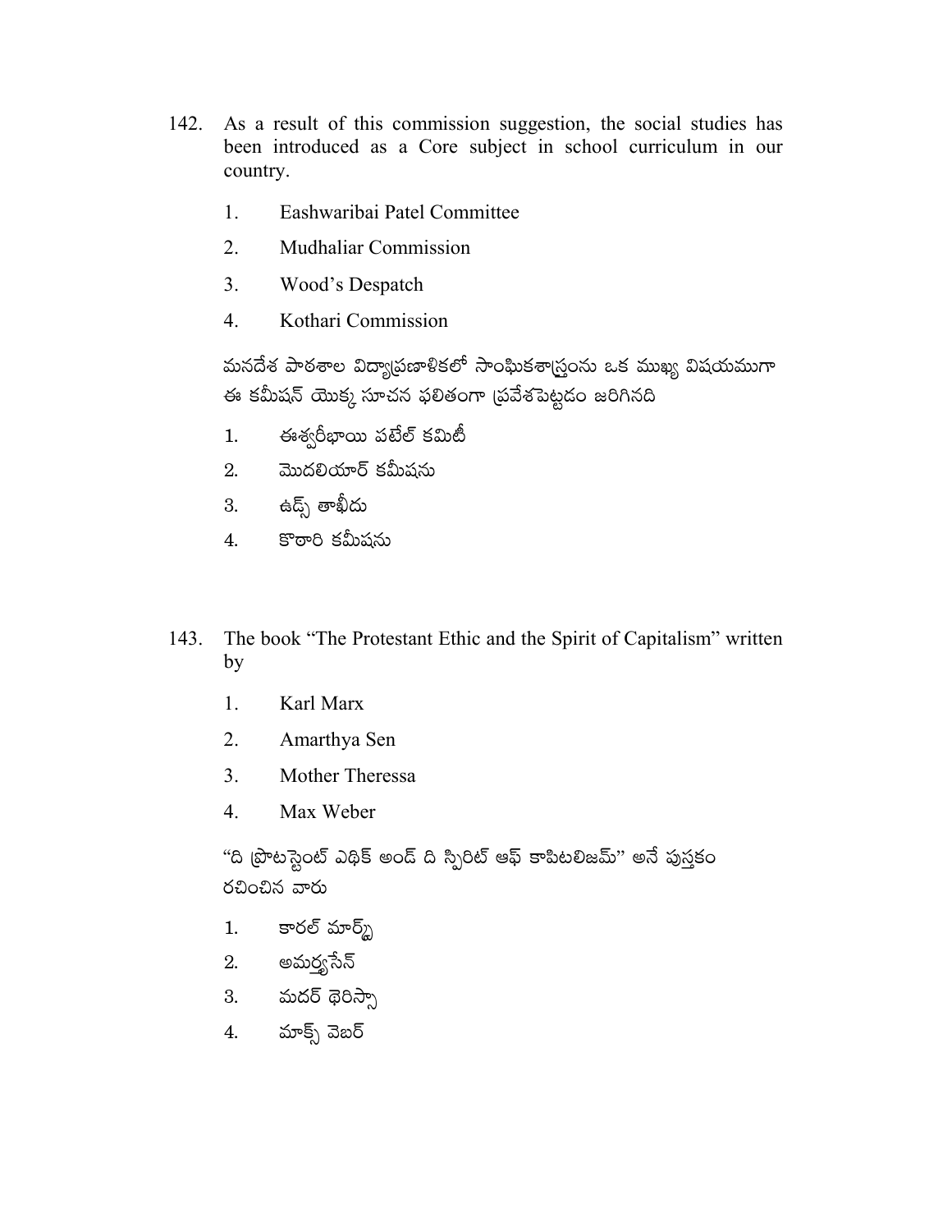142. As a result of this commission suggestion, the social studies has been introduced as a Core subject in school curriculum in our country.

1. Eashwaribai Patel Committee
2. Mudhaliar Commission
3. Wood's Despatch
4. Kothari Commission

మనదేశ పాఠశాల విద్యాప్రణాళికలో సాంఘికశాస్త్రంను ఒక ముఖ్య విషయముగా ఈ కమీషన్ యొక్క సూచన ఫలితంగా ప్రవేశపెట్టడం జరిగినది

1. ఈశ్వరీభాయి పటేల్ కమిటీ
2. మొదలియార్ కమీషను
3. ఉడ్స్ తాఖీదు
4. కొఠారి కమీషను

143. The book "The Protestant Ethic and the Spirit of Capitalism" written by

1. Karl Marx
2. Amarthya Sen
3. Mother Theressa
4. Max Weber

"ది ప్రొటస్టెంట్ ఎథిక్ అండ్ ది స్పిరిట్ ఆఫ్ కాపిటలిజమ్" అనే పుస్తకం రచించిన వారు

1. కారల్ మార్క్స్
2. అమర్త్యసేన్
3. మదర్ థెరిస్సా
4. మాక్స్ వెబర్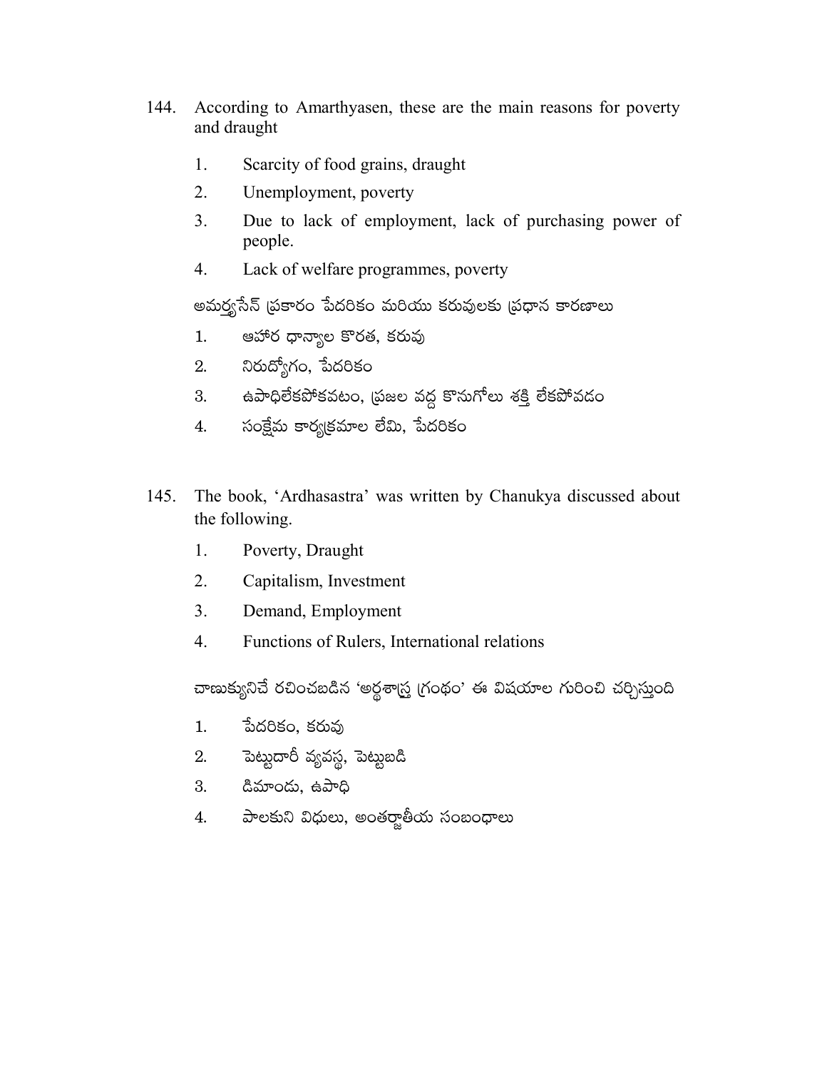144. According to Amarthyasen, these are the main reasons for poverty and draught

1. Scarcity of food grains, draught
2. Unemployment, poverty
3. Due to lack of employment, lack of purchasing power of people.
4. Lack of welfare programmes, poverty

అమర్త్యసేన్ ప్రకారం పేదరికం మరియు కరువులకు ప్రధాన కారణాలు

1. ఆహార ధాన్యాల కొరత, కరువు
2. నిరుద్యోగం, పేదరికం
3. ఉపాధిలేకపోకవటం, ప్రజల వద్ద కొనుగోలు శక్తి లేకపోవడం
4. సంక్షేమ కార్యక్రమాల లేమి, పేదరికం

145. The book, 'Ardhasastra' was written by Chanukya discussed about the following.

1. Poverty, Draught
2. Capitalism, Investment
3. Demand, Employment
4. Functions of Rulers, International relations

చాణుక్యునిచే రచించబడిన 'అర్థశాస్త్ర గ్రంథం' ఈ విషయాల గురించి చర్చిస్తుంది

1. పేదరికం, కరువు
2. పెట్టుదారీ వ్యవస్థ, పెట్టుబడి
3. డిమాండు, ఉపాధి
4. పాలకుని విధులు, అంతర్జాతీయ సంబంధాలు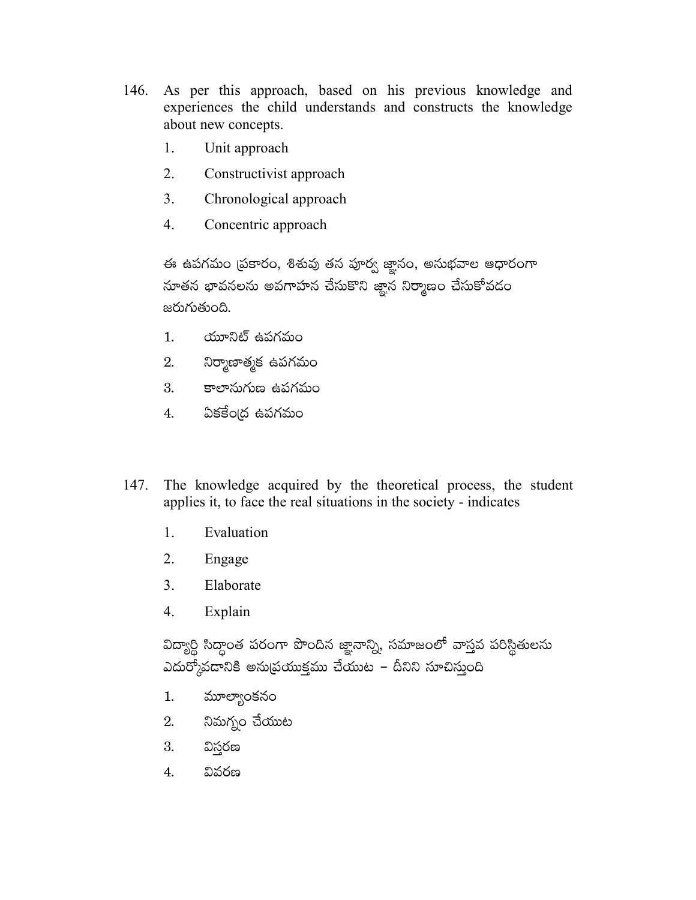146. As per this approach, based on his previous knowledge and experiences the child understands and constructs the knowledge about new concepts.

1. Unit approach
2. Constructivist approach
3. Chronological approach
4. Concentric approach

ఈ ఉపగమం ప్రకారం, శిశువు తన పూర్వ జ్ఞానం, అనుభవాల ఆధారంగా నూతన భావనలను అవగాహన చేసుకొని జ్ఞాన నిర్మాణం చేసుకోవడం జరుగుతుంది.

1. యూనిట్ ఉపగమం
2. నిర్మాణాత్మక ఉపగమం
3. కాలానుగుణ ఉపగమం
4. ఏకకేంద్ర ఉపగమం

147. The knowledge acquired by the theoretical process, the student applies it, to face the real situations in the society - indicates

1. Evaluation
2. Engage
3. Elaborate
4. Explain

విద్యార్థి సిద్ధాంత పరంగా పొందిన జ్ఞానాన్ని, సమాజంలో వాస్తవ పరిస్థితులను ఎదుర్కోవడానికి అనుప్రయుక్తము చేయుట – దీనిని సూచిస్తుంది

1. మూల్యాంకనం
2. నిమగ్నం చేయుట
3. విస్తరణ
4. వివరణ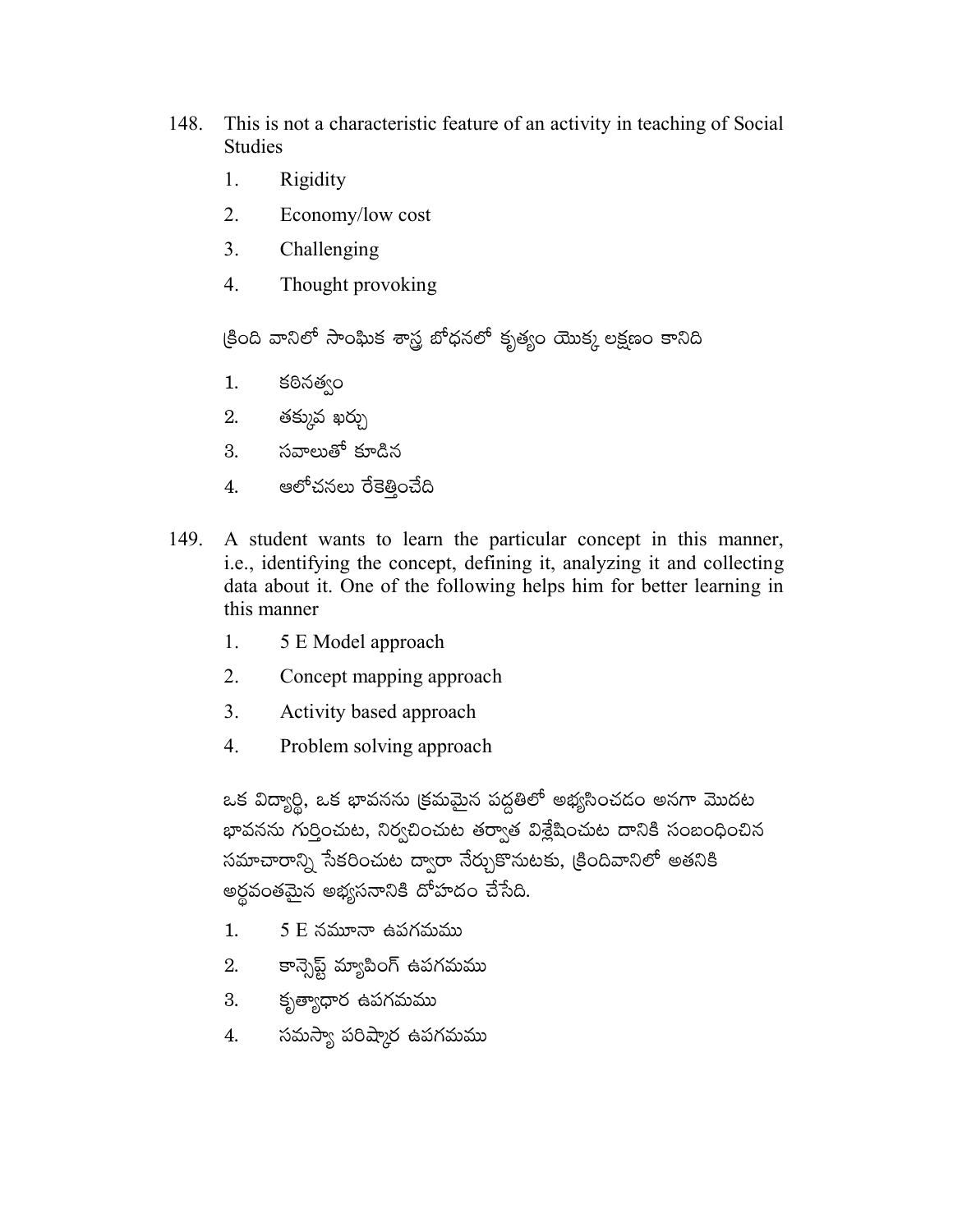148. This is not a characteristic feature of an activity in teaching of Social Studies

1. Rigidity
2. Economy/low cost
3. Challenging
4. Thought provoking

క్రింది వానిలో సాంఘిక శాస్త్ర బోధనలో కృత్యం యొక్క లక్షణం కానిది

1. కఠినత్వం
2. తక్కువ ఖర్చు
3. సవాలుతో కూడిన
4. ఆలోచనలు రేకెత్తించేది

149. A student wants to learn the particular concept in this manner, i.e., identifying the concept, defining it, analyzing it and collecting data about it. One of the following helps him for better learning in this manner

1. 5 E Model approach
2. Concept mapping approach
3. Activity based approach
4. Problem solving approach

ఒక విద్యార్థి, ఒక భావనను క్రమమైన పద్ధతిలో అభ్యసించడం అనగా మొదట భావనను గుర్తించుట, నిర్వచించుట తర్వాత విశ్లేషించుట దానికి సంబంధించిన సమాచారాన్ని సేకరించుట ద్వారా నేర్చుకొనుటకు, క్రిందివానిలో అతనికి అర్థవంతమైన అభ్యసనానికి దోహదం చేసేది.

1. 5 E నమూనా ఉపగమము
2. కాన్సెప్ట్ మ్యాపింగ్ ఉపగమము
3. కృత్యాధార ఉపగమము
4. సమస్యా పరిష్కార ఉపగమము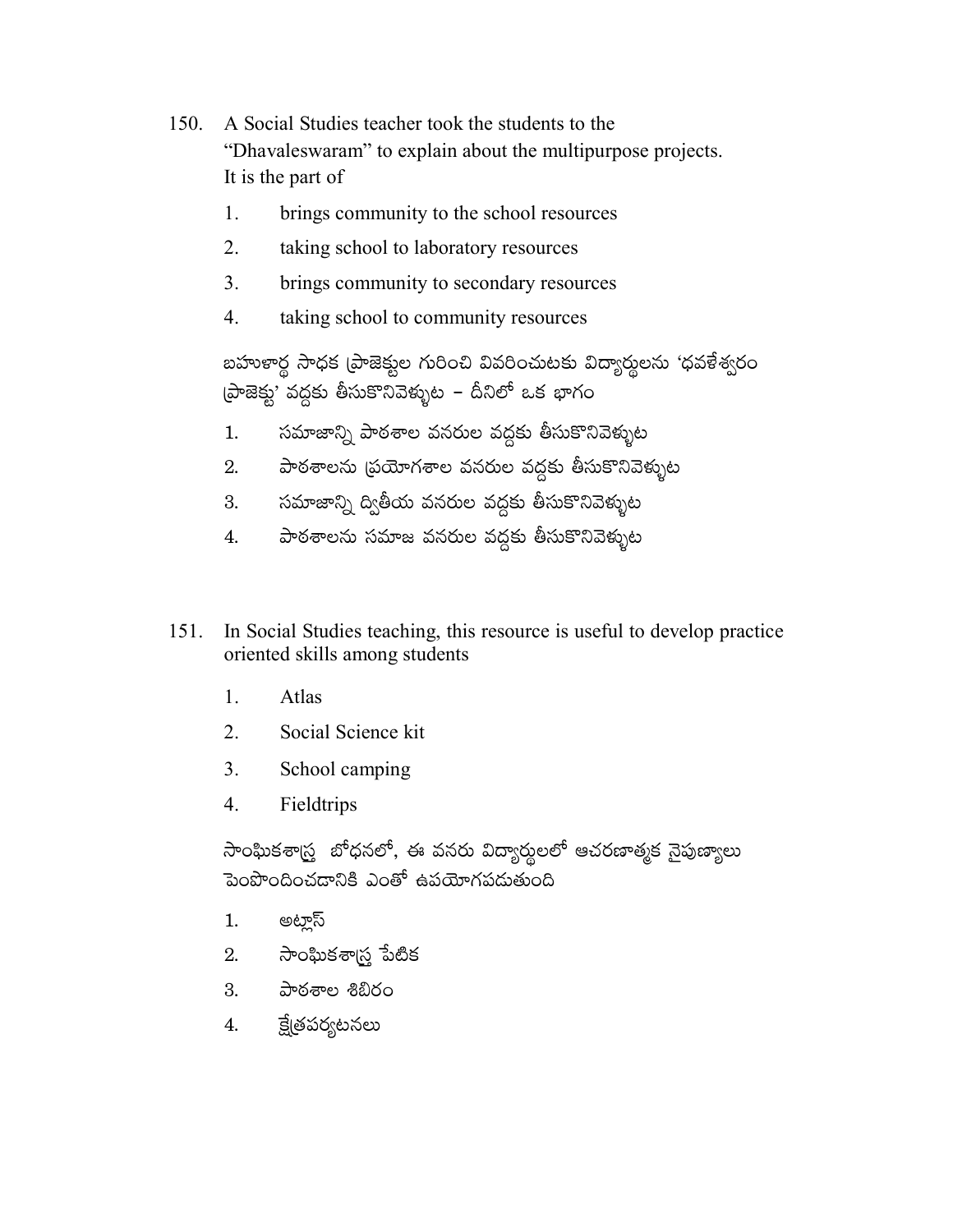150. A Social Studies teacher took the students to the "Dhavaleswaram" to explain about the multipurpose projects. It is the part of

1. brings community to the school resources
2. taking school to laboratory resources
3. brings community to secondary resources
4. taking school to community resources

బహుళార్థ సాధక ప్రాజెక్టుల గురించి వివరించుటకు విద్యార్థులను 'ధవళేశ్వరం ప్రాజెక్టు' వద్దకు తీసుకొనివెళ్ళుట – దీనిలో ఒక భాగం

1. సమాజాన్ని పాఠశాల వనరుల వద్దకు తీసుకొనివెళ్ళుట
2. పాఠశాలను ప్రయోగశాల వనరుల వద్దకు తీసుకొనివెళ్ళుట
3. సమాజాన్ని ద్వితీయ వనరుల వద్దకు తీసుకొనివెళ్ళుట
4. పాఠశాలను సమాజ వనరుల వద్దకు తీసుకొనివెళ్ళుట

151. In Social Studies teaching, this resource is useful to develop practice oriented skills among students

1. Atlas
2. Social Science kit
3. School camping
4. Fieldtrips

సాంఘికశాస్త్ర బోధనలో, ఈ వనరు విద్యార్థులలో ఆచరణాత్మక నైపుణ్యాలు పెంపొందించడానికి ఎంతో ఉపయోగపడుతుంది

1. అట్లాస్
2. సాంఘికశాస్త్ర పేటిక
3. పాఠశాల శిబిరం
4. క్షేత్రపర్యటనలు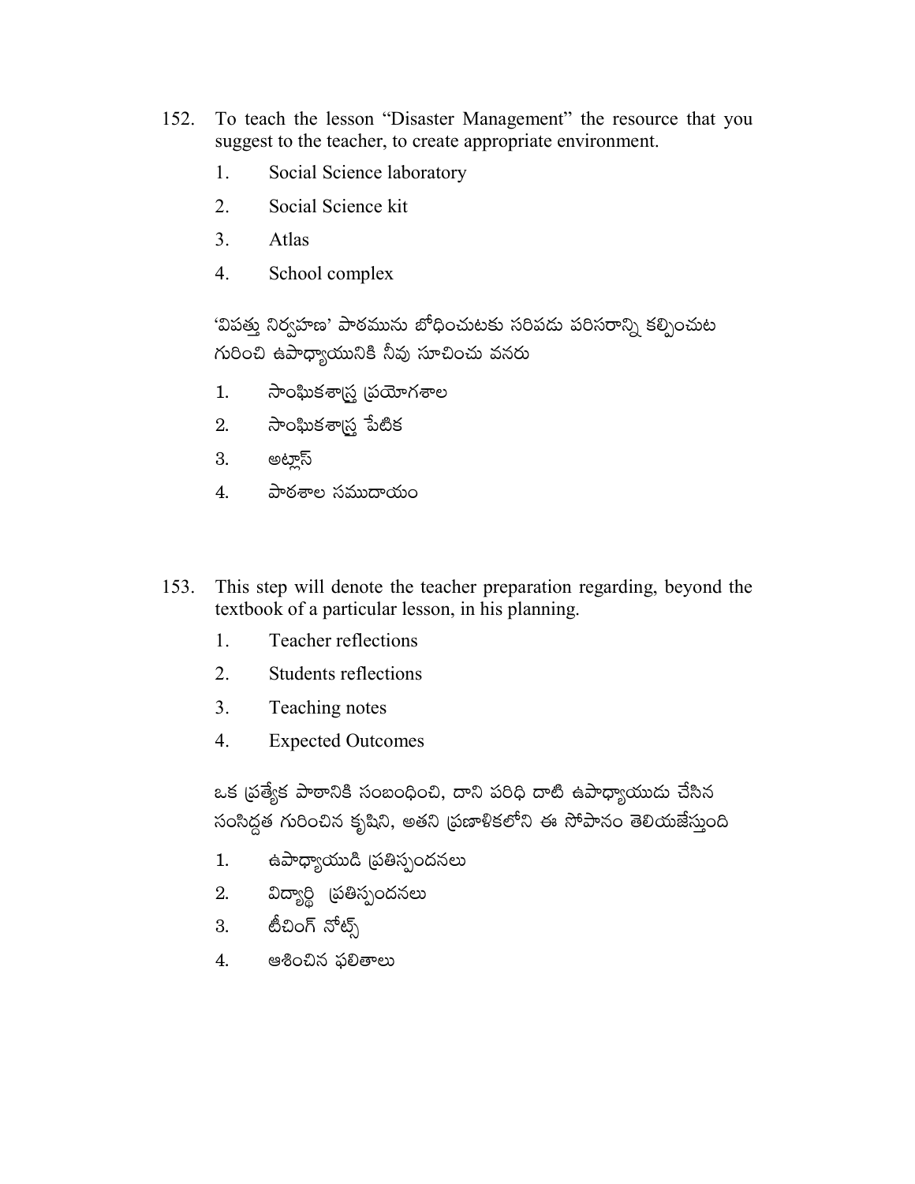152. To teach the lesson "Disaster Management" the resource that you suggest to the teacher, to create appropriate environment.

   1. Social Science laboratory
   2. Social Science kit
   3. Atlas
   4. School complex

   'విపత్తు నిర్వహణ' పాఠమును బోధించుటకు సరిపడు పరిసరాన్ని కల్పించుట గురించి ఉపాధ్యాయునికి నీవు సూచించు వనరు

   1. సాంఘికశాస్త్ర ప్రయోగశాల
   2. సాంఘికశాస్త్ర పేటిక
   3. అట్లాస్
   4. పాఠశాల సముదాయం

153. This step will denote the teacher preparation regarding, beyond the textbook of a particular lesson, in his planning.

   1. Teacher reflections
   2. Students reflections
   3. Teaching notes
   4. Expected Outcomes

   ఒక ప్రత్యేక పాఠానికి సంబంధించి, దాని పరిధి దాటి ఉపాధ్యాయుడు చేసిన సంసిద్ధత గురించిన కృషిని, అతని ప్రణాళికలోని ఈ సోపానం తెలియజేస్తుంది

   1. ఉపాధ్యాయుడి ప్రతిస్పందనలు
   2. విద్యార్థి ప్రతిస్పందనలు
   3. టీచింగ్ నోట్స్
   4. ఆశించిన ఫలితాలు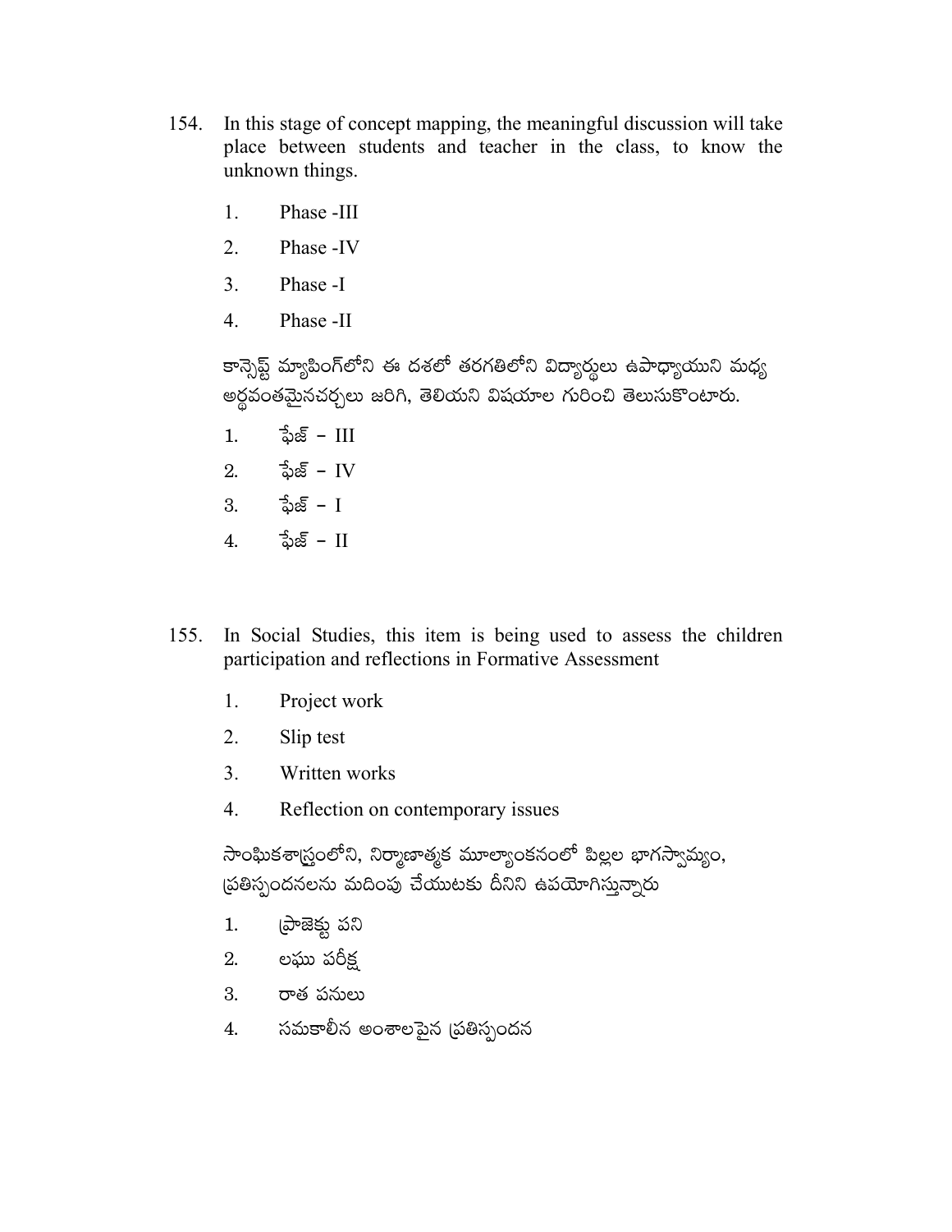154. In this stage of concept mapping, the meaningful discussion will take place between students and teacher in the class, to know the unknown things.

1. Phase -III
2. Phase -IV
3. Phase -I
4. Phase -II

కాన్సెప్ట్ మ్యాపింగ్‌లోని ఈ దశలో తరగతిలోని విద్యార్థులు ఉపాధ్యాయుని మధ్య అర్థవంతమైనచర్చలు జరిగి, తెలియని విషయాల గురించి తెలుసుకొంటారు.

1. ఫేజ్ – III
2. ఫేజ్ – IV
3. ఫేజ్ – I
4. ఫేజ్ – II

155. In Social Studies, this item is being used to assess the children participation and reflections in Formative Assessment

1. Project work
2. Slip test
3. Written works
4. Reflection on contemporary issues

సాంఘికశాస్త్రంలోని, నిర్మాణాత్మక మూల్యాంకనంలో పిల్లల భాగస్వామ్యం, ప్రతిస్పందనలను మదింపు చేయుటకు దీనిని ఉపయోగిస్తున్నారు

1. ప్రాజెక్టు పని
2. లఘు పరీక్ష
3. రాత పనులు
4. సమకాలీన అంశాలపైన ప్రతిస్పందన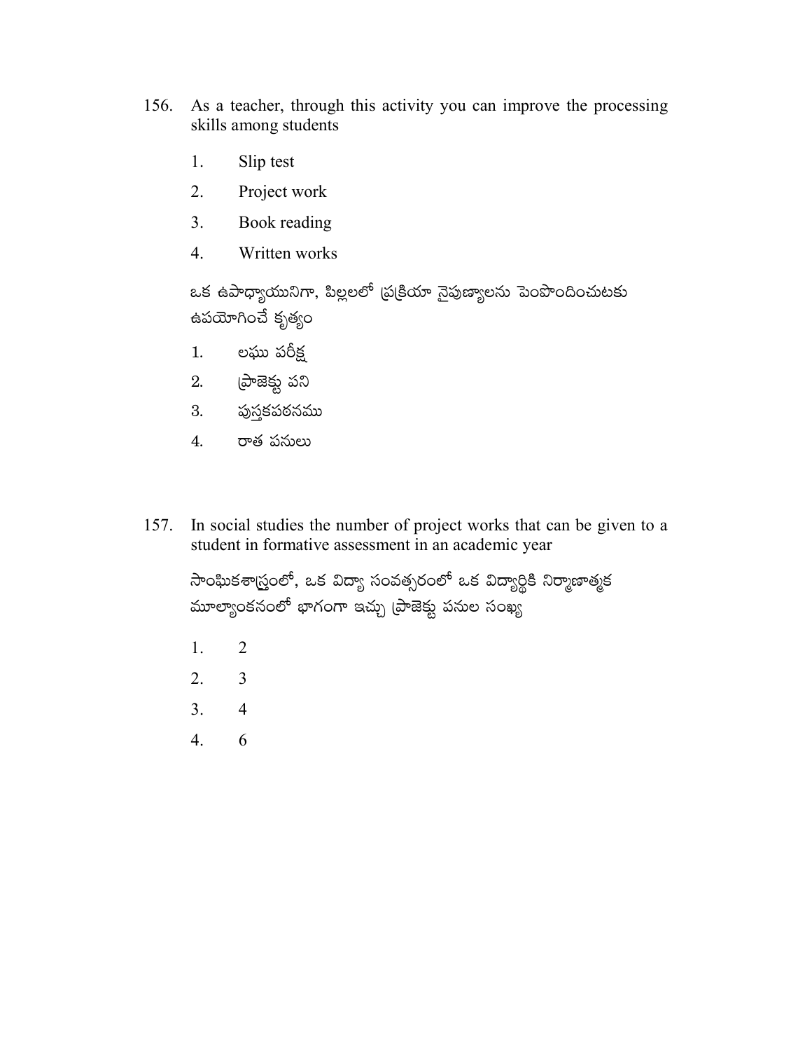156. As a teacher, through this activity you can improve the processing skills among students

1. Slip test
2. Project work
3. Book reading
4. Written works

ఒక ఉపాధ్యాయునిగా, పిల్లలలో ప్రక్రియా నైపుణ్యాలను పెంపొందించుటకు ఉపయోగించే కృత్యం

1. లఘు పరీక్ష
2. ప్రాజెక్టు పని
3. పుస్తకపఠనము
4. రాత పనులు

157. In social studies the number of project works that can be given to a student in formative assessment in an academic year

సాంఘికశాస్త్రంలో, ఒక విద్యా సంవత్సరంలో ఒక విద్యార్థికి నిర్మాణాత్మక మూల్యాంకనంలో భాగంగా ఇచ్చు ప్రాజెక్టు పనుల సంఖ్య

1. 2
2. 3
3. 4
4. 6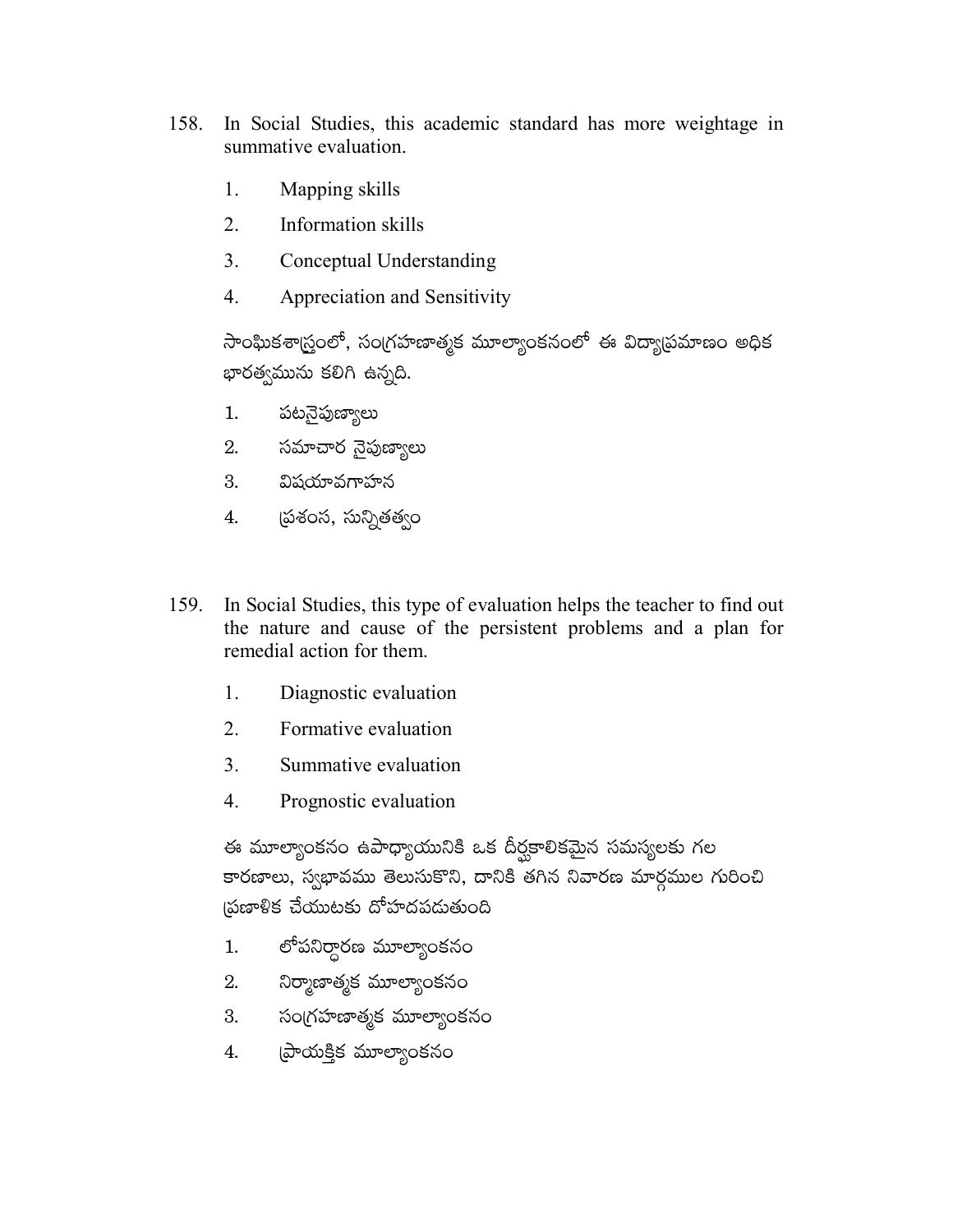158. In Social Studies, this academic standard has more weightage in summative evaluation.

1. Mapping skills
2. Information skills
3. Conceptual Understanding
4. Appreciation and Sensitivity

సాంఘికశాస్త్రంలో, సంగ్రహణాత్మక మూల్యాంకనంలో ఈ విద్యాప్రమాణం అధిక భారత్వమును కలిగి ఉన్నది.

1. పటనైపుణ్యాలు
2. సమాచార నైపుణ్యాలు
3. విషయావగాహన
4. ప్రశంస, సున్నితత్వం

159. In Social Studies, this type of evaluation helps the teacher to find out the nature and cause of the persistent problems and a plan for remedial action for them.

1. Diagnostic evaluation
2. Formative evaluation
3. Summative evaluation
4. Prognostic evaluation

ఈ మూల్యాంకనం ఉపాధ్యాయునికి ఒక దీర్ఘకాలికమైన సమస్యలకు గల కారణాలు, స్వభావము తెలుసుకొని, దానికి తగిన నివారణ మార్గముల గురించి ప్రణాళిక చేయుటకు దోహదపడుతుంది

1. లోపనిర్ధారణ మూల్యాంకనం
2. నిర్మాణాత్మక మూల్యాంకనం
3. సంగ్రహణాత్మక మూల్యాంకనం
4. ప్రాయక్తిక మూల్యాంకనం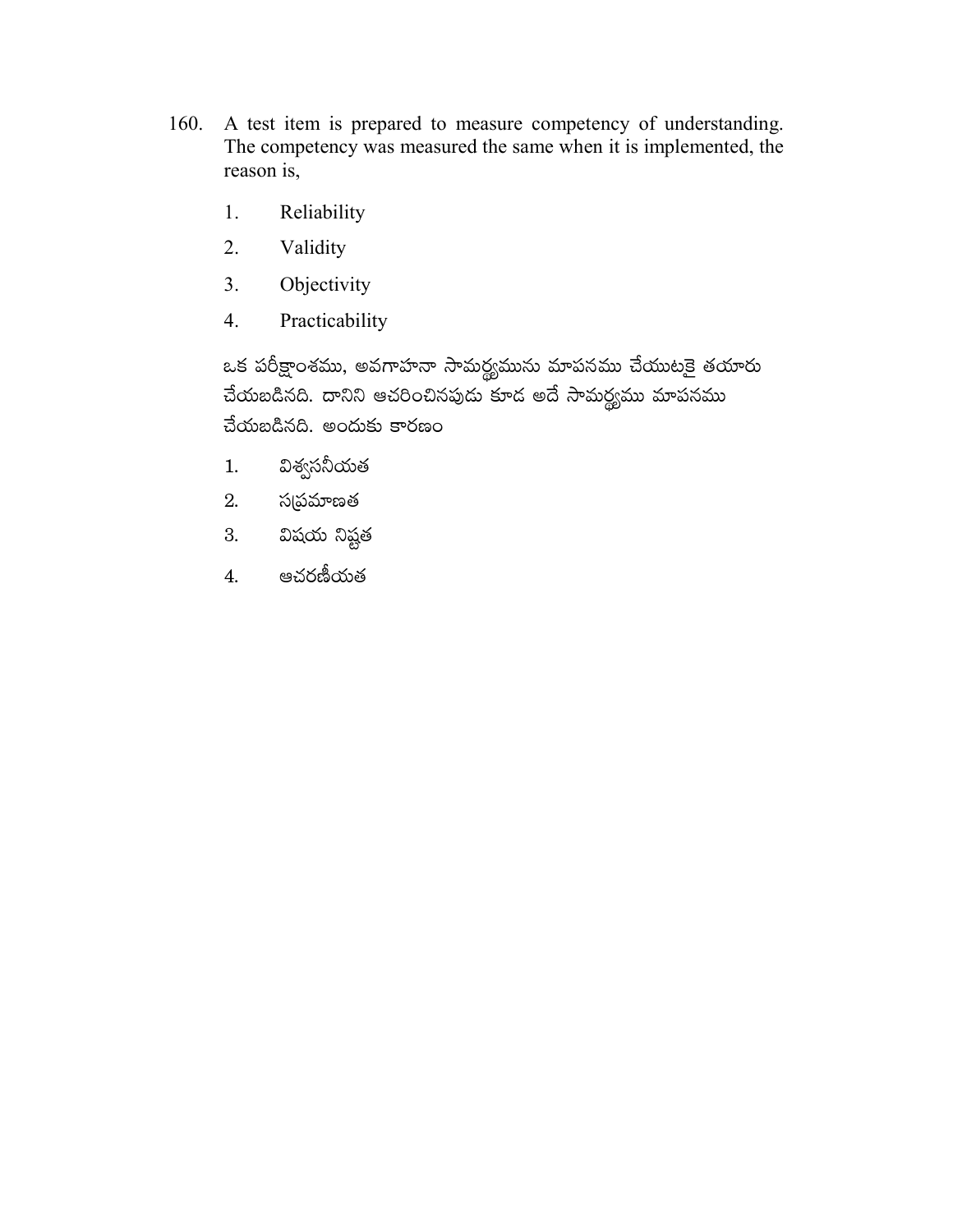160. A test item is prepared to measure competency of understanding. The competency was measured the same when it is implemented, the reason is,

1. Reliability
2. Validity
3. Objectivity
4. Practicability

ఒక పరీక్షాంశము, అవగాహనా సామర్థ్యమును మాపనము చేయుటకై తయారు చేయబడినది. దానిని ఆచరించినపుడు కూడ అదే సామర్థ్యము మాపనము చేయబడినది. అందుకు కారణం

1. విశ్వసనీయత
2. సప్రమాణత
3. విషయ నిష్టత
4. ఆచరణీయత